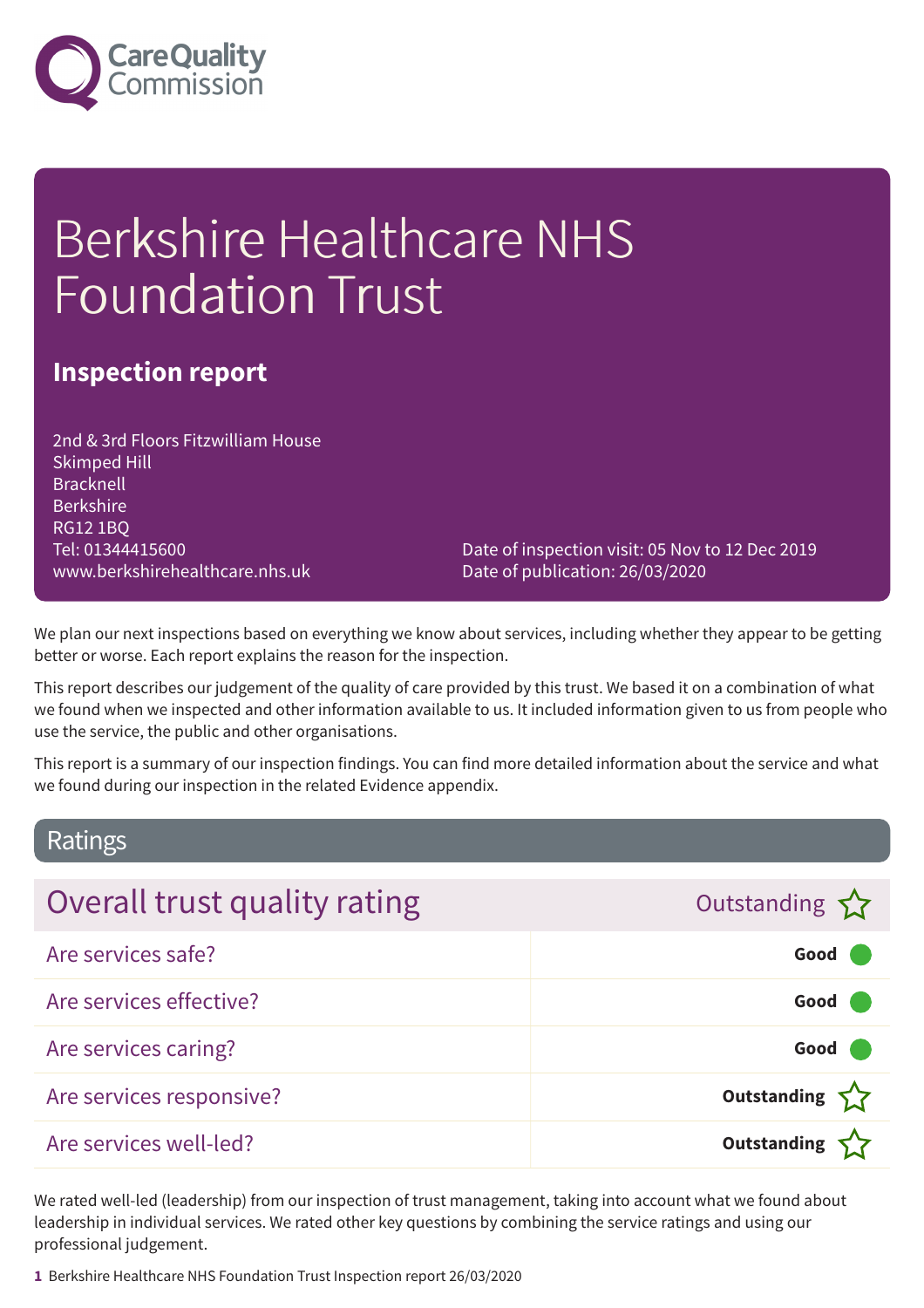Care Quality Commission

# Berkshire Healthcare NHS Foundation Trust

## Inspection report

2nd & 3rd Floors Fitzwilliam House
Skimped Hill
Bracknell
Berkshire
RG12 1BQ
Tel: 01344415600
www.berkshirehealthcare.nhs.uk

Date of inspection visit: 05 Nov to 12 Dec 2019
Date of publication: 26/03/2020

We plan our next inspections based on everything we know about services, including whether they appear to be getting better or worse. Each report explains the reason for the inspection.

This report describes our judgement of the quality of care provided by this trust. We based it on a combination of what we found when we inspected and other information available to us. It included information given to us from people who use the service, the public and other organisations.

This report is a summary of our inspection findings. You can find more detailed information about the service and what we found during our inspection in the related Evidence appendix.

## Ratings

| Overall trust quality rating | Outstanding ☆ |
|---|---|
| Are services safe? | **Good** |
| Are services effective? | **Good** |
| Are services caring? | **Good** |
| Are services responsive? | **Outstanding** ☆ |
| Are services well-led? | **Outstanding** ☆ |

We rated well-led (leadership) from our inspection of trust management, taking into account what we found about leadership in individual services. We rated other key questions by combining the service ratings and using our professional judgement.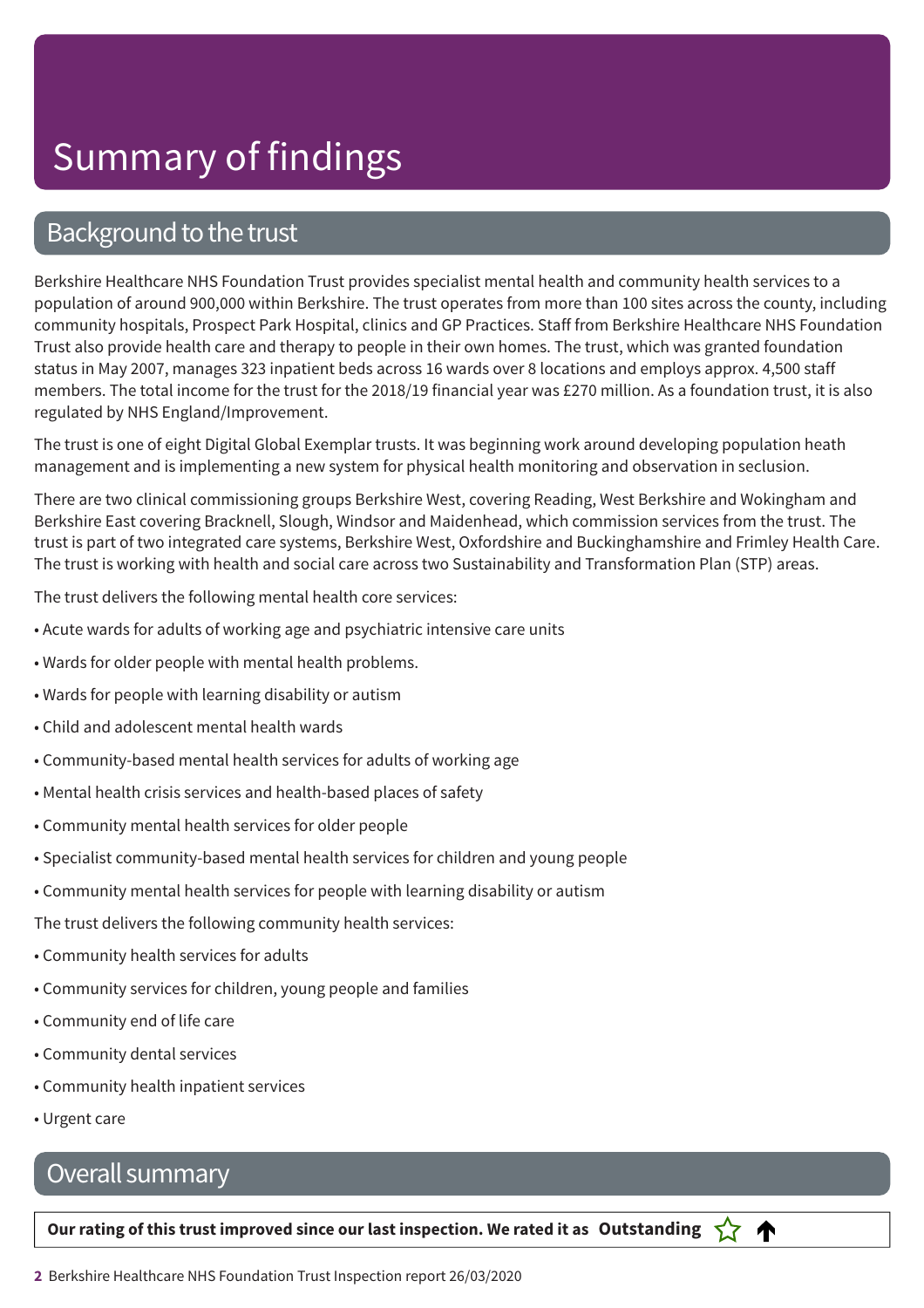# Summary of findings

## Background to the trust

Berkshire Healthcare NHS Foundation Trust provides specialist mental health and community health services to a population of around 900,000 within Berkshire. The trust operates from more than 100 sites across the county, including community hospitals, Prospect Park Hospital, clinics and GP Practices. Staff from Berkshire Healthcare NHS Foundation Trust also provide health care and therapy to people in their own homes. The trust, which was granted foundation status in May 2007, manages 323 inpatient beds across 16 wards over 8 locations and employs approx. 4,500 staff members. The total income for the trust for the 2018/19 financial year was £270 million. As a foundation trust, it is also regulated by NHS England/Improvement.

The trust is one of eight Digital Global Exemplar trusts. It was beginning work around developing population heath management and is implementing a new system for physical health monitoring and observation in seclusion.

There are two clinical commissioning groups Berkshire West, covering Reading, West Berkshire and Wokingham and Berkshire East covering Bracknell, Slough, Windsor and Maidenhead, which commission services from the trust. The trust is part of two integrated care systems, Berkshire West, Oxfordshire and Buckinghamshire and Frimley Health Care. The trust is working with health and social care across two Sustainability and Transformation Plan (STP) areas.

The trust delivers the following mental health core services:

- Acute wards for adults of working age and psychiatric intensive care units
- Wards for older people with mental health problems.
- Wards for people with learning disability or autism
- Child and adolescent mental health wards
- Community-based mental health services for adults of working age
- Mental health crisis services and health-based places of safety
- Community mental health services for older people
- Specialist community-based mental health services for children and young people
- Community mental health services for people with learning disability or autism

The trust delivers the following community health services:

- Community health services for adults
- Community services for children, young people and families
- Community end of life care
- Community dental services
- Community health inpatient services
- Urgent care

## Overall summary

**Our rating of this trust improved since our last inspection. We rated it as Outstanding**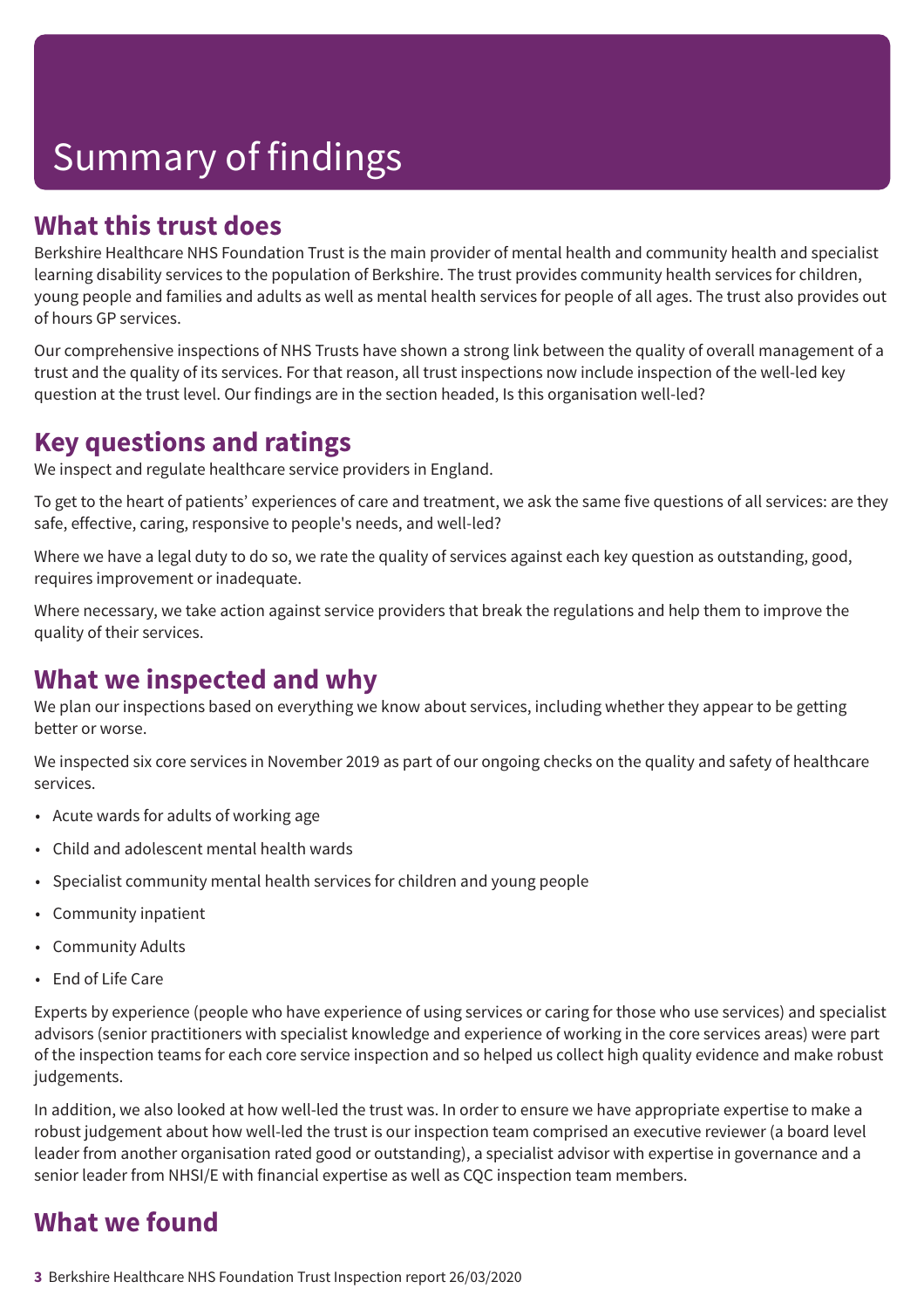# Summary of findings

## What this trust does

Berkshire Healthcare NHS Foundation Trust is the main provider of mental health and community health and specialist learning disability services to the population of Berkshire. The trust provides community health services for children, young people and families and adults as well as mental health services for people of all ages. The trust also provides out of hours GP services.

Our comprehensive inspections of NHS Trusts have shown a strong link between the quality of overall management of a trust and the quality of its services. For that reason, all trust inspections now include inspection of the well-led key question at the trust level. Our findings are in the section headed, Is this organisation well-led?

## Key questions and ratings

We inspect and regulate healthcare service providers in England.

To get to the heart of patients' experiences of care and treatment, we ask the same five questions of all services: are they safe, effective, caring, responsive to people's needs, and well-led?

Where we have a legal duty to do so, we rate the quality of services against each key question as outstanding, good, requires improvement or inadequate.

Where necessary, we take action against service providers that break the regulations and help them to improve the quality of their services.

## What we inspected and why

We plan our inspections based on everything we know about services, including whether they appear to be getting better or worse.

We inspected six core services in November 2019 as part of our ongoing checks on the quality and safety of healthcare services.

- Acute wards for adults of working age
- Child and adolescent mental health wards
- Specialist community mental health services for children and young people
- Community inpatient
- Community Adults
- End of Life Care

Experts by experience (people who have experience of using services or caring for those who use services) and specialist advisors (senior practitioners with specialist knowledge and experience of working in the core services areas) were part of the inspection teams for each core service inspection and so helped us collect high quality evidence and make robust judgements.

In addition, we also looked at how well-led the trust was. In order to ensure we have appropriate expertise to make a robust judgement about how well-led the trust is our inspection team comprised an executive reviewer (a board level leader from another organisation rated good or outstanding), a specialist advisor with expertise in governance and a senior leader from NHSI/E with financial expertise as well as CQC inspection team members.

## What we found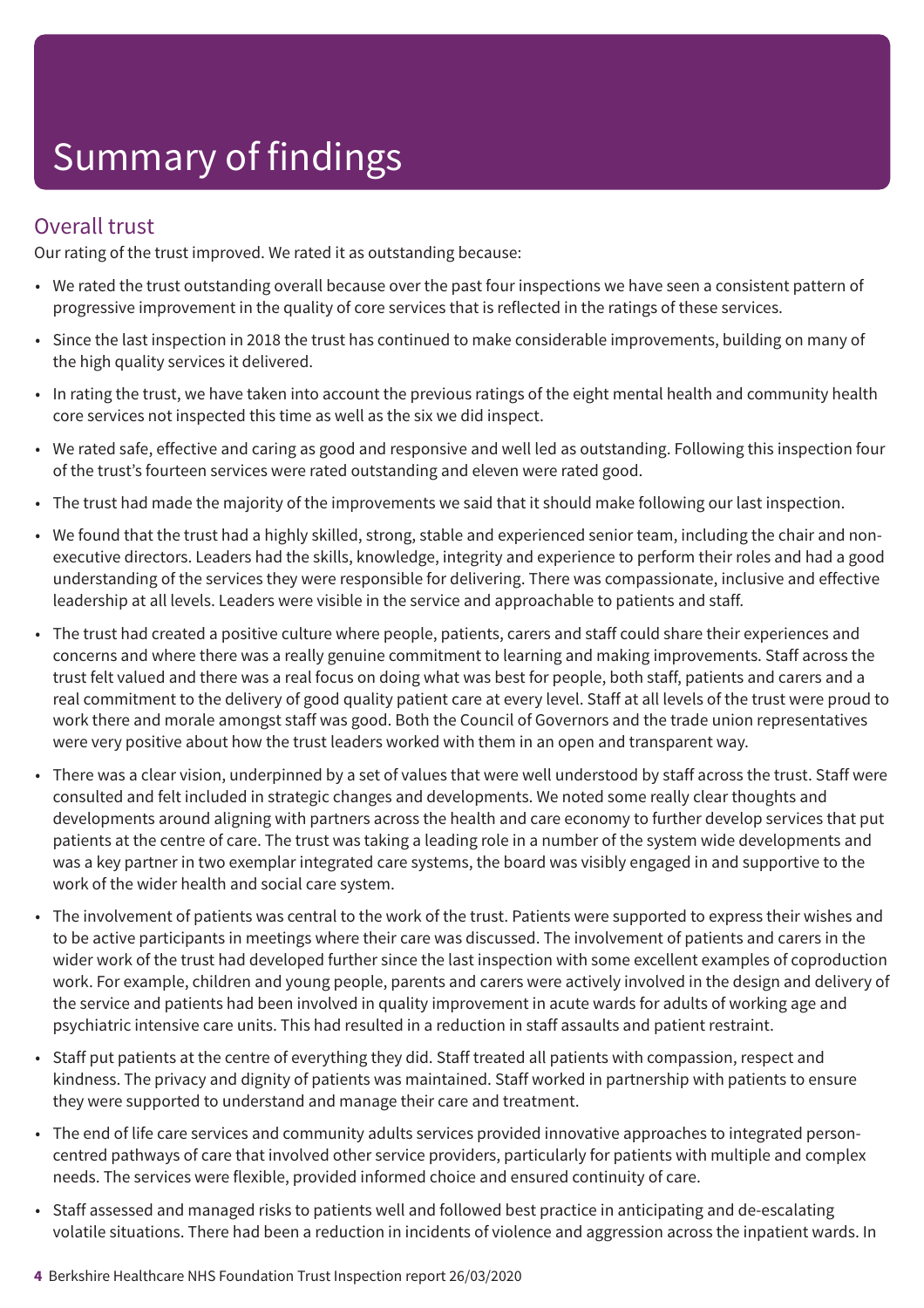# Summary of findings

## Overall trust

Our rating of the trust improved. We rated it as outstanding because:

- We rated the trust outstanding overall because over the past four inspections we have seen a consistent pattern of progressive improvement in the quality of core services that is reflected in the ratings of these services.
- Since the last inspection in 2018 the trust has continued to make considerable improvements, building on many of the high quality services it delivered.
- In rating the trust, we have taken into account the previous ratings of the eight mental health and community health core services not inspected this time as well as the six we did inspect.
- We rated safe, effective and caring as good and responsive and well led as outstanding. Following this inspection four of the trust's fourteen services were rated outstanding and eleven were rated good.
- The trust had made the majority of the improvements we said that it should make following our last inspection.
- We found that the trust had a highly skilled, strong, stable and experienced senior team, including the chair and non-executive directors. Leaders had the skills, knowledge, integrity and experience to perform their roles and had a good understanding of the services they were responsible for delivering. There was compassionate, inclusive and effective leadership at all levels. Leaders were visible in the service and approachable to patients and staff.
- The trust had created a positive culture where people, patients, carers and staff could share their experiences and concerns and where there was a really genuine commitment to learning and making improvements. Staff across the trust felt valued and there was a real focus on doing what was best for people, both staff, patients and carers and a real commitment to the delivery of good quality patient care at every level. Staff at all levels of the trust were proud to work there and morale amongst staff was good. Both the Council of Governors and the trade union representatives were very positive about how the trust leaders worked with them in an open and transparent way.
- There was a clear vision, underpinned by a set of values that were well understood by staff across the trust. Staff were consulted and felt included in strategic changes and developments. We noted some really clear thoughts and developments around aligning with partners across the health and care economy to further develop services that put patients at the centre of care. The trust was taking a leading role in a number of the system wide developments and was a key partner in two exemplar integrated care systems, the board was visibly engaged in and supportive to the work of the wider health and social care system.
- The involvement of patients was central to the work of the trust. Patients were supported to express their wishes and to be active participants in meetings where their care was discussed. The involvement of patients and carers in the wider work of the trust had developed further since the last inspection with some excellent examples of coproduction work. For example, children and young people, parents and carers were actively involved in the design and delivery of the service and patients had been involved in quality improvement in acute wards for adults of working age and psychiatric intensive care units. This had resulted in a reduction in staff assaults and patient restraint.
- Staff put patients at the centre of everything they did. Staff treated all patients with compassion, respect and kindness. The privacy and dignity of patients was maintained. Staff worked in partnership with patients to ensure they were supported to understand and manage their care and treatment.
- The end of life care services and community adults services provided innovative approaches to integrated person-centred pathways of care that involved other service providers, particularly for patients with multiple and complex needs. The services were flexible, provided informed choice and ensured continuity of care.
- Staff assessed and managed risks to patients well and followed best practice in anticipating and de-escalating volatile situations. There had been a reduction in incidents of violence and aggression across the inpatient wards. In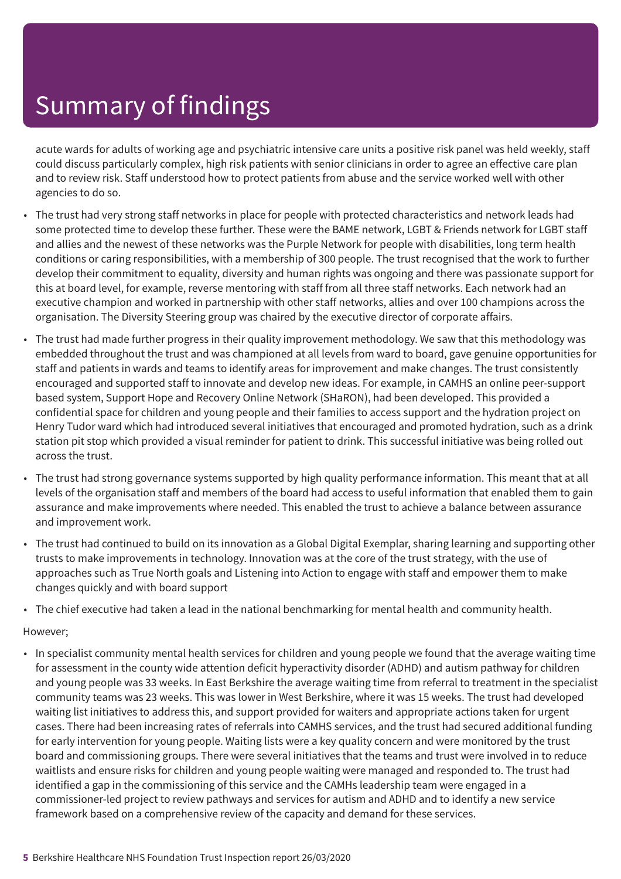# Summary of findings

acute wards for adults of working age and psychiatric intensive care units a positive risk panel was held weekly, staff could discuss particularly complex, high risk patients with senior clinicians in order to agree an effective care plan and to review risk. Staff understood how to protect patients from abuse and the service worked well with other agencies to do so.

- The trust had very strong staff networks in place for people with protected characteristics and network leads had some protected time to develop these further. These were the BAME network, LGBT & Friends network for LGBT staff and allies and the newest of these networks was the Purple Network for people with disabilities, long term health conditions or caring responsibilities, with a membership of 300 people. The trust recognised that the work to further develop their commitment to equality, diversity and human rights was ongoing and there was passionate support for this at board level, for example, reverse mentoring with staff from all three staff networks. Each network had an executive champion and worked in partnership with other staff networks, allies and over 100 champions across the organisation. The Diversity Steering group was chaired by the executive director of corporate affairs.
- The trust had made further progress in their quality improvement methodology. We saw that this methodology was embedded throughout the trust and was championed at all levels from ward to board, gave genuine opportunities for staff and patients in wards and teams to identify areas for improvement and make changes. The trust consistently encouraged and supported staff to innovate and develop new ideas. For example, in CAMHS an online peer-support based system, Support Hope and Recovery Online Network (SHaRON), had been developed. This provided a confidential space for children and young people and their families to access support and the hydration project on Henry Tudor ward which had introduced several initiatives that encouraged and promoted hydration, such as a drink station pit stop which provided a visual reminder for patient to drink. This successful initiative was being rolled out across the trust.
- The trust had strong governance systems supported by high quality performance information. This meant that at all levels of the organisation staff and members of the board had access to useful information that enabled them to gain assurance and make improvements where needed. This enabled the trust to achieve a balance between assurance and improvement work.
- The trust had continued to build on its innovation as a Global Digital Exemplar, sharing learning and supporting other trusts to make improvements in technology. Innovation was at the core of the trust strategy, with the use of approaches such as True North goals and Listening into Action to engage with staff and empower them to make changes quickly and with board support
- The chief executive had taken a lead in the national benchmarking for mental health and community health.

However;

- In specialist community mental health services for children and young people we found that the average waiting time for assessment in the county wide attention deficit hyperactivity disorder (ADHD) and autism pathway for children and young people was 33 weeks. In East Berkshire the average waiting time from referral to treatment in the specialist community teams was 23 weeks. This was lower in West Berkshire, where it was 15 weeks. The trust had developed waiting list initiatives to address this, and support provided for waiters and appropriate actions taken for urgent cases. There had been increasing rates of referrals into CAMHS services, and the trust had secured additional funding for early intervention for young people. Waiting lists were a key quality concern and were monitored by the trust board and commissioning groups. There were several initiatives that the teams and trust were involved in to reduce waitlists and ensure risks for children and young people waiting were managed and responded to. The trust had identified a gap in the commissioning of this service and the CAMHs leadership team were engaged in a commissioner-led project to review pathways and services for autism and ADHD and to identify a new service framework based on a comprehensive review of the capacity and demand for these services.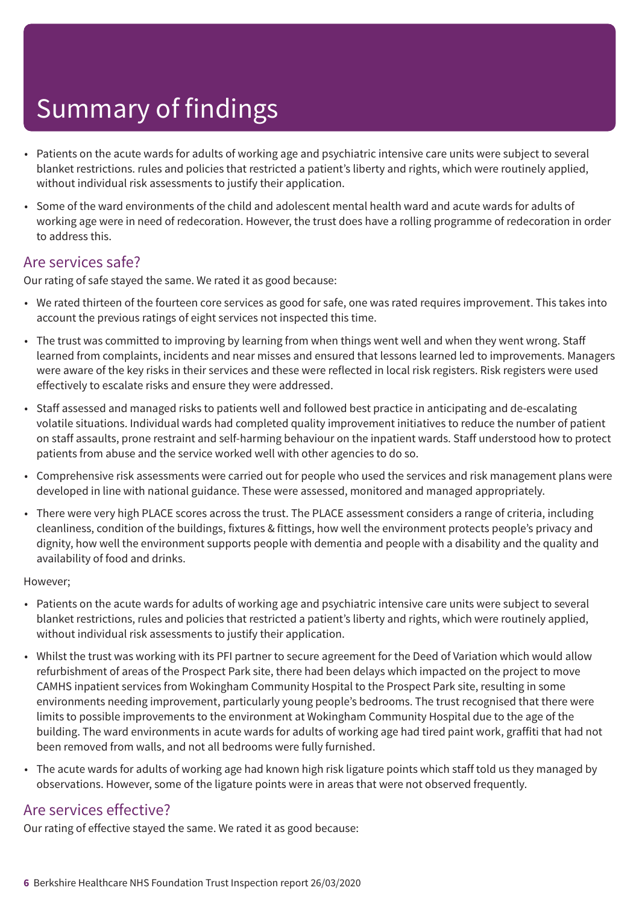# Summary of findings

- Patients on the acute wards for adults of working age and psychiatric intensive care units were subject to several blanket restrictions. rules and policies that restricted a patient's liberty and rights, which were routinely applied, without individual risk assessments to justify their application.
- Some of the ward environments of the child and adolescent mental health ward and acute wards for adults of working age were in need of redecoration. However, the trust does have a rolling programme of redecoration in order to address this.

## Are services safe?

Our rating of safe stayed the same. We rated it as good because:

- We rated thirteen of the fourteen core services as good for safe, one was rated requires improvement. This takes into account the previous ratings of eight services not inspected this time.
- The trust was committed to improving by learning from when things went well and when they went wrong. Staff learned from complaints, incidents and near misses and ensured that lessons learned led to improvements. Managers were aware of the key risks in their services and these were reflected in local risk registers. Risk registers were used effectively to escalate risks and ensure they were addressed.
- Staff assessed and managed risks to patients well and followed best practice in anticipating and de-escalating volatile situations. Individual wards had completed quality improvement initiatives to reduce the number of patient on staff assaults, prone restraint and self-harming behaviour on the inpatient wards. Staff understood how to protect patients from abuse and the service worked well with other agencies to do so.
- Comprehensive risk assessments were carried out for people who used the services and risk management plans were developed in line with national guidance. These were assessed, monitored and managed appropriately.
- There were very high PLACE scores across the trust. The PLACE assessment considers a range of criteria, including cleanliness, condition of the buildings, fixtures & fittings, how well the environment protects people's privacy and dignity, how well the environment supports people with dementia and people with a disability and the quality and availability of food and drinks.

However;

- Patients on the acute wards for adults of working age and psychiatric intensive care units were subject to several blanket restrictions, rules and policies that restricted a patient's liberty and rights, which were routinely applied, without individual risk assessments to justify their application.
- Whilst the trust was working with its PFI partner to secure agreement for the Deed of Variation which would allow refurbishment of areas of the Prospect Park site, there had been delays which impacted on the project to move CAMHS inpatient services from Wokingham Community Hospital to the Prospect Park site, resulting in some environments needing improvement, particularly young people's bedrooms. The trust recognised that there were limits to possible improvements to the environment at Wokingham Community Hospital due to the age of the building. The ward environments in acute wards for adults of working age had tired paint work, graffiti that had not been removed from walls, and not all bedrooms were fully furnished.
- The acute wards for adults of working age had known high risk ligature points which staff told us they managed by observations. However, some of the ligature points were in areas that were not observed frequently.

## Are services effective?

Our rating of effective stayed the same. We rated it as good because: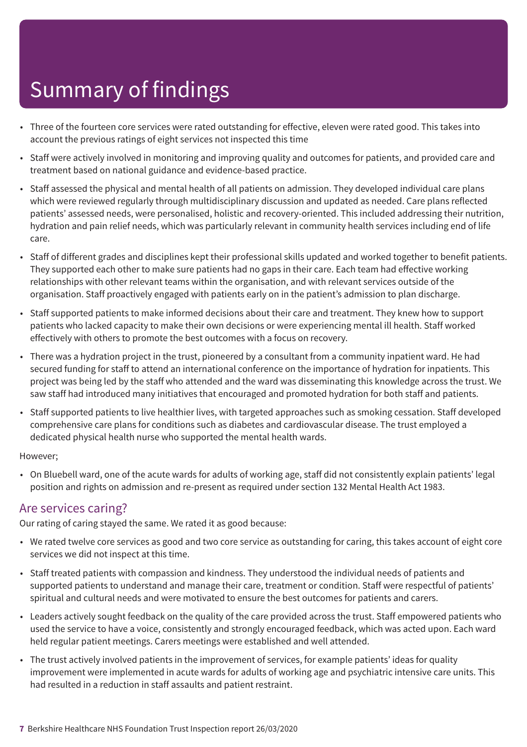# Summary of findings

- Three of the fourteen core services were rated outstanding for effective, eleven were rated good. This takes into account the previous ratings of eight services not inspected this time
- Staff were actively involved in monitoring and improving quality and outcomes for patients, and provided care and treatment based on national guidance and evidence-based practice.
- Staff assessed the physical and mental health of all patients on admission. They developed individual care plans which were reviewed regularly through multidisciplinary discussion and updated as needed. Care plans reflected patients' assessed needs, were personalised, holistic and recovery-oriented. This included addressing their nutrition, hydration and pain relief needs, which was particularly relevant in community health services including end of life care.
- Staff of different grades and disciplines kept their professional skills updated and worked together to benefit patients. They supported each other to make sure patients had no gaps in their care. Each team had effective working relationships with other relevant teams within the organisation, and with relevant services outside of the organisation. Staff proactively engaged with patients early on in the patient's admission to plan discharge.
- Staff supported patients to make informed decisions about their care and treatment. They knew how to support patients who lacked capacity to make their own decisions or were experiencing mental ill health. Staff worked effectively with others to promote the best outcomes with a focus on recovery.
- There was a hydration project in the trust, pioneered by a consultant from a community inpatient ward. He had secured funding for staff to attend an international conference on the importance of hydration for inpatients. This project was being led by the staff who attended and the ward was disseminating this knowledge across the trust. We saw staff had introduced many initiatives that encouraged and promoted hydration for both staff and patients.
- Staff supported patients to live healthier lives, with targeted approaches such as smoking cessation. Staff developed comprehensive care plans for conditions such as diabetes and cardiovascular disease. The trust employed a dedicated physical health nurse who supported the mental health wards.

However;

- On Bluebell ward, one of the acute wards for adults of working age, staff did not consistently explain patients' legal position and rights on admission and re-present as required under section 132 Mental Health Act 1983.

## Are services caring?

Our rating of caring stayed the same. We rated it as good because:

- We rated twelve core services as good and two core service as outstanding for caring, this takes account of eight core services we did not inspect at this time.
- Staff treated patients with compassion and kindness. They understood the individual needs of patients and supported patients to understand and manage their care, treatment or condition. Staff were respectful of patients' spiritual and cultural needs and were motivated to ensure the best outcomes for patients and carers.
- Leaders actively sought feedback on the quality of the care provided across the trust. Staff empowered patients who used the service to have a voice, consistently and strongly encouraged feedback, which was acted upon. Each ward held regular patient meetings. Carers meetings were established and well attended.
- The trust actively involved patients in the improvement of services, for example patients' ideas for quality improvement were implemented in acute wards for adults of working age and psychiatric intensive care units. This had resulted in a reduction in staff assaults and patient restraint.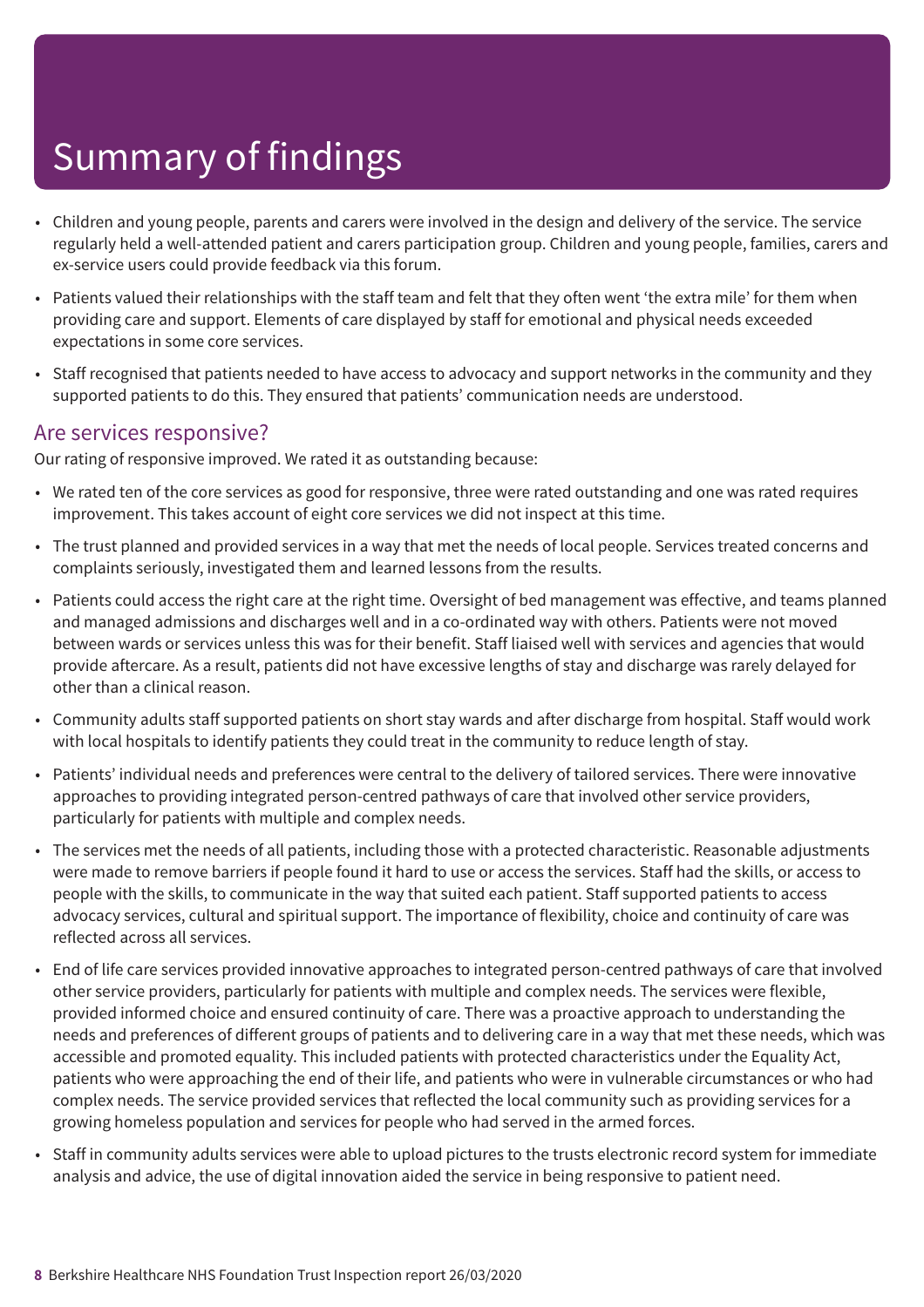# Summary of findings

- Children and young people, parents and carers were involved in the design and delivery of the service. The service regularly held a well-attended patient and carers participation group. Children and young people, families, carers and ex-service users could provide feedback via this forum.
- Patients valued their relationships with the staff team and felt that they often went 'the extra mile' for them when providing care and support. Elements of care displayed by staff for emotional and physical needs exceeded expectations in some core services.
- Staff recognised that patients needed to have access to advocacy and support networks in the community and they supported patients to do this. They ensured that patients' communication needs are understood.

## Are services responsive?

Our rating of responsive improved. We rated it as outstanding because:

- We rated ten of the core services as good for responsive, three were rated outstanding and one was rated requires improvement. This takes account of eight core services we did not inspect at this time.
- The trust planned and provided services in a way that met the needs of local people. Services treated concerns and complaints seriously, investigated them and learned lessons from the results.
- Patients could access the right care at the right time. Oversight of bed management was effective, and teams planned and managed admissions and discharges well and in a co-ordinated way with others. Patients were not moved between wards or services unless this was for their benefit. Staff liaised well with services and agencies that would provide aftercare. As a result, patients did not have excessive lengths of stay and discharge was rarely delayed for other than a clinical reason.
- Community adults staff supported patients on short stay wards and after discharge from hospital. Staff would work with local hospitals to identify patients they could treat in the community to reduce length of stay.
- Patients' individual needs and preferences were central to the delivery of tailored services. There were innovative approaches to providing integrated person-centred pathways of care that involved other service providers, particularly for patients with multiple and complex needs.
- The services met the needs of all patients, including those with a protected characteristic. Reasonable adjustments were made to remove barriers if people found it hard to use or access the services. Staff had the skills, or access to people with the skills, to communicate in the way that suited each patient. Staff supported patients to access advocacy services, cultural and spiritual support. The importance of flexibility, choice and continuity of care was reflected across all services.
- End of life care services provided innovative approaches to integrated person-centred pathways of care that involved other service providers, particularly for patients with multiple and complex needs. The services were flexible, provided informed choice and ensured continuity of care. There was a proactive approach to understanding the needs and preferences of different groups of patients and to delivering care in a way that met these needs, which was accessible and promoted equality. This included patients with protected characteristics under the Equality Act, patients who were approaching the end of their life, and patients who were in vulnerable circumstances or who had complex needs. The service provided services that reflected the local community such as providing services for a growing homeless population and services for people who had served in the armed forces.
- Staff in community adults services were able to upload pictures to the trusts electronic record system for immediate analysis and advice, the use of digital innovation aided the service in being responsive to patient need.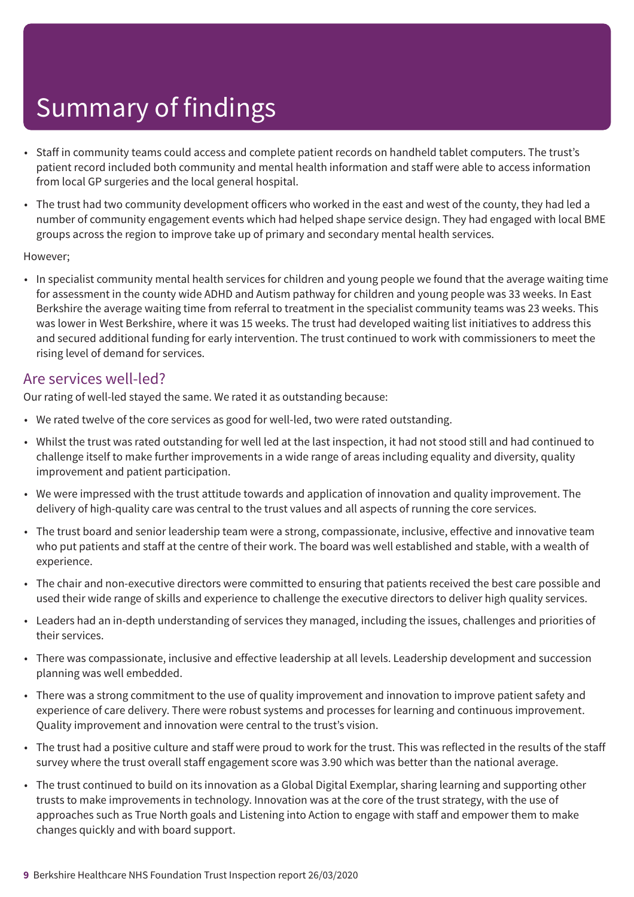# Summary of findings

- Staff in community teams could access and complete patient records on handheld tablet computers. The trust's patient record included both community and mental health information and staff were able to access information from local GP surgeries and the local general hospital.
- The trust had two community development officers who worked in the east and west of the county, they had led a number of community engagement events which had helped shape service design. They had engaged with local BME groups across the region to improve take up of primary and secondary mental health services.

However;

- In specialist community mental health services for children and young people we found that the average waiting time for assessment in the county wide ADHD and Autism pathway for children and young people was 33 weeks. In East Berkshire the average waiting time from referral to treatment in the specialist community teams was 23 weeks. This was lower in West Berkshire, where it was 15 weeks. The trust had developed waiting list initiatives to address this and secured additional funding for early intervention. The trust continued to work with commissioners to meet the rising level of demand for services.

## Are services well-led?

Our rating of well-led stayed the same. We rated it as outstanding because:

- We rated twelve of the core services as good for well-led, two were rated outstanding.
- Whilst the trust was rated outstanding for well led at the last inspection, it had not stood still and had continued to challenge itself to make further improvements in a wide range of areas including equality and diversity, quality improvement and patient participation.
- We were impressed with the trust attitude towards and application of innovation and quality improvement. The delivery of high-quality care was central to the trust values and all aspects of running the core services.
- The trust board and senior leadership team were a strong, compassionate, inclusive, effective and innovative team who put patients and staff at the centre of their work. The board was well established and stable, with a wealth of experience.
- The chair and non-executive directors were committed to ensuring that patients received the best care possible and used their wide range of skills and experience to challenge the executive directors to deliver high quality services.
- Leaders had an in-depth understanding of services they managed, including the issues, challenges and priorities of their services.
- There was compassionate, inclusive and effective leadership at all levels. Leadership development and succession planning was well embedded.
- There was a strong commitment to the use of quality improvement and innovation to improve patient safety and experience of care delivery. There were robust systems and processes for learning and continuous improvement. Quality improvement and innovation were central to the trust's vision.
- The trust had a positive culture and staff were proud to work for the trust. This was reflected in the results of the staff survey where the trust overall staff engagement score was 3.90 which was better than the national average.
- The trust continued to build on its innovation as a Global Digital Exemplar, sharing learning and supporting other trusts to make improvements in technology. Innovation was at the core of the trust strategy, with the use of approaches such as True North goals and Listening into Action to engage with staff and empower them to make changes quickly and with board support.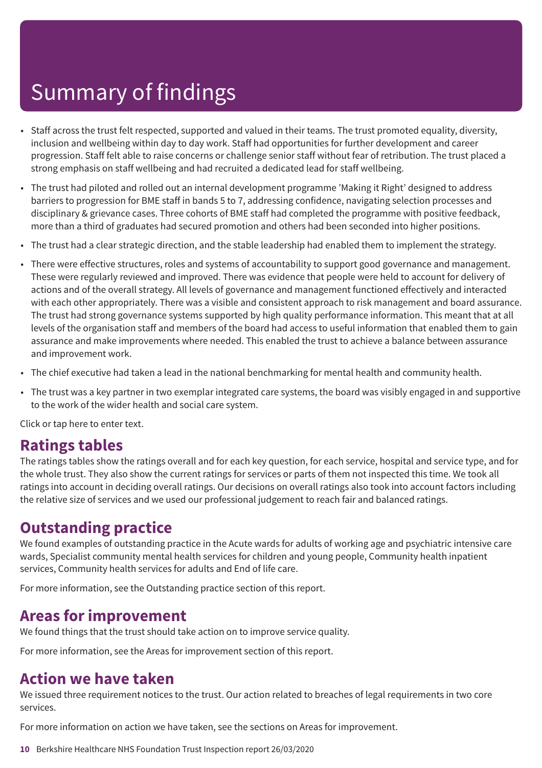# Summary of findings

- Staff across the trust felt respected, supported and valued in their teams. The trust promoted equality, diversity, inclusion and wellbeing within day to day work. Staff had opportunities for further development and career progression. Staff felt able to raise concerns or challenge senior staff without fear of retribution. The trust placed a strong emphasis on staff wellbeing and had recruited a dedicated lead for staff wellbeing.
- The trust had piloted and rolled out an internal development programme 'Making it Right' designed to address barriers to progression for BME staff in bands 5 to 7, addressing confidence, navigating selection processes and disciplinary & grievance cases. Three cohorts of BME staff had completed the programme with positive feedback, more than a third of graduates had secured promotion and others had been seconded into higher positions.
- The trust had a clear strategic direction, and the stable leadership had enabled them to implement the strategy.
- There were effective structures, roles and systems of accountability to support good governance and management. These were regularly reviewed and improved. There was evidence that people were held to account for delivery of actions and of the overall strategy. All levels of governance and management functioned effectively and interacted with each other appropriately. There was a visible and consistent approach to risk management and board assurance. The trust had strong governance systems supported by high quality performance information. This meant that at all levels of the organisation staff and members of the board had access to useful information that enabled them to gain assurance and make improvements where needed. This enabled the trust to achieve a balance between assurance and improvement work.
- The chief executive had taken a lead in the national benchmarking for mental health and community health.
- The trust was a key partner in two exemplar integrated care systems, the board was visibly engaged in and supportive to the work of the wider health and social care system.

Click or tap here to enter text.

## Ratings tables

The ratings tables show the ratings overall and for each key question, for each service, hospital and service type, and for the whole trust. They also show the current ratings for services or parts of them not inspected this time. We took all ratings into account in deciding overall ratings. Our decisions on overall ratings also took into account factors including the relative size of services and we used our professional judgement to reach fair and balanced ratings.

## Outstanding practice

We found examples of outstanding practice in the Acute wards for adults of working age and psychiatric intensive care wards, Specialist community mental health services for children and young people, Community health inpatient services, Community health services for adults and End of life care.

For more information, see the Outstanding practice section of this report.

## Areas for improvement

We found things that the trust should take action on to improve service quality.

For more information, see the Areas for improvement section of this report.

## Action we have taken

We issued three requirement notices to the trust. Our action related to breaches of legal requirements in two core services.

For more information on action we have taken, see the sections on Areas for improvement.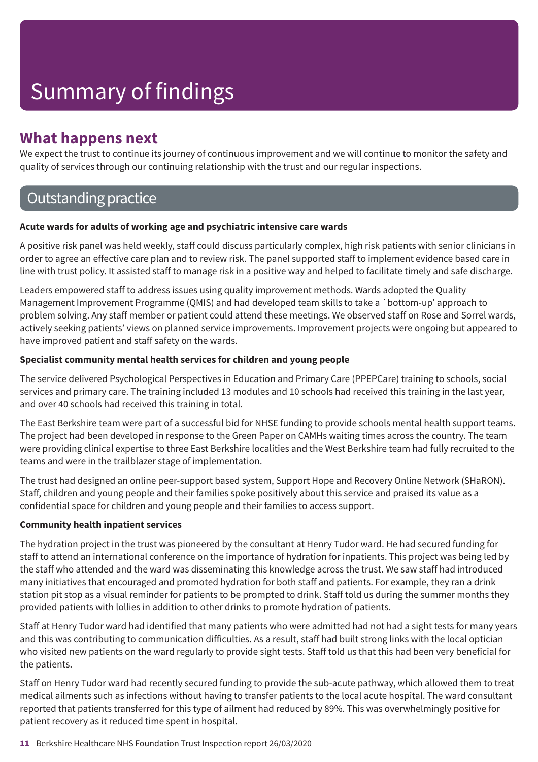# Summary of findings

## What happens next

We expect the trust to continue its journey of continuous improvement and we will continue to monitor the safety and quality of services through our continuing relationship with the trust and our regular inspections.

## Outstanding practice

**Acute wards for adults of working age and psychiatric intensive care wards**

A positive risk panel was held weekly, staff could discuss particularly complex, high risk patients with senior clinicians in order to agree an effective care plan and to review risk. The panel supported staff to implement evidence based care in line with trust policy. It assisted staff to manage risk in a positive way and helped to facilitate timely and safe discharge.

Leaders empowered staff to address issues using quality improvement methods. Wards adopted the Quality Management Improvement Programme (QMIS) and had developed team skills to take a `bottom-up' approach to problem solving. Any staff member or patient could attend these meetings. We observed staff on Rose and Sorrel wards, actively seeking patients' views on planned service improvements. Improvement projects were ongoing but appeared to have improved patient and staff safety on the wards.

**Specialist community mental health services for children and young people**

The service delivered Psychological Perspectives in Education and Primary Care (PPEPCare) training to schools, social services and primary care. The training included 13 modules and 10 schools had received this training in the last year, and over 40 schools had received this training in total.

The East Berkshire team were part of a successful bid for NHSE funding to provide schools mental health support teams. The project had been developed in response to the Green Paper on CAMHs waiting times across the country. The team were providing clinical expertise to three East Berkshire localities and the West Berkshire team had fully recruited to the teams and were in the trailblazer stage of implementation.

The trust had designed an online peer-support based system, Support Hope and Recovery Online Network (SHaRON). Staff, children and young people and their families spoke positively about this service and praised its value as a confidential space for children and young people and their families to access support.

**Community health inpatient services**

The hydration project in the trust was pioneered by the consultant at Henry Tudor ward. He had secured funding for staff to attend an international conference on the importance of hydration for inpatients. This project was being led by the staff who attended and the ward was disseminating this knowledge across the trust. We saw staff had introduced many initiatives that encouraged and promoted hydration for both staff and patients. For example, they ran a drink station pit stop as a visual reminder for patients to be prompted to drink. Staff told us during the summer months they provided patients with lollies in addition to other drinks to promote hydration of patients.

Staff at Henry Tudor ward had identified that many patients who were admitted had not had a sight tests for many years and this was contributing to communication difficulties. As a result, staff had built strong links with the local optician who visited new patients on the ward regularly to provide sight tests. Staff told us that this had been very beneficial for the patients.

Staff on Henry Tudor ward had recently secured funding to provide the sub-acute pathway, which allowed them to treat medical ailments such as infections without having to transfer patients to the local acute hospital. The ward consultant reported that patients transferred for this type of ailment had reduced by 89%. This was overwhelmingly positive for patient recovery as it reduced time spent in hospital.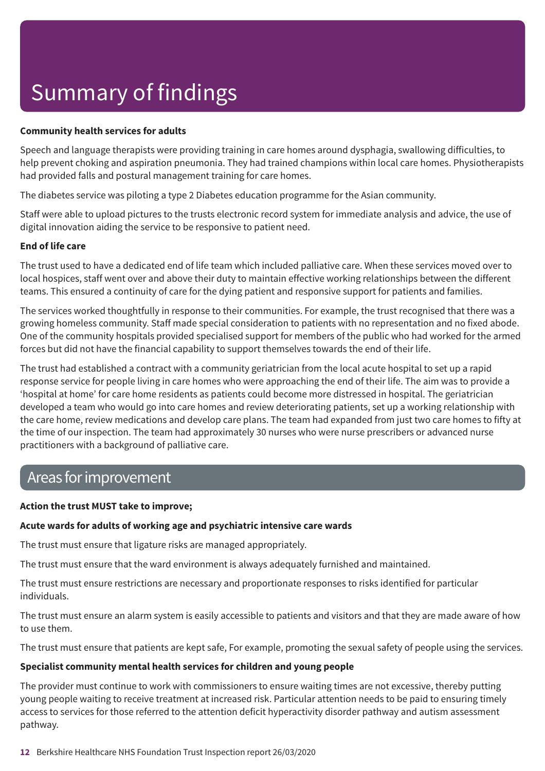# Summary of findings

**Community health services for adults**

Speech and language therapists were providing training in care homes around dysphagia, swallowing difficulties, to help prevent choking and aspiration pneumonia. They had trained champions within local care homes. Physiotherapists had provided falls and postural management training for care homes.

The diabetes service was piloting a type 2 Diabetes education programme for the Asian community.

Staff were able to upload pictures to the trusts electronic record system for immediate analysis and advice, the use of digital innovation aiding the service to be responsive to patient need.

**End of life care**

The trust used to have a dedicated end of life team which included palliative care. When these services moved over to local hospices, staff went over and above their duty to maintain effective working relationships between the different teams. This ensured a continuity of care for the dying patient and responsive support for patients and families.

The services worked thoughtfully in response to their communities. For example, the trust recognised that there was a growing homeless community. Staff made special consideration to patients with no representation and no fixed abode. One of the community hospitals provided specialised support for members of the public who had worked for the armed forces but did not have the financial capability to support themselves towards the end of their life.

The trust had established a contract with a community geriatrician from the local acute hospital to set up a rapid response service for people living in care homes who were approaching the end of their life. The aim was to provide a 'hospital at home' for care home residents as patients could become more distressed in hospital. The geriatrician developed a team who would go into care homes and review deteriorating patients, set up a working relationship with the care home, review medications and develop care plans. The team had expanded from just two care homes to fifty at the time of our inspection. The team had approximately 30 nurses who were nurse prescribers or advanced nurse practitioners with a background of palliative care.

## Areas for improvement

**Action the trust MUST take to improve;**

**Acute wards for adults of working age and psychiatric intensive care wards**

The trust must ensure that ligature risks are managed appropriately.

The trust must ensure that the ward environment is always adequately furnished and maintained.

The trust must ensure restrictions are necessary and proportionate responses to risks identified for particular individuals.

The trust must ensure an alarm system is easily accessible to patients and visitors and that they are made aware of how to use them.

The trust must ensure that patients are kept safe, For example, promoting the sexual safety of people using the services.

**Specialist community mental health services for children and young people**

The provider must continue to work with commissioners to ensure waiting times are not excessive, thereby putting young people waiting to receive treatment at increased risk. Particular attention needs to be paid to ensuring timely access to services for those referred to the attention deficit hyperactivity disorder pathway and autism assessment pathway.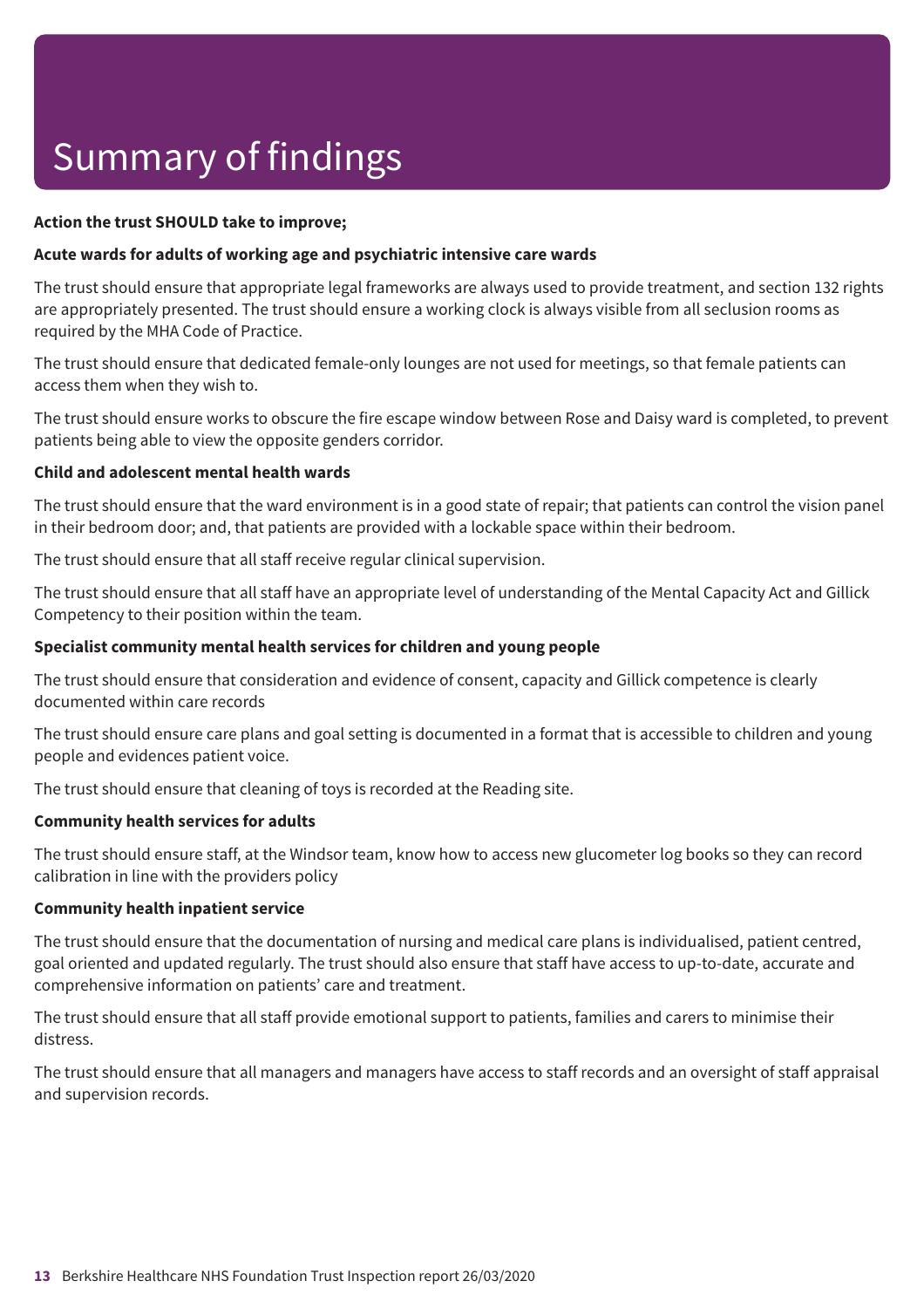# Summary of findings

**Action the trust SHOULD take to improve;**

**Acute wards for adults of working age and psychiatric intensive care wards**

The trust should ensure that appropriate legal frameworks are always used to provide treatment, and section 132 rights are appropriately presented. The trust should ensure a working clock is always visible from all seclusion rooms as required by the MHA Code of Practice.

The trust should ensure that dedicated female-only lounges are not used for meetings, so that female patients can access them when they wish to.

The trust should ensure works to obscure the fire escape window between Rose and Daisy ward is completed, to prevent patients being able to view the opposite genders corridor.

**Child and adolescent mental health wards**

The trust should ensure that the ward environment is in a good state of repair; that patients can control the vision panel in their bedroom door; and, that patients are provided with a lockable space within their bedroom.

The trust should ensure that all staff receive regular clinical supervision.

The trust should ensure that all staff have an appropriate level of understanding of the Mental Capacity Act and Gillick Competency to their position within the team.

**Specialist community mental health services for children and young people**

The trust should ensure that consideration and evidence of consent, capacity and Gillick competence is clearly documented within care records

The trust should ensure care plans and goal setting is documented in a format that is accessible to children and young people and evidences patient voice.

The trust should ensure that cleaning of toys is recorded at the Reading site.

**Community health services for adults**

The trust should ensure staff, at the Windsor team, know how to access new glucometer log books so they can record calibration in line with the providers policy

**Community health inpatient service**

The trust should ensure that the documentation of nursing and medical care plans is individualised, patient centred, goal oriented and updated regularly. The trust should also ensure that staff have access to up-to-date, accurate and comprehensive information on patients' care and treatment.

The trust should ensure that all staff provide emotional support to patients, families and carers to minimise their distress.

The trust should ensure that all managers and managers have access to staff records and an oversight of staff appraisal and supervision records.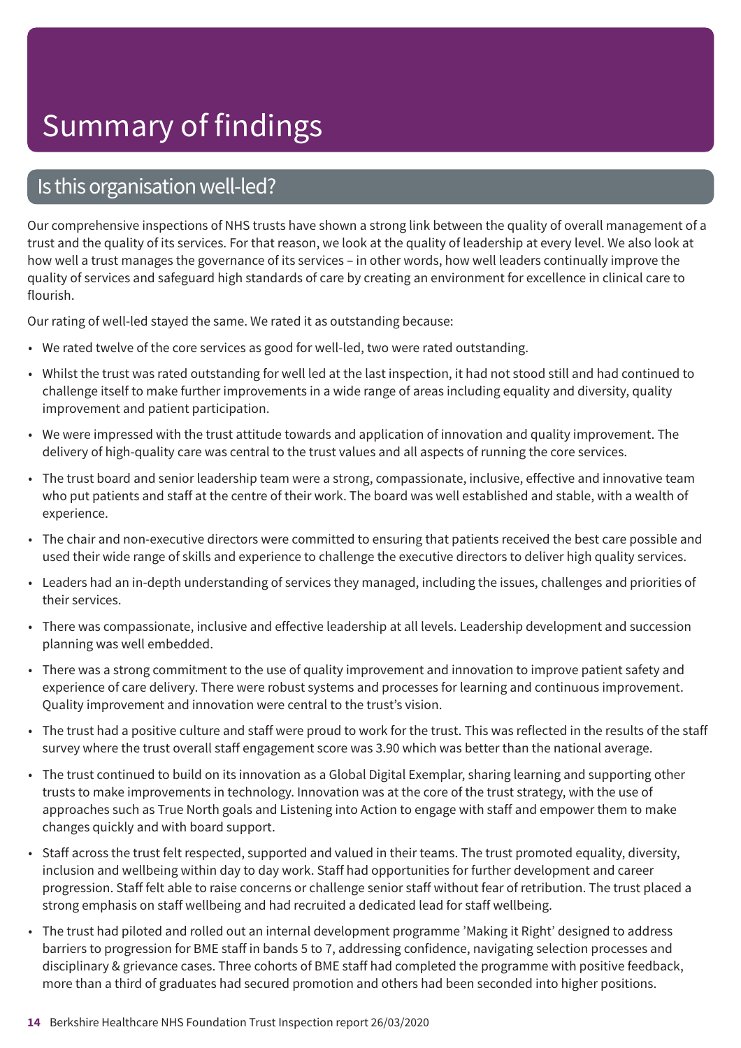# Summary of findings

## Is this organisation well-led?

Our comprehensive inspections of NHS trusts have shown a strong link between the quality of overall management of a trust and the quality of its services. For that reason, we look at the quality of leadership at every level. We also look at how well a trust manages the governance of its services – in other words, how well leaders continually improve the quality of services and safeguard high standards of care by creating an environment for excellence in clinical care to flourish.

Our rating of well-led stayed the same. We rated it as outstanding because:

- We rated twelve of the core services as good for well-led, two were rated outstanding.
- Whilst the trust was rated outstanding for well led at the last inspection, it had not stood still and had continued to challenge itself to make further improvements in a wide range of areas including equality and diversity, quality improvement and patient participation.
- We were impressed with the trust attitude towards and application of innovation and quality improvement. The delivery of high-quality care was central to the trust values and all aspects of running the core services.
- The trust board and senior leadership team were a strong, compassionate, inclusive, effective and innovative team who put patients and staff at the centre of their work. The board was well established and stable, with a wealth of experience.
- The chair and non-executive directors were committed to ensuring that patients received the best care possible and used their wide range of skills and experience to challenge the executive directors to deliver high quality services.
- Leaders had an in-depth understanding of services they managed, including the issues, challenges and priorities of their services.
- There was compassionate, inclusive and effective leadership at all levels. Leadership development and succession planning was well embedded.
- There was a strong commitment to the use of quality improvement and innovation to improve patient safety and experience of care delivery. There were robust systems and processes for learning and continuous improvement. Quality improvement and innovation were central to the trust's vision.
- The trust had a positive culture and staff were proud to work for the trust. This was reflected in the results of the staff survey where the trust overall staff engagement score was 3.90 which was better than the national average.
- The trust continued to build on its innovation as a Global Digital Exemplar, sharing learning and supporting other trusts to make improvements in technology. Innovation was at the core of the trust strategy, with the use of approaches such as True North goals and Listening into Action to engage with staff and empower them to make changes quickly and with board support.
- Staff across the trust felt respected, supported and valued in their teams. The trust promoted equality, diversity, inclusion and wellbeing within day to day work. Staff had opportunities for further development and career progression. Staff felt able to raise concerns or challenge senior staff without fear of retribution. The trust placed a strong emphasis on staff wellbeing and had recruited a dedicated lead for staff wellbeing.
- The trust had piloted and rolled out an internal development programme 'Making it Right' designed to address barriers to progression for BME staff in bands 5 to 7, addressing confidence, navigating selection processes and disciplinary & grievance cases. Three cohorts of BME staff had completed the programme with positive feedback, more than a third of graduates had secured promotion and others had been seconded into higher positions.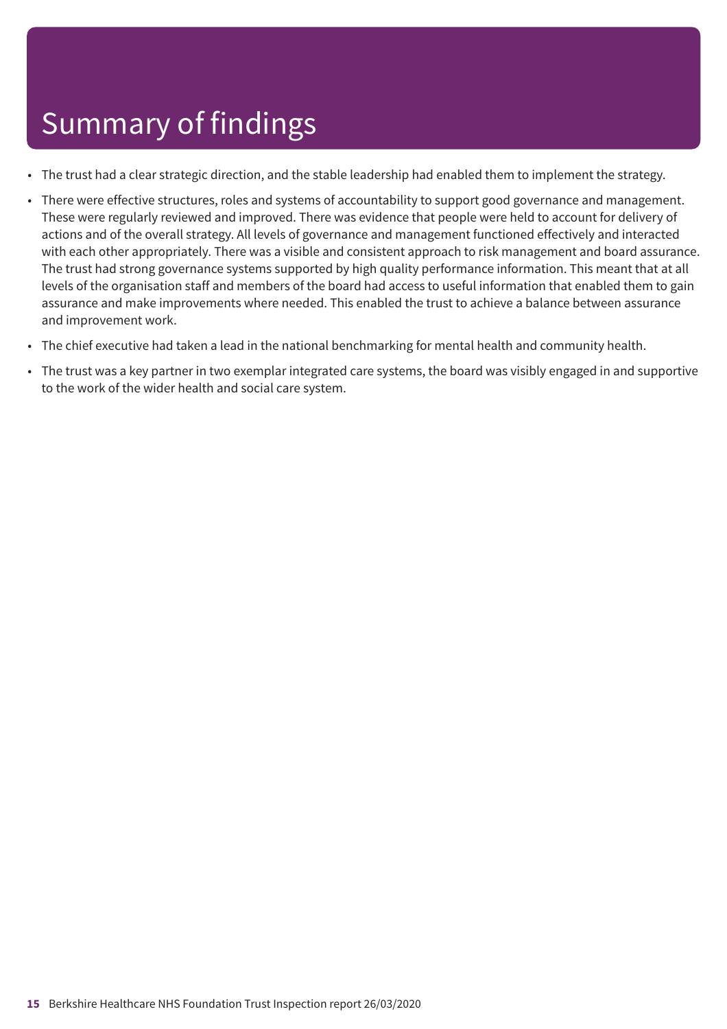# Summary of findings

- The trust had a clear strategic direction, and the stable leadership had enabled them to implement the strategy.
- There were effective structures, roles and systems of accountability to support good governance and management. These were regularly reviewed and improved. There was evidence that people were held to account for delivery of actions and of the overall strategy. All levels of governance and management functioned effectively and interacted with each other appropriately. There was a visible and consistent approach to risk management and board assurance. The trust had strong governance systems supported by high quality performance information. This meant that at all levels of the organisation staff and members of the board had access to useful information that enabled them to gain assurance and make improvements where needed. This enabled the trust to achieve a balance between assurance and improvement work.
- The chief executive had taken a lead in the national benchmarking for mental health and community health.
- The trust was a key partner in two exemplar integrated care systems, the board was visibly engaged in and supportive to the work of the wider health and social care system.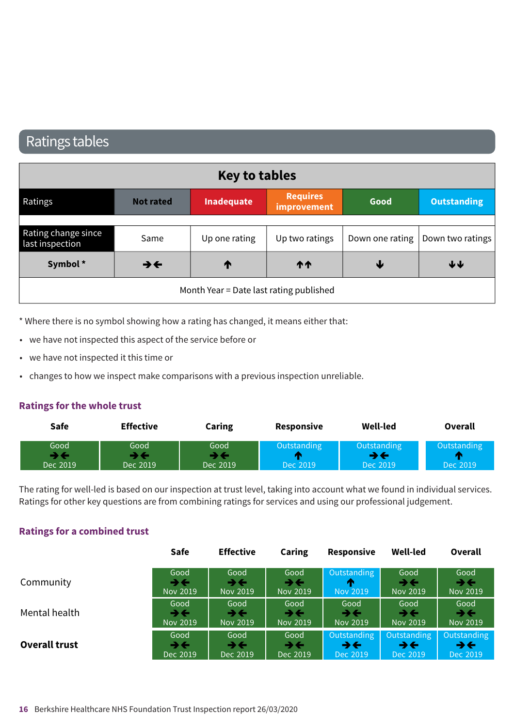## Ratings tables

| Key to tables | | | | | |
|---|---|---|---|---|---|
| Ratings | Not rated | Inadequate | Requires improvement | Good | Outstanding |
| Rating change since last inspection | Same | Up one rating | Up two ratings | Down one rating | Down two ratings |
| **Symbol *** | →← | ↑ | ↑↑ | ↓ | ↓↓ |
| Month Year = Date last rating published | | | | | |

* Where there is no symbol showing how a rating has changed, it means either that:

- we have not inspected this aspect of the service before or
- we have not inspected it this time or
- changes to how we inspect make comparisons with a previous inspection unreliable.

### Ratings for the whole trust

| Safe | Effective | Caring | Responsive | Well-led | Overall |
|---|---|---|---|---|---|
| Good →← Dec 2019 | Good →← Dec 2019 | Good →← Dec 2019 | Outstanding ↑ Dec 2019 | Outstanding →← Dec 2019 | Outstanding ↑ Dec 2019 |

The rating for well-led is based on our inspection at trust level, taking into account what we found in individual services. Ratings for other key questions are from combining ratings for services and using our professional judgement.

### Ratings for a combined trust

| | Safe | Effective | Caring | Responsive | Well-led | Overall |
|---|---|---|---|---|---|---|
| Community | Good →← Nov 2019 | Good →← Nov 2019 | Good →← Nov 2019 | Outstanding ↑ Nov 2019 | Good →← Nov 2019 | Good →← Nov 2019 |
| Mental health | Good →← Nov 2019 | Good →← Nov 2019 | Good →← Nov 2019 | Good →← Nov 2019 | Good →← Nov 2019 | Good →← Nov 2019 |
| **Overall trust** | Good →← Dec 2019 | Good →← Dec 2019 | Good →← Dec 2019 | Outstanding →← Dec 2019 | Outstanding →← Dec 2019 | Outstanding →← Dec 2019 |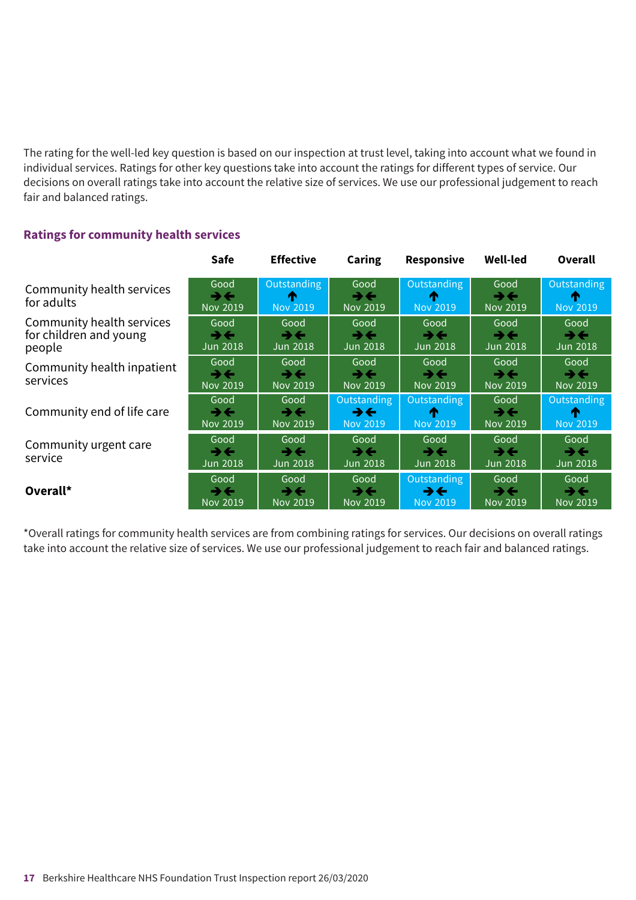The rating for the well-led key question is based on our inspection at trust level, taking into account what we found in individual services. Ratings for other key questions take into account the ratings for different types of service. Our decisions on overall ratings take into account the relative size of services. We use our professional judgement to reach fair and balanced ratings.

## Ratings for community health services

| | Safe | Effective | Caring | Responsive | Well-led | Overall |
|---|---|---|---|---|---|---|
| Community health services for adults | Good ➔🡐 Nov 2019 | Outstanding 🡑 Nov 2019 | Good ➔🡐 Nov 2019 | Outstanding 🡑 Nov 2019 | Good ➔🡐 Nov 2019 | Outstanding 🡑 Nov 2019 |
| Community health services for children and young people | Good ➔🡐 Jun 2018 | Good ➔🡐 Jun 2018 | Good ➔🡐 Jun 2018 | Good ➔🡐 Jun 2018 | Good ➔🡐 Jun 2018 | Good ➔🡐 Jun 2018 |
| Community health inpatient services | Good ➔🡐 Nov 2019 | Good ➔🡐 Nov 2019 | Good ➔🡐 Nov 2019 | Good ➔🡐 Nov 2019 | Good ➔🡐 Nov 2019 | Good ➔🡐 Nov 2019 |
| Community end of life care | Good ➔🡐 Nov 2019 | Good ➔🡐 Nov 2019 | Outstanding ➔🡐 Nov 2019 | Outstanding 🡑 Nov 2019 | Good ➔🡐 Nov 2019 | Outstanding 🡑 Nov 2019 |
| Community urgent care service | Good ➔🡐 Jun 2018 | Good ➔🡐 Jun 2018 | Good ➔🡐 Jun 2018 | Good ➔🡐 Jun 2018 | Good ➔🡐 Jun 2018 | Good ➔🡐 Jun 2018 |
| **Overall*** | Good ➔🡐 Nov 2019 | Good ➔🡐 Nov 2019 | Good ➔🡐 Nov 2019 | Outstanding ➔🡐 Nov 2019 | Good ➔🡐 Nov 2019 | Good ➔🡐 Nov 2019 |

*Overall ratings for community health services are from combining ratings for services. Our decisions on overall ratings take into account the relative size of services. We use our professional judgement to reach fair and balanced ratings.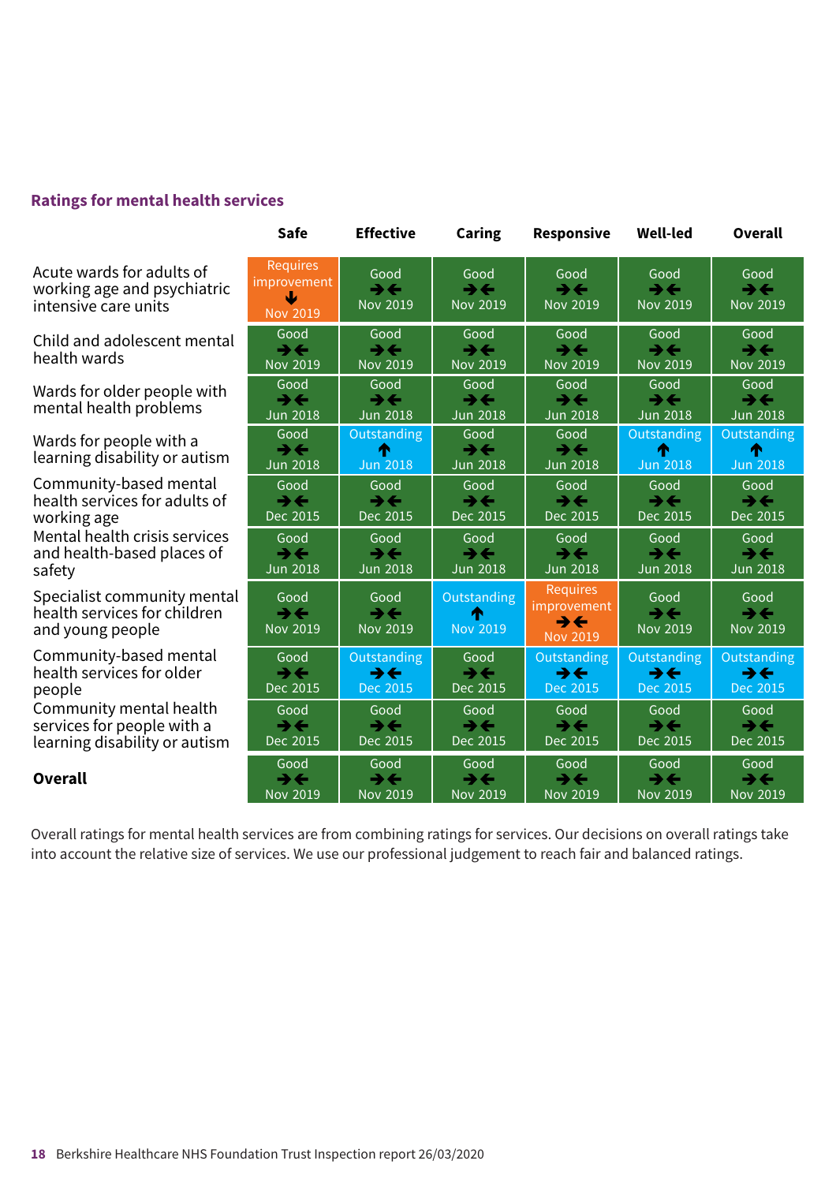## Ratings for mental health services

| | Safe | Effective | Caring | Responsive | Well-led | Overall |
|---|---|---|---|---|---|---|
| Acute wards for adults of working age and psychiatric intensive care units | Requires improvement ↓ Nov 2019 | Good →← Nov 2019 | Good →← Nov 2019 | Good →← Nov 2019 | Good →← Nov 2019 | Good →← Nov 2019 |
| Child and adolescent mental health wards | Good →← Nov 2019 | Good →← Nov 2019 | Good →← Nov 2019 | Good →← Nov 2019 | Good →← Nov 2019 | Good →← Nov 2019 |
| Wards for older people with mental health problems | Good →← Jun 2018 | Good →← Jun 2018 | Good →← Jun 2018 | Good →← Jun 2018 | Good →← Jun 2018 | Good →← Jun 2018 |
| Wards for people with a learning disability or autism | Good →← Jun 2018 | Outstanding ↑ Jun 2018 | Good →← Jun 2018 | Good →← Jun 2018 | Outstanding ↑ Jun 2018 | Outstanding ↑ Jun 2018 |
| Community-based mental health services for adults of working age | Good →← Dec 2015 | Good →← Dec 2015 | Good →← Dec 2015 | Good →← Dec 2015 | Good →← Dec 2015 | Good →← Dec 2015 |
| Mental health crisis services and health-based places of safety | Good →← Jun 2018 | Good →← Jun 2018 | Good →← Jun 2018 | Good →← Jun 2018 | Good →← Jun 2018 | Good →← Jun 2018 |
| Specialist community mental health services for children and young people | Good →← Nov 2019 | Good →← Nov 2019 | Outstanding ↑ Nov 2019 | Requires improvement →← Nov 2019 | Good →← Nov 2019 | Good →← Nov 2019 |
| Community-based mental health services for older people | Good →← Dec 2015 | Outstanding →← Dec 2015 | Good →← Dec 2015 | Outstanding →← Dec 2015 | Outstanding →← Dec 2015 | Outstanding →← Dec 2015 |
| Community mental health services for people with a learning disability or autism | Good →← Dec 2015 | Good →← Dec 2015 | Good →← Dec 2015 | Good →← Dec 2015 | Good →← Dec 2015 | Good →← Dec 2015 |
| **Overall** | Good →← Nov 2019 | Good →← Nov 2019 | Good →← Nov 2019 | Good →← Nov 2019 | Good →← Nov 2019 | Good →← Nov 2019 |

Overall ratings for mental health services are from combining ratings for services. Our decisions on overall ratings take into account the relative size of services. We use our professional judgement to reach fair and balanced ratings.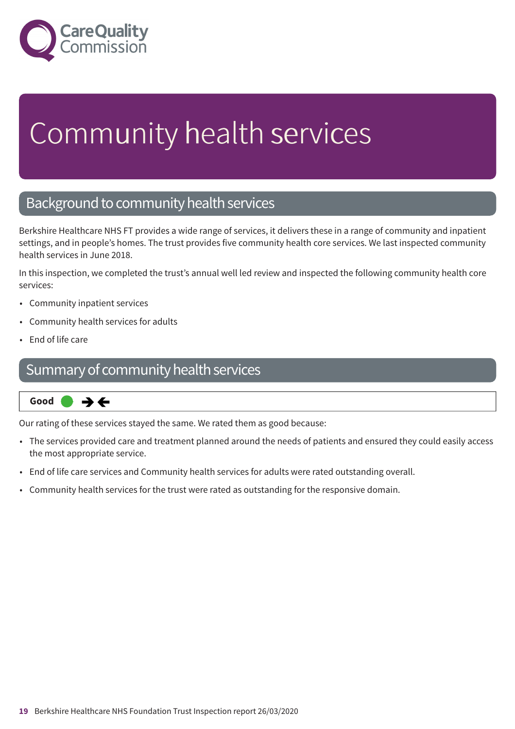# Community health services

## Background to community health services

Berkshire Healthcare NHS FT provides a wide range of services, it delivers these in a range of community and inpatient settings, and in people's homes. The trust provides five community health core services. We last inspected community health services in June 2018.

In this inspection, we completed the trust's annual well led review and inspected the following community health core services:

- Community inpatient services
- Community health services for adults
- End of life care

## Summary of community health services

**Good** ➔←

Our rating of these services stayed the same. We rated them as good because:

- The services provided care and treatment planned around the needs of patients and ensured they could easily access the most appropriate service.
- End of life care services and Community health services for adults were rated outstanding overall.
- Community health services for the trust were rated as outstanding for the responsive domain.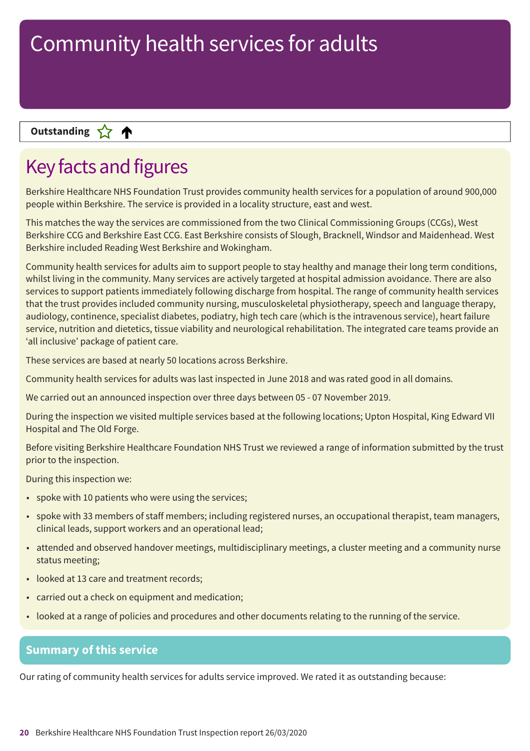# Community health services for adults

**Outstanding** ☆ ↑

## Key facts and figures

Berkshire Healthcare NHS Foundation Trust provides community health services for a population of around 900,000 people within Berkshire. The service is provided in a locality structure, east and west.

This matches the way the services are commissioned from the two Clinical Commissioning Groups (CCGs), West Berkshire CCG and Berkshire East CCG. East Berkshire consists of Slough, Bracknell, Windsor and Maidenhead. West Berkshire included Reading West Berkshire and Wokingham.

Community health services for adults aim to support people to stay healthy and manage their long term conditions, whilst living in the community. Many services are actively targeted at hospital admission avoidance. There are also services to support patients immediately following discharge from hospital. The range of community health services that the trust provides included community nursing, musculoskeletal physiotherapy, speech and language therapy, audiology, continence, specialist diabetes, podiatry, high tech care (which is the intravenous service), heart failure service, nutrition and dietetics, tissue viability and neurological rehabilitation. The integrated care teams provide an 'all inclusive' package of patient care.

These services are based at nearly 50 locations across Berkshire.

Community health services for adults was last inspected in June 2018 and was rated good in all domains.

We carried out an announced inspection over three days between 05 - 07 November 2019.

During the inspection we visited multiple services based at the following locations; Upton Hospital, King Edward VII Hospital and The Old Forge.

Before visiting Berkshire Healthcare Foundation NHS Trust we reviewed a range of information submitted by the trust prior to the inspection.

During this inspection we:

- spoke with 10 patients who were using the services;
- spoke with 33 members of staff members; including registered nurses, an occupational therapist, team managers, clinical leads, support workers and an operational lead;
- attended and observed handover meetings, multidisciplinary meetings, a cluster meeting and a community nurse status meeting;
- looked at 13 care and treatment records;
- carried out a check on equipment and medication;
- looked at a range of policies and procedures and other documents relating to the running of the service.

## Summary of this service

Our rating of community health services for adults service improved. We rated it as outstanding because: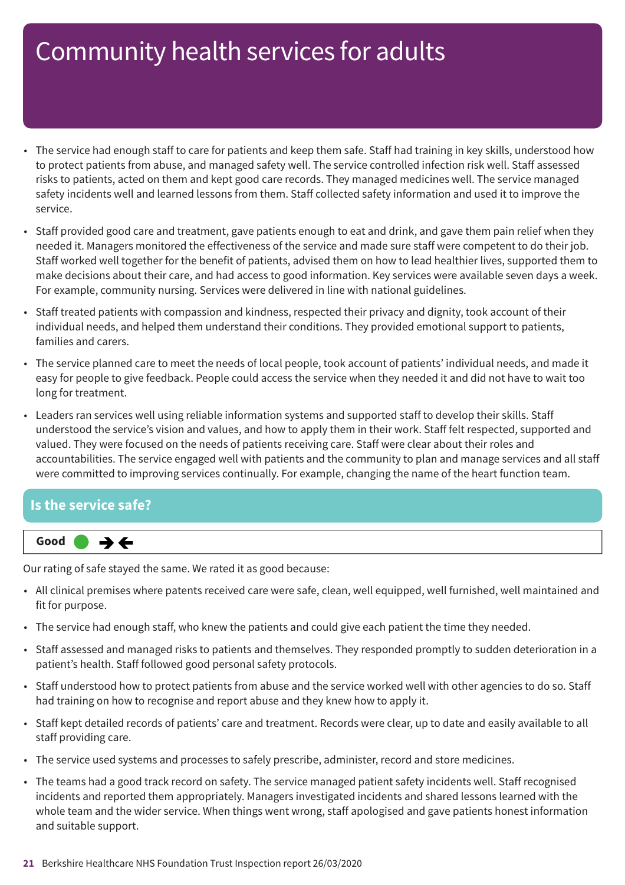# Community health services for adults

- The service had enough staff to care for patients and keep them safe. Staff had training in key skills, understood how to protect patients from abuse, and managed safety well. The service controlled infection risk well. Staff assessed risks to patients, acted on them and kept good care records. They managed medicines well. The service managed safety incidents well and learned lessons from them. Staff collected safety information and used it to improve the service.
- Staff provided good care and treatment, gave patients enough to eat and drink, and gave them pain relief when they needed it. Managers monitored the effectiveness of the service and made sure staff were competent to do their job. Staff worked well together for the benefit of patients, advised them on how to lead healthier lives, supported them to make decisions about their care, and had access to good information. Key services were available seven days a week. For example, community nursing. Services were delivered in line with national guidelines.
- Staff treated patients with compassion and kindness, respected their privacy and dignity, took account of their individual needs, and helped them understand their conditions. They provided emotional support to patients, families and carers.
- The service planned care to meet the needs of local people, took account of patients' individual needs, and made it easy for people to give feedback. People could access the service when they needed it and did not have to wait too long for treatment.
- Leaders ran services well using reliable information systems and supported staff to develop their skills. Staff understood the service's vision and values, and how to apply them in their work. Staff felt respected, supported and valued. They were focused on the needs of patients receiving care. Staff were clear about their roles and accountabilities. The service engaged well with patients and the community to plan and manage services and all staff were committed to improving services continually. For example, changing the name of the heart function team.

## Is the service safe?

**Good** ● →←

Our rating of safe stayed the same. We rated it as good because:

- All clinical premises where patents received care were safe, clean, well equipped, well furnished, well maintained and fit for purpose.
- The service had enough staff, who knew the patients and could give each patient the time they needed.
- Staff assessed and managed risks to patients and themselves. They responded promptly to sudden deterioration in a patient's health. Staff followed good personal safety protocols.
- Staff understood how to protect patients from abuse and the service worked well with other agencies to do so. Staff had training on how to recognise and report abuse and they knew how to apply it.
- Staff kept detailed records of patients' care and treatment. Records were clear, up to date and easily available to all staff providing care.
- The service used systems and processes to safely prescribe, administer, record and store medicines.
- The teams had a good track record on safety. The service managed patient safety incidents well. Staff recognised incidents and reported them appropriately. Managers investigated incidents and shared lessons learned with the whole team and the wider service. When things went wrong, staff apologised and gave patients honest information and suitable support.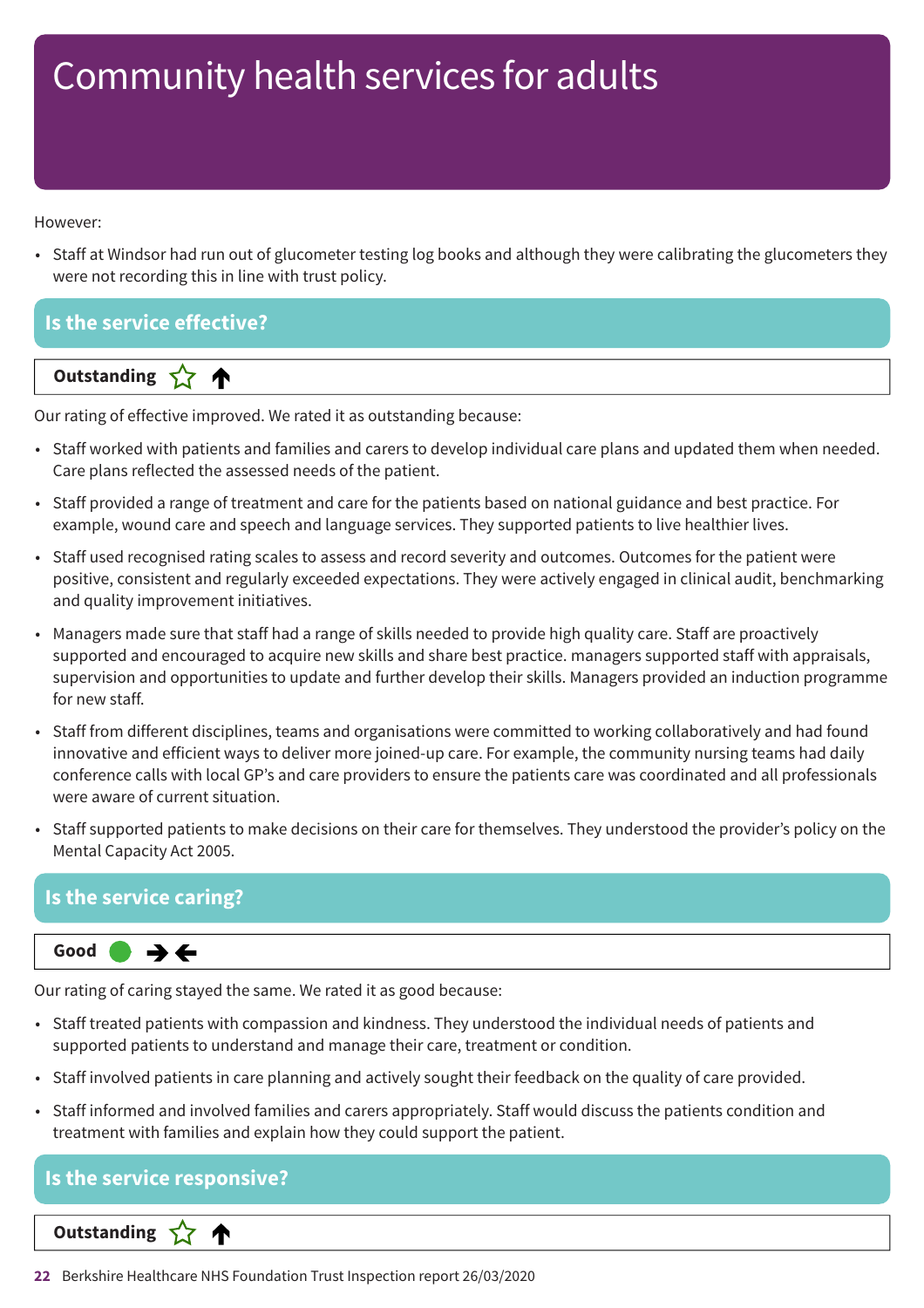# Community health services for adults

However:

- Staff at Windsor had run out of glucometer testing log books and although they were calibrating the glucometers they were not recording this in line with trust policy.

## Is the service effective?

**Outstanding** ☆ ↑

Our rating of effective improved. We rated it as outstanding because:

- Staff worked with patients and families and carers to develop individual care plans and updated them when needed. Care plans reflected the assessed needs of the patient.
- Staff provided a range of treatment and care for the patients based on national guidance and best practice. For example, wound care and speech and language services. They supported patients to live healthier lives.
- Staff used recognised rating scales to assess and record severity and outcomes. Outcomes for the patient were positive, consistent and regularly exceeded expectations. They were actively engaged in clinical audit, benchmarking and quality improvement initiatives.
- Managers made sure that staff had a range of skills needed to provide high quality care. Staff are proactively supported and encouraged to acquire new skills and share best practice. managers supported staff with appraisals, supervision and opportunities to update and further develop their skills. Managers provided an induction programme for new staff.
- Staff from different disciplines, teams and organisations were committed to working collaboratively and had found innovative and efficient ways to deliver more joined-up care. For example, the community nursing teams had daily conference calls with local GP's and care providers to ensure the patients care was coordinated and all professionals were aware of current situation.
- Staff supported patients to make decisions on their care for themselves. They understood the provider's policy on the Mental Capacity Act 2005.

## Is the service caring?

**Good** ● → ←

Our rating of caring stayed the same. We rated it as good because:

- Staff treated patients with compassion and kindness. They understood the individual needs of patients and supported patients to understand and manage their care, treatment or condition.
- Staff involved patients in care planning and actively sought their feedback on the quality of care provided.
- Staff informed and involved families and carers appropriately. Staff would discuss the patients condition and treatment with families and explain how they could support the patient.

## Is the service responsive?

**Outstanding** ☆ ↑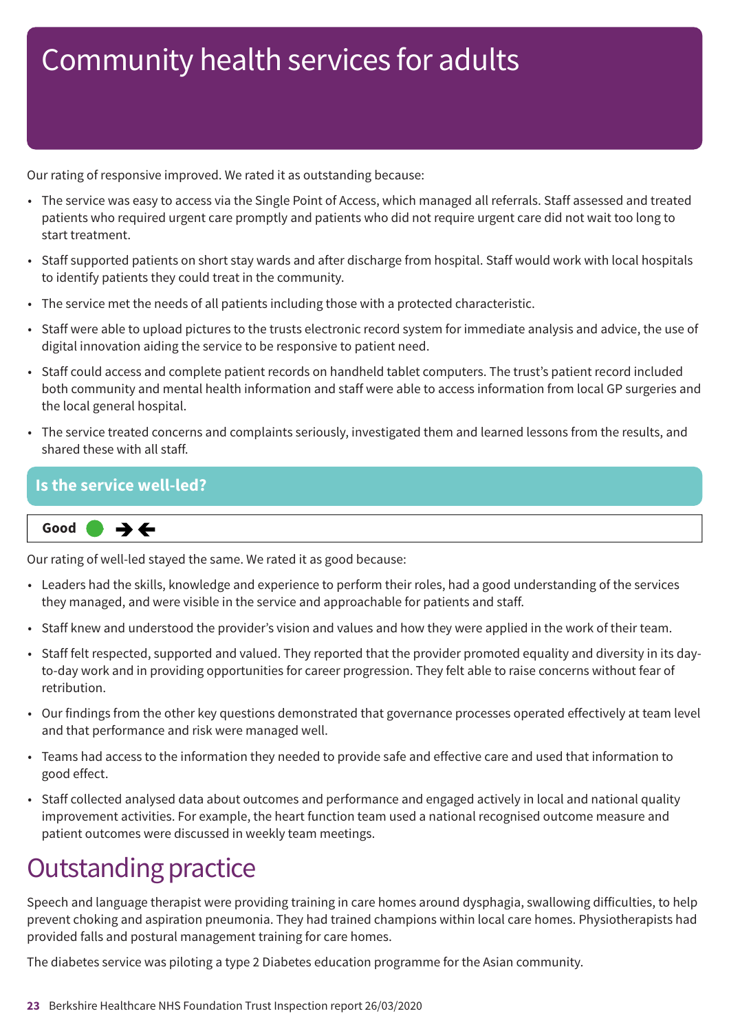# Community health services for adults

Our rating of responsive improved. We rated it as outstanding because:

- The service was easy to access via the Single Point of Access, which managed all referrals. Staff assessed and treated patients who required urgent care promptly and patients who did not require urgent care did not wait too long to start treatment.
- Staff supported patients on short stay wards and after discharge from hospital. Staff would work with local hospitals to identify patients they could treat in the community.
- The service met the needs of all patients including those with a protected characteristic.
- Staff were able to upload pictures to the trusts electronic record system for immediate analysis and advice, the use of digital innovation aiding the service to be responsive to patient need.
- Staff could access and complete patient records on handheld tablet computers. The trust's patient record included both community and mental health information and staff were able to access information from local GP surgeries and the local general hospital.
- The service treated concerns and complaints seriously, investigated them and learned lessons from the results, and shared these with all staff.

## Is the service well-led?

**Good** ➔➔

Our rating of well-led stayed the same. We rated it as good because:

- Leaders had the skills, knowledge and experience to perform their roles, had a good understanding of the services they managed, and were visible in the service and approachable for patients and staff.
- Staff knew and understood the provider's vision and values and how they were applied in the work of their team.
- Staff felt respected, supported and valued. They reported that the provider promoted equality and diversity in its day-to-day work and in providing opportunities for career progression. They felt able to raise concerns without fear of retribution.
- Our findings from the other key questions demonstrated that governance processes operated effectively at team level and that performance and risk were managed well.
- Teams had access to the information they needed to provide safe and effective care and used that information to good effect.
- Staff collected analysed data about outcomes and performance and engaged actively in local and national quality improvement activities. For example, the heart function team used a national recognised outcome measure and patient outcomes were discussed in weekly team meetings.

# Outstanding practice

Speech and language therapist were providing training in care homes around dysphagia, swallowing difficulties, to help prevent choking and aspiration pneumonia. They had trained champions within local care homes. Physiotherapists had provided falls and postural management training for care homes.

The diabetes service was piloting a type 2 Diabetes education programme for the Asian community.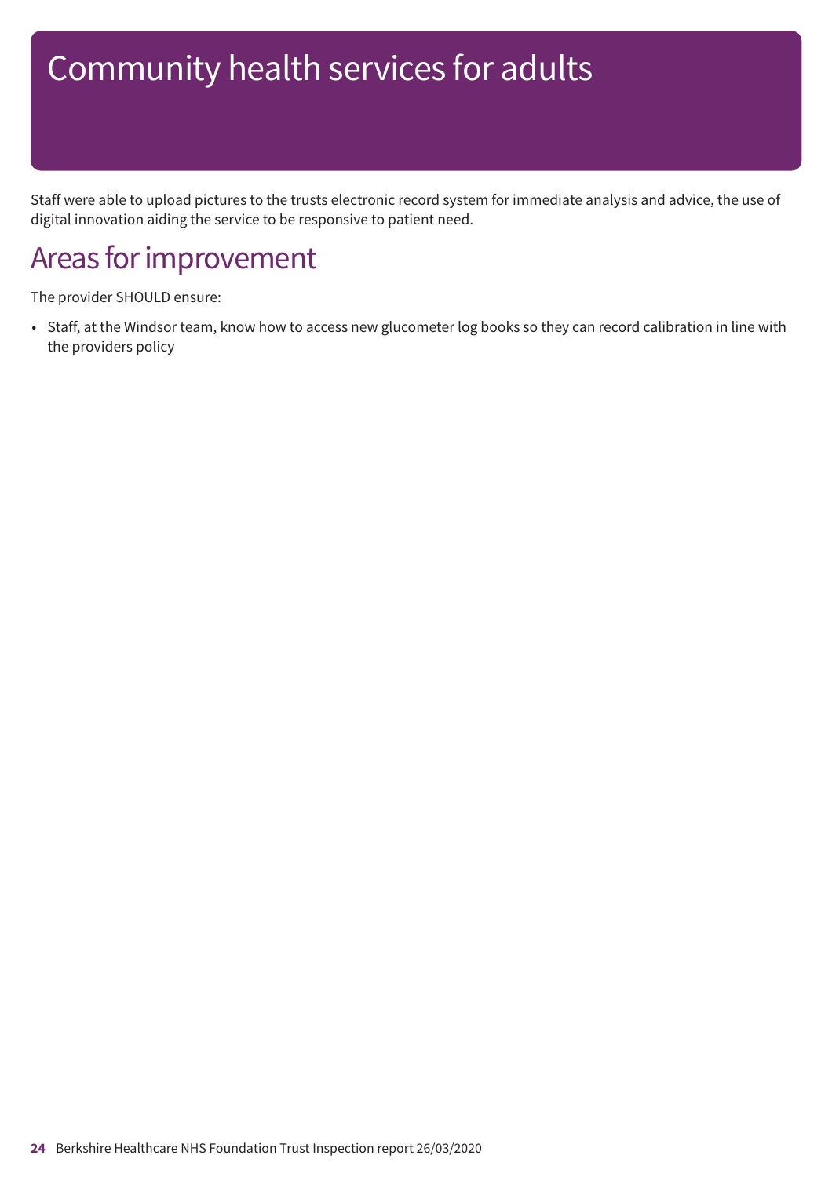# Community health services for adults

Staff were able to upload pictures to the trusts electronic record system for immediate analysis and advice, the use of digital innovation aiding the service to be responsive to patient need.

## Areas for improvement

The provider SHOULD ensure:

- Staff, at the Windsor team, know how to access new glucometer log books so they can record calibration in line with the providers policy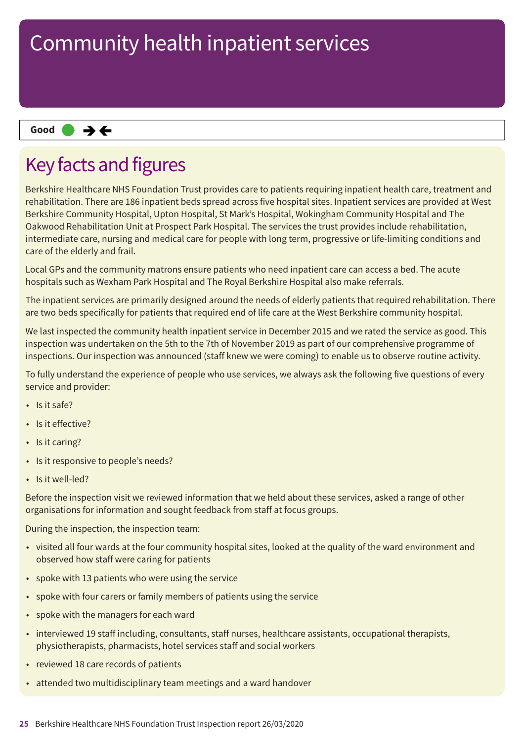# Community health inpatient services

**Good** ● → ←

## Key facts and figures

Berkshire Healthcare NHS Foundation Trust provides care to patients requiring inpatient health care, treatment and rehabilitation. There are 186 inpatient beds spread across five hospital sites. Inpatient services are provided at West Berkshire Community Hospital, Upton Hospital, St Mark's Hospital, Wokingham Community Hospital and The Oakwood Rehabilitation Unit at Prospect Park Hospital. The services the trust provides include rehabilitation, intermediate care, nursing and medical care for people with long term, progressive or life-limiting conditions and care of the elderly and frail.

Local GPs and the community matrons ensure patients who need inpatient care can access a bed. The acute hospitals such as Wexham Park Hospital and The Royal Berkshire Hospital also make referrals.

The inpatient services are primarily designed around the needs of elderly patients that required rehabilitation. There are two beds specifically for patients that required end of life care at the West Berkshire community hospital.

We last inspected the community health inpatient service in December 2015 and we rated the service as good. This inspection was undertaken on the 5th to the 7th of November 2019 as part of our comprehensive programme of inspections. Our inspection was announced (staff knew we were coming) to enable us to observe routine activity.

To fully understand the experience of people who use services, we always ask the following five questions of every service and provider:

- Is it safe?
- Is it effective?
- Is it caring?
- Is it responsive to people's needs?
- Is it well-led?

Before the inspection visit we reviewed information that we held about these services, asked a range of other organisations for information and sought feedback from staff at focus groups.

During the inspection, the inspection team:

- visited all four wards at the four community hospital sites, looked at the quality of the ward environment and observed how staff were caring for patients
- spoke with 13 patients who were using the service
- spoke with four carers or family members of patients using the service
- spoke with the managers for each ward
- interviewed 19 staff including, consultants, staff nurses, healthcare assistants, occupational therapists, physiotherapists, pharmacists, hotel services staff and social workers
- reviewed 18 care records of patients
- attended two multidisciplinary team meetings and a ward handover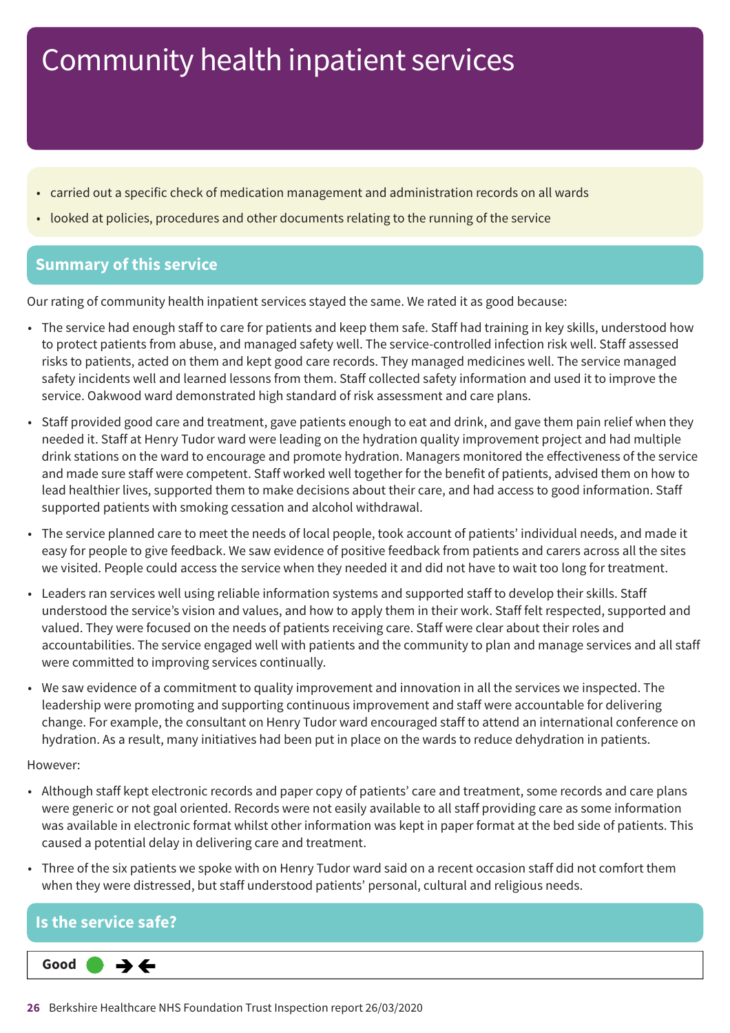# Community health inpatient services

- carried out a specific check of medication management and administration records on all wards
- looked at policies, procedures and other documents relating to the running of the service

## Summary of this service

Our rating of community health inpatient services stayed the same. We rated it as good because:

- The service had enough staff to care for patients and keep them safe. Staff had training in key skills, understood how to protect patients from abuse, and managed safety well. The service-controlled infection risk well. Staff assessed risks to patients, acted on them and kept good care records. They managed medicines well. The service managed safety incidents well and learned lessons from them. Staff collected safety information and used it to improve the service. Oakwood ward demonstrated high standard of risk assessment and care plans.
- Staff provided good care and treatment, gave patients enough to eat and drink, and gave them pain relief when they needed it. Staff at Henry Tudor ward were leading on the hydration quality improvement project and had multiple drink stations on the ward to encourage and promote hydration. Managers monitored the effectiveness of the service and made sure staff were competent. Staff worked well together for the benefit of patients, advised them on how to lead healthier lives, supported them to make decisions about their care, and had access to good information. Staff supported patients with smoking cessation and alcohol withdrawal.
- The service planned care to meet the needs of local people, took account of patients' individual needs, and made it easy for people to give feedback. We saw evidence of positive feedback from patients and carers across all the sites we visited. People could access the service when they needed it and did not have to wait too long for treatment.
- Leaders ran services well using reliable information systems and supported staff to develop their skills. Staff understood the service's vision and values, and how to apply them in their work. Staff felt respected, supported and valued. They were focused on the needs of patients receiving care. Staff were clear about their roles and accountabilities. The service engaged well with patients and the community to plan and manage services and all staff were committed to improving services continually.
- We saw evidence of a commitment to quality improvement and innovation in all the services we inspected. The leadership were promoting and supporting continuous improvement and staff were accountable for delivering change. For example, the consultant on Henry Tudor ward encouraged staff to attend an international conference on hydration. As a result, many initiatives had been put in place on the wards to reduce dehydration in patients.

However:

- Although staff kept electronic records and paper copy of patients' care and treatment, some records and care plans were generic or not goal oriented. Records were not easily available to all staff providing care as some information was available in electronic format whilst other information was kept in paper format at the bed side of patients. This caused a potential delay in delivering care and treatment.
- Three of the six patients we spoke with on Henry Tudor ward said on a recent occasion staff did not comfort them when they were distressed, but staff understood patients' personal, cultural and religious needs.

## Is the service safe?

**Good** ● →←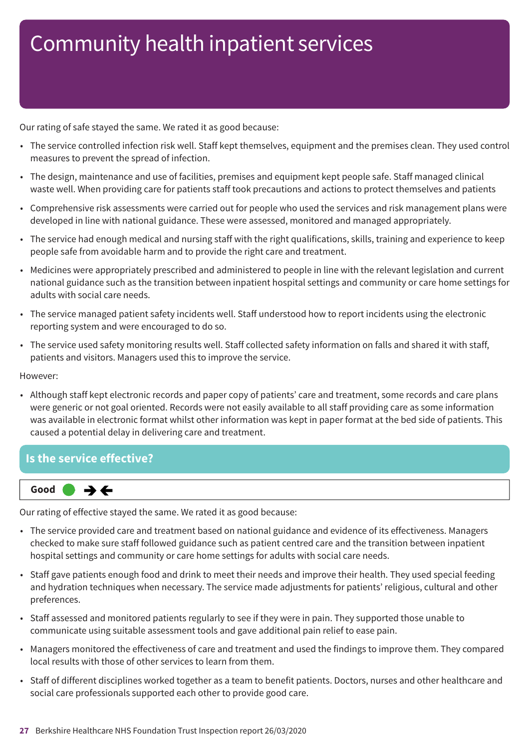# Community health inpatient services

Our rating of safe stayed the same. We rated it as good because:

- The service controlled infection risk well. Staff kept themselves, equipment and the premises clean. They used control measures to prevent the spread of infection.
- The design, maintenance and use of facilities, premises and equipment kept people safe. Staff managed clinical waste well. When providing care for patients staff took precautions and actions to protect themselves and patients
- Comprehensive risk assessments were carried out for people who used the services and risk management plans were developed in line with national guidance. These were assessed, monitored and managed appropriately.
- The service had enough medical and nursing staff with the right qualifications, skills, training and experience to keep people safe from avoidable harm and to provide the right care and treatment.
- Medicines were appropriately prescribed and administered to people in line with the relevant legislation and current national guidance such as the transition between inpatient hospital settings and community or care home settings for adults with social care needs.
- The service managed patient safety incidents well. Staff understood how to report incidents using the electronic reporting system and were encouraged to do so.
- The service used safety monitoring results well. Staff collected safety information on falls and shared it with staff, patients and visitors. Managers used this to improve the service.

However:

- Although staff kept electronic records and paper copy of patients' care and treatment, some records and care plans were generic or not goal oriented. Records were not easily available to all staff providing care as some information was available in electronic format whilst other information was kept in paper format at the bed side of patients. This caused a potential delay in delivering care and treatment.

## Is the service effective?

**Good** ➔🡐

Our rating of effective stayed the same. We rated it as good because:

- The service provided care and treatment based on national guidance and evidence of its effectiveness. Managers checked to make sure staff followed guidance such as patient centred care and the transition between inpatient hospital settings and community or care home settings for adults with social care needs.
- Staff gave patients enough food and drink to meet their needs and improve their health. They used special feeding and hydration techniques when necessary. The service made adjustments for patients' religious, cultural and other preferences.
- Staff assessed and monitored patients regularly to see if they were in pain. They supported those unable to communicate using suitable assessment tools and gave additional pain relief to ease pain.
- Managers monitored the effectiveness of care and treatment and used the findings to improve them. They compared local results with those of other services to learn from them.
- Staff of different disciplines worked together as a team to benefit patients. Doctors, nurses and other healthcare and social care professionals supported each other to provide good care.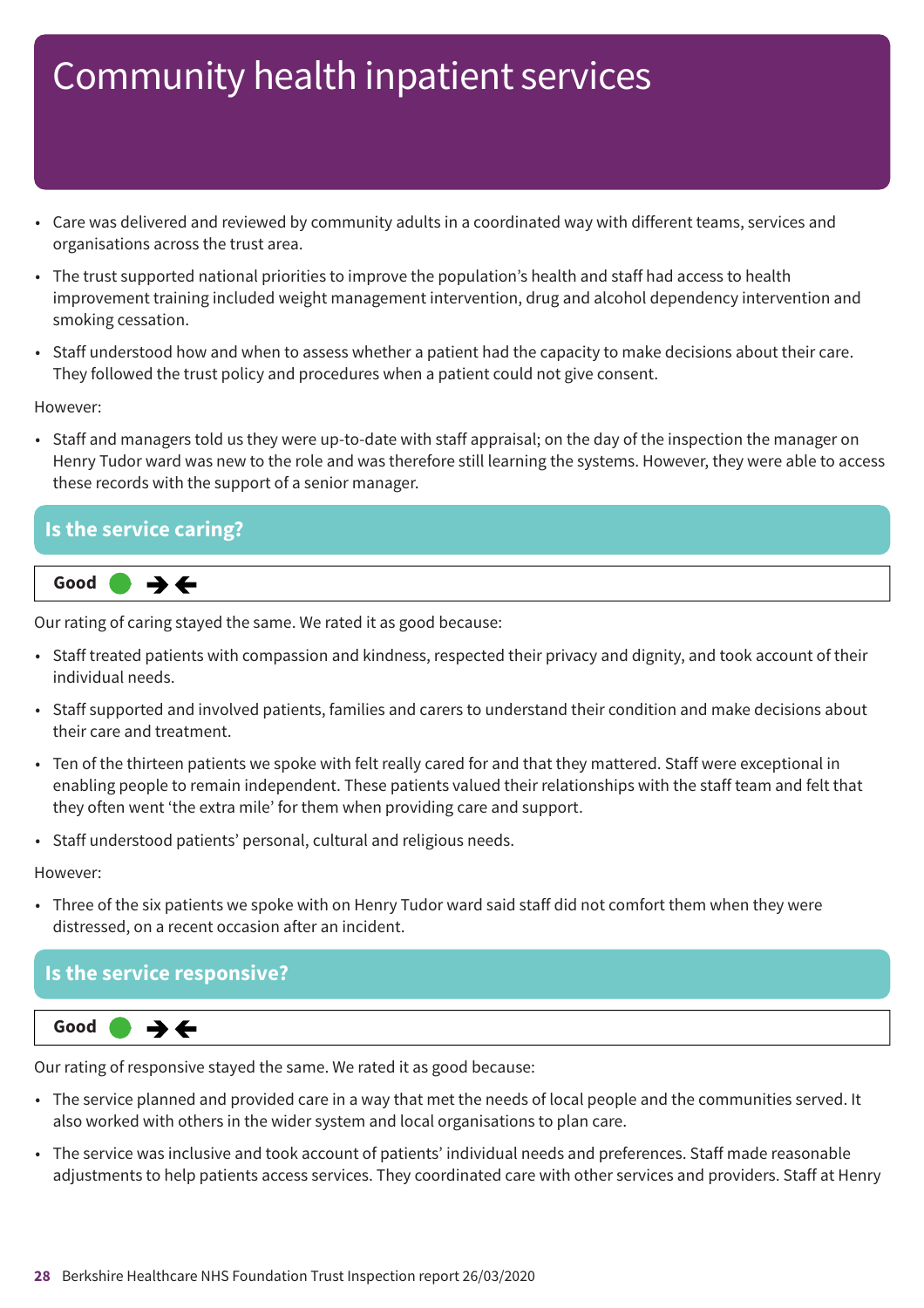# Community health inpatient services

- Care was delivered and reviewed by community adults in a coordinated way with different teams, services and organisations across the trust area.
- The trust supported national priorities to improve the population's health and staff had access to health improvement training included weight management intervention, drug and alcohol dependency intervention and smoking cessation.
- Staff understood how and when to assess whether a patient had the capacity to make decisions about their care. They followed the trust policy and procedures when a patient could not give consent.

However:

- Staff and managers told us they were up-to-date with staff appraisal; on the day of the inspection the manager on Henry Tudor ward was new to the role and was therefore still learning the systems. However, they were able to access these records with the support of a senior manager.

## Is the service caring?

**Good** ● ➔➔

Our rating of caring stayed the same. We rated it as good because:

- Staff treated patients with compassion and kindness, respected their privacy and dignity, and took account of their individual needs.
- Staff supported and involved patients, families and carers to understand their condition and make decisions about their care and treatment.
- Ten of the thirteen patients we spoke with felt really cared for and that they mattered. Staff were exceptional in enabling people to remain independent. These patients valued their relationships with the staff team and felt that they often went 'the extra mile' for them when providing care and support.
- Staff understood patients' personal, cultural and religious needs.

However:

- Three of the six patients we spoke with on Henry Tudor ward said staff did not comfort them when they were distressed, on a recent occasion after an incident.

## Is the service responsive?

**Good** ● ➔➔

Our rating of responsive stayed the same. We rated it as good because:

- The service planned and provided care in a way that met the needs of local people and the communities served. It also worked with others in the wider system and local organisations to plan care.
- The service was inclusive and took account of patients' individual needs and preferences. Staff made reasonable adjustments to help patients access services. They coordinated care with other services and providers. Staff at Henry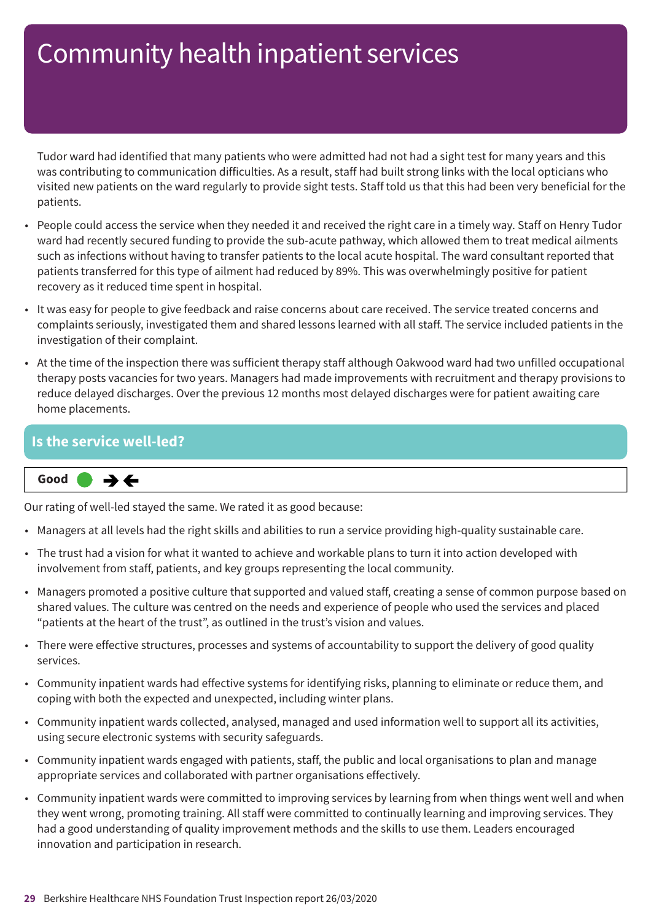# Community health inpatient services

Tudor ward had identified that many patients who were admitted had not had a sight test for many years and this was contributing to communication difficulties. As a result, staff had built strong links with the local opticians who visited new patients on the ward regularly to provide sight tests. Staff told us that this had been very beneficial for the patients.

- People could access the service when they needed it and received the right care in a timely way. Staff on Henry Tudor ward had recently secured funding to provide the sub-acute pathway, which allowed them to treat medical ailments such as infections without having to transfer patients to the local acute hospital. The ward consultant reported that patients transferred for this type of ailment had reduced by 89%. This was overwhelmingly positive for patient recovery as it reduced time spent in hospital.
- It was easy for people to give feedback and raise concerns about care received. The service treated concerns and complaints seriously, investigated them and shared lessons learned with all staff. The service included patients in the investigation of their complaint.
- At the time of the inspection there was sufficient therapy staff although Oakwood ward had two unfilled occupational therapy posts vacancies for two years. Managers had made improvements with recruitment and therapy provisions to reduce delayed discharges. Over the previous 12 months most delayed discharges were for patient awaiting care home placements.

## Is the service well-led?

**Good** ➔🡐

Our rating of well-led stayed the same. We rated it as good because:

- Managers at all levels had the right skills and abilities to run a service providing high-quality sustainable care.
- The trust had a vision for what it wanted to achieve and workable plans to turn it into action developed with involvement from staff, patients, and key groups representing the local community.
- Managers promoted a positive culture that supported and valued staff, creating a sense of common purpose based on shared values. The culture was centred on the needs and experience of people who used the services and placed "patients at the heart of the trust", as outlined in the trust's vision and values.
- There were effective structures, processes and systems of accountability to support the delivery of good quality services.
- Community inpatient wards had effective systems for identifying risks, planning to eliminate or reduce them, and coping with both the expected and unexpected, including winter plans.
- Community inpatient wards collected, analysed, managed and used information well to support all its activities, using secure electronic systems with security safeguards.
- Community inpatient wards engaged with patients, staff, the public and local organisations to plan and manage appropriate services and collaborated with partner organisations effectively.
- Community inpatient wards were committed to improving services by learning from when things went well and when they went wrong, promoting training. All staff were committed to continually learning and improving services. They had a good understanding of quality improvement methods and the skills to use them. Leaders encouraged innovation and participation in research.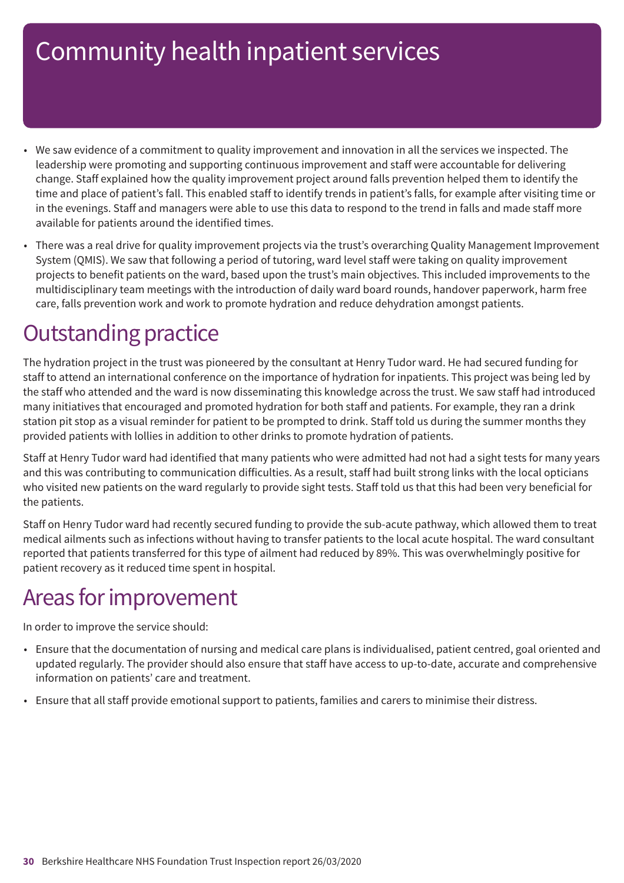# Community health inpatient services

- We saw evidence of a commitment to quality improvement and innovation in all the services we inspected. The leadership were promoting and supporting continuous improvement and staff were accountable for delivering change. Staff explained how the quality improvement project around falls prevention helped them to identify the time and place of patient's fall. This enabled staff to identify trends in patient's falls, for example after visiting time or in the evenings. Staff and managers were able to use this data to respond to the trend in falls and made staff more available for patients around the identified times.
- There was a real drive for quality improvement projects via the trust's overarching Quality Management Improvement System (QMIS). We saw that following a period of tutoring, ward level staff were taking on quality improvement projects to benefit patients on the ward, based upon the trust's main objectives. This included improvements to the multidisciplinary team meetings with the introduction of daily ward board rounds, handover paperwork, harm free care, falls prevention work and work to promote hydration and reduce dehydration amongst patients.

## Outstanding practice

The hydration project in the trust was pioneered by the consultant at Henry Tudor ward. He had secured funding for staff to attend an international conference on the importance of hydration for inpatients. This project was being led by the staff who attended and the ward is now disseminating this knowledge across the trust. We saw staff had introduced many initiatives that encouraged and promoted hydration for both staff and patients. For example, they ran a drink station pit stop as a visual reminder for patient to be prompted to drink. Staff told us during the summer months they provided patients with lollies in addition to other drinks to promote hydration of patients.

Staff at Henry Tudor ward had identified that many patients who were admitted had not had a sight tests for many years and this was contributing to communication difficulties. As a result, staff had built strong links with the local opticians who visited new patients on the ward regularly to provide sight tests. Staff told us that this had been very beneficial for the patients.

Staff on Henry Tudor ward had recently secured funding to provide the sub-acute pathway, which allowed them to treat medical ailments such as infections without having to transfer patients to the local acute hospital. The ward consultant reported that patients transferred for this type of ailment had reduced by 89%. This was overwhelmingly positive for patient recovery as it reduced time spent in hospital.

## Areas for improvement

In order to improve the service should:

- Ensure that the documentation of nursing and medical care plans is individualised, patient centred, goal oriented and updated regularly. The provider should also ensure that staff have access to up-to-date, accurate and comprehensive information on patients' care and treatment.
- Ensure that all staff provide emotional support to patients, families and carers to minimise their distress.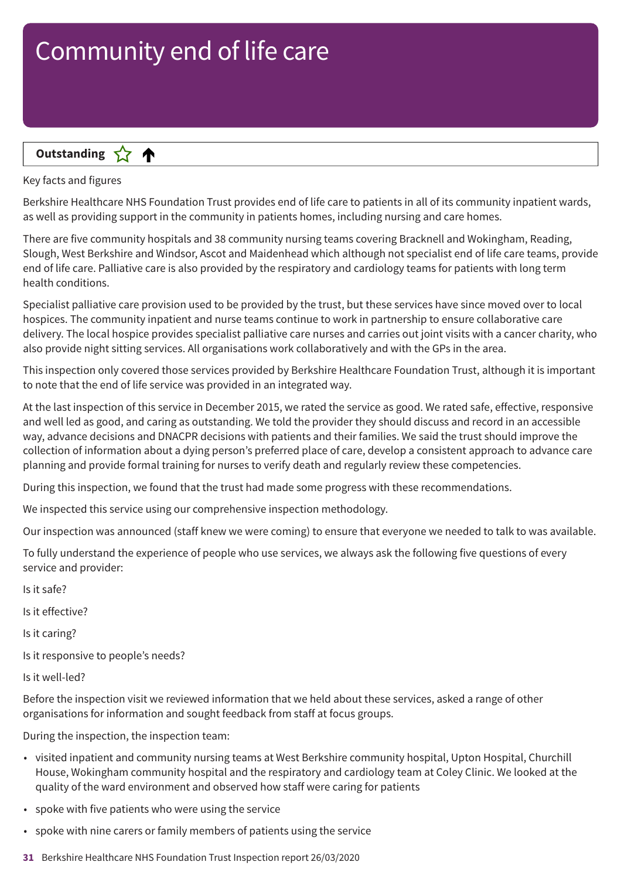# Community end of life care

**Outstanding** ☆ ↑

Key facts and figures

Berkshire Healthcare NHS Foundation Trust provides end of life care to patients in all of its community inpatient wards, as well as providing support in the community in patients homes, including nursing and care homes.

There are five community hospitals and 38 community nursing teams covering Bracknell and Wokingham, Reading, Slough, West Berkshire and Windsor, Ascot and Maidenhead which although not specialist end of life care teams, provide end of life care. Palliative care is also provided by the respiratory and cardiology teams for patients with long term health conditions.

Specialist palliative care provision used to be provided by the trust, but these services have since moved over to local hospices. The community inpatient and nurse teams continue to work in partnership to ensure collaborative care delivery. The local hospice provides specialist palliative care nurses and carries out joint visits with a cancer charity, who also provide night sitting services. All organisations work collaboratively and with the GPs in the area.

This inspection only covered those services provided by Berkshire Healthcare Foundation Trust, although it is important to note that the end of life service was provided in an integrated way.

At the last inspection of this service in December 2015, we rated the service as good. We rated safe, effective, responsive and well led as good, and caring as outstanding. We told the provider they should discuss and record in an accessible way, advance decisions and DNACPR decisions with patients and their families. We said the trust should improve the collection of information about a dying person's preferred place of care, develop a consistent approach to advance care planning and provide formal training for nurses to verify death and regularly review these competencies.

During this inspection, we found that the trust had made some progress with these recommendations.

We inspected this service using our comprehensive inspection methodology.

Our inspection was announced (staff knew we were coming) to ensure that everyone we needed to talk to was available.

To fully understand the experience of people who use services, we always ask the following five questions of every service and provider:

Is it safe?

Is it effective?

Is it caring?

Is it responsive to people's needs?

Is it well-led?

Before the inspection visit we reviewed information that we held about these services, asked a range of other organisations for information and sought feedback from staff at focus groups.

During the inspection, the inspection team:

- visited inpatient and community nursing teams at West Berkshire community hospital, Upton Hospital, Churchill House, Wokingham community hospital and the respiratory and cardiology team at Coley Clinic. We looked at the quality of the ward environment and observed how staff were caring for patients
- spoke with five patients who were using the service
- spoke with nine carers or family members of patients using the service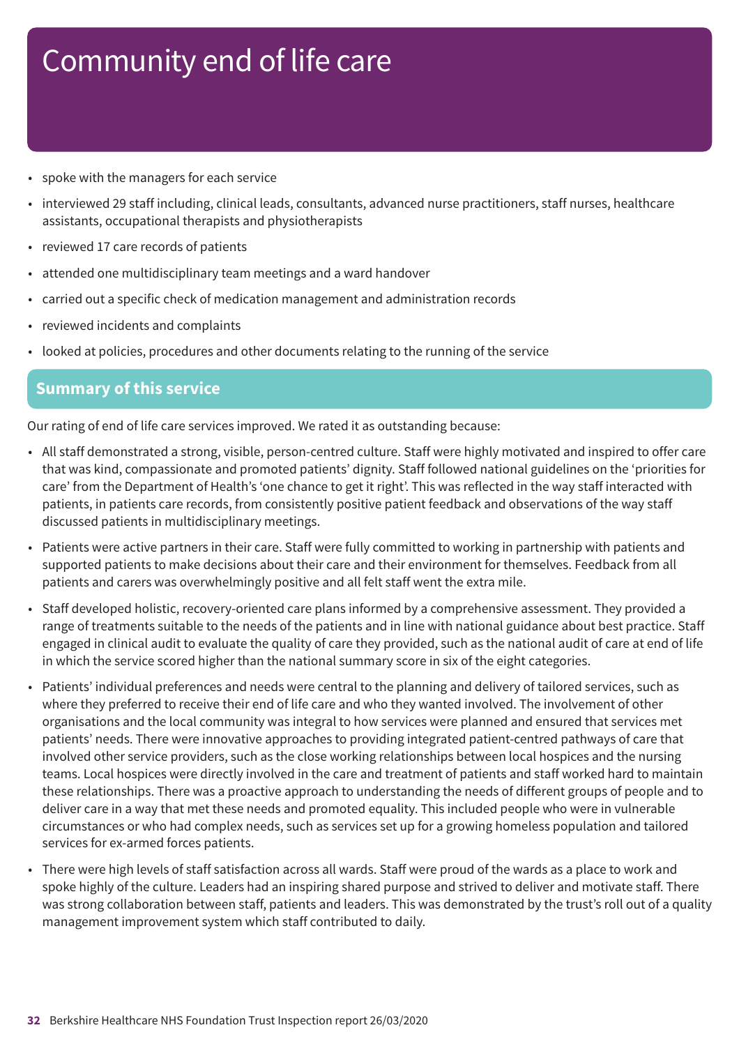# Community end of life care

- spoke with the managers for each service
- interviewed 29 staff including, clinical leads, consultants, advanced nurse practitioners, staff nurses, healthcare assistants, occupational therapists and physiotherapists
- reviewed 17 care records of patients
- attended one multidisciplinary team meetings and a ward handover
- carried out a specific check of medication management and administration records
- reviewed incidents and complaints
- looked at policies, procedures and other documents relating to the running of the service

## Summary of this service

Our rating of end of life care services improved. We rated it as outstanding because:

- All staff demonstrated a strong, visible, person-centred culture. Staff were highly motivated and inspired to offer care that was kind, compassionate and promoted patients' dignity. Staff followed national guidelines on the 'priorities for care' from the Department of Health's 'one chance to get it right'. This was reflected in the way staff interacted with patients, in patients care records, from consistently positive patient feedback and observations of the way staff discussed patients in multidisciplinary meetings.
- Patients were active partners in their care. Staff were fully committed to working in partnership with patients and supported patients to make decisions about their care and their environment for themselves. Feedback from all patients and carers was overwhelmingly positive and all felt staff went the extra mile.
- Staff developed holistic, recovery-oriented care plans informed by a comprehensive assessment. They provided a range of treatments suitable to the needs of the patients and in line with national guidance about best practice. Staff engaged in clinical audit to evaluate the quality of care they provided, such as the national audit of care at end of life in which the service scored higher than the national summary score in six of the eight categories.
- Patients' individual preferences and needs were central to the planning and delivery of tailored services, such as where they preferred to receive their end of life care and who they wanted involved. The involvement of other organisations and the local community was integral to how services were planned and ensured that services met patients' needs. There were innovative approaches to providing integrated patient-centred pathways of care that involved other service providers, such as the close working relationships between local hospices and the nursing teams. Local hospices were directly involved in the care and treatment of patients and staff worked hard to maintain these relationships. There was a proactive approach to understanding the needs of different groups of people and to deliver care in a way that met these needs and promoted equality. This included people who were in vulnerable circumstances or who had complex needs, such as services set up for a growing homeless population and tailored services for ex-armed forces patients.
- There were high levels of staff satisfaction across all wards. Staff were proud of the wards as a place to work and spoke highly of the culture. Leaders had an inspiring shared purpose and strived to deliver and motivate staff. There was strong collaboration between staff, patients and leaders. This was demonstrated by the trust's roll out of a quality management improvement system which staff contributed to daily.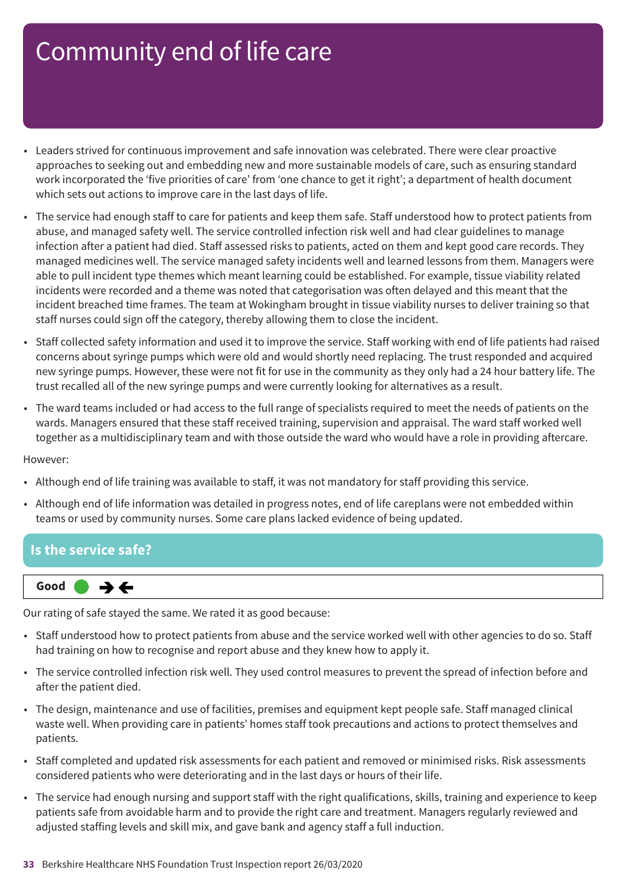# Community end of life care

- Leaders strived for continuous improvement and safe innovation was celebrated. There were clear proactive approaches to seeking out and embedding new and more sustainable models of care, such as ensuring standard work incorporated the 'five priorities of care' from 'one chance to get it right'; a department of health document which sets out actions to improve care in the last days of life.
- The service had enough staff to care for patients and keep them safe. Staff understood how to protect patients from abuse, and managed safety well. The service controlled infection risk well and had clear guidelines to manage infection after a patient had died. Staff assessed risks to patients, acted on them and kept good care records. They managed medicines well. The service managed safety incidents well and learned lessons from them. Managers were able to pull incident type themes which meant learning could be established. For example, tissue viability related incidents were recorded and a theme was noted that categorisation was often delayed and this meant that the incident breached time frames. The team at Wokingham brought in tissue viability nurses to deliver training so that staff nurses could sign off the category, thereby allowing them to close the incident.
- Staff collected safety information and used it to improve the service. Staff working with end of life patients had raised concerns about syringe pumps which were old and would shortly need replacing. The trust responded and acquired new syringe pumps. However, these were not fit for use in the community as they only had a 24 hour battery life. The trust recalled all of the new syringe pumps and were currently looking for alternatives as a result.
- The ward teams included or had access to the full range of specialists required to meet the needs of patients on the wards. Managers ensured that these staff received training, supervision and appraisal. The ward staff worked well together as a multidisciplinary team and with those outside the ward who would have a role in providing aftercare.

However:

- Although end of life training was available to staff, it was not mandatory for staff providing this service.
- Although end of life information was detailed in progress notes, end of life careplans were not embedded within teams or used by community nurses. Some care plans lacked evidence of being updated.

## Is the service safe?

**Good** ● → ←

Our rating of safe stayed the same. We rated it as good because:

- Staff understood how to protect patients from abuse and the service worked well with other agencies to do so. Staff had training on how to recognise and report abuse and they knew how to apply it.
- The service controlled infection risk well. They used control measures to prevent the spread of infection before and after the patient died.
- The design, maintenance and use of facilities, premises and equipment kept people safe. Staff managed clinical waste well. When providing care in patients' homes staff took precautions and actions to protect themselves and patients.
- Staff completed and updated risk assessments for each patient and removed or minimised risks. Risk assessments considered patients who were deteriorating and in the last days or hours of their life.
- The service had enough nursing and support staff with the right qualifications, skills, training and experience to keep patients safe from avoidable harm and to provide the right care and treatment. Managers regularly reviewed and adjusted staffing levels and skill mix, and gave bank and agency staff a full induction.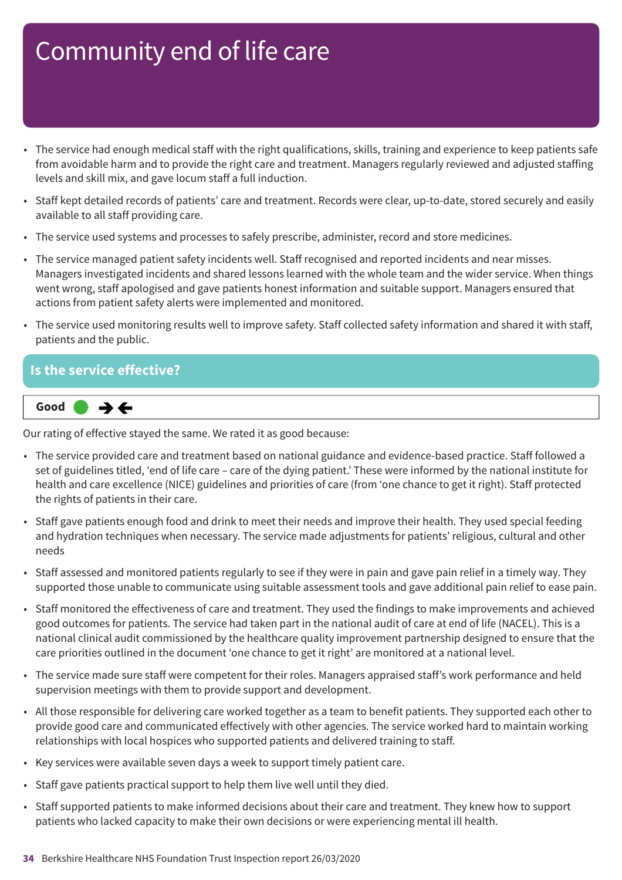# Community end of life care

- The service had enough medical staff with the right qualifications, skills, training and experience to keep patients safe from avoidable harm and to provide the right care and treatment. Managers regularly reviewed and adjusted staffing levels and skill mix, and gave locum staff a full induction.
- Staff kept detailed records of patients' care and treatment. Records were clear, up-to-date, stored securely and easily available to all staff providing care.
- The service used systems and processes to safely prescribe, administer, record and store medicines.
- The service managed patient safety incidents well. Staff recognised and reported incidents and near misses. Managers investigated incidents and shared lessons learned with the whole team and the wider service. When things went wrong, staff apologised and gave patients honest information and suitable support. Managers ensured that actions from patient safety alerts were implemented and monitored.
- The service used monitoring results well to improve safety. Staff collected safety information and shared it with staff, patients and the public.

## Is the service effective?

**Good**

Our rating of effective stayed the same. We rated it as good because:

- The service provided care and treatment based on national guidance and evidence-based practice. Staff followed a set of guidelines titled, 'end of life care – care of the dying patient.' These were informed by the national institute for health and care excellence (NICE) guidelines and priorities of care (from 'one chance to get it right). Staff protected the rights of patients in their care.
- Staff gave patients enough food and drink to meet their needs and improve their health. They used special feeding and hydration techniques when necessary. The service made adjustments for patients' religious, cultural and other needs
- Staff assessed and monitored patients regularly to see if they were in pain and gave pain relief in a timely way. They supported those unable to communicate using suitable assessment tools and gave additional pain relief to ease pain.
- Staff monitored the effectiveness of care and treatment. They used the findings to make improvements and achieved good outcomes for patients. The service had taken part in the national audit of care at end of life (NACEL). This is a national clinical audit commissioned by the healthcare quality improvement partnership designed to ensure that the care priorities outlined in the document 'one chance to get it right' are monitored at a national level.
- The service made sure staff were competent for their roles. Managers appraised staff's work performance and held supervision meetings with them to provide support and development.
- All those responsible for delivering care worked together as a team to benefit patients. They supported each other to provide good care and communicated effectively with other agencies. The service worked hard to maintain working relationships with local hospices who supported patients and delivered training to staff.
- Key services were available seven days a week to support timely patient care.
- Staff gave patients practical support to help them live well until they died.
- Staff supported patients to make informed decisions about their care and treatment. They knew how to support patients who lacked capacity to make their own decisions or were experiencing mental ill health.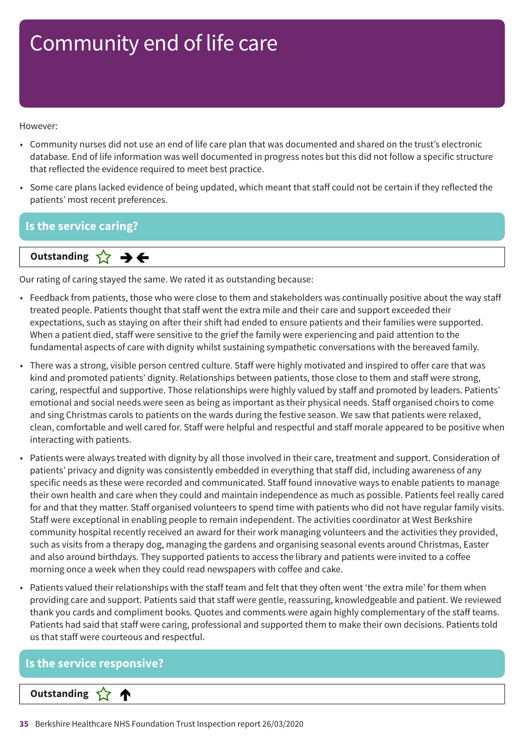# Community end of life care

However:

- Community nurses did not use an end of life care plan that was documented and shared on the trust's electronic database. End of life information was well documented in progress notes but this did not follow a specific structure that reflected the evidence required to meet best practice.
- Some care plans lacked evidence of being updated, which meant that staff could not be certain if they reflected the patients' most recent preferences.

## Is the service caring?

**Outstanding** ☆ ➔➔

Our rating of caring stayed the same. We rated it as outstanding because:

- Feedback from patients, those who were close to them and stakeholders was continually positive about the way staff treated people. Patients thought that staff went the extra mile and their care and support exceeded their expectations, such as staying on after their shift had ended to ensure patients and their families were supported. When a patient died, staff were sensitive to the grief the family were experiencing and paid attention to the fundamental aspects of care with dignity whilst sustaining sympathetic conversations with the bereaved family.
- There was a strong, visible person centred culture. Staff were highly motivated and inspired to offer care that was kind and promoted patients' dignity. Relationships between patients, those close to them and staff were strong, caring, respectful and supportive. Those relationships were highly valued by staff and promoted by leaders. Patients' emotional and social needs were seen as being as important as their physical needs. Staff organised choirs to come and sing Christmas carols to patients on the wards during the festive season. We saw that patients were relaxed, clean, comfortable and well cared for. Staff were helpful and respectful and staff morale appeared to be positive when interacting with patients.
- Patients were always treated with dignity by all those involved in their care, treatment and support. Consideration of patients' privacy and dignity was consistently embedded in everything that staff did, including awareness of any specific needs as these were recorded and communicated. Staff found innovative ways to enable patients to manage their own health and care when they could and maintain independence as much as possible. Patients feel really cared for and that they matter. Staff organised volunteers to spend time with patients who did not have regular family visits. Staff were exceptional in enabling people to remain independent. The activities coordinator at West Berkshire community hospital recently received an award for their work managing volunteers and the activities they provided, such as visits from a therapy dog, managing the gardens and organising seasonal events around Christmas, Easter and also around birthdays. They supported patients to access the library and patients were invited to a coffee morning once a week when they could read newspapers with coffee and cake.
- Patients valued their relationships with the staff team and felt that they often went 'the extra mile' for them when providing care and support. Patients said that staff were gentle, reassuring, knowledgeable and patient. We reviewed thank you cards and compliment books. Quotes and comments were again highly complementary of the staff teams. Patients had said that staff were caring, professional and supported them to make their own decisions. Patients told us that staff were courteous and respectful.

## Is the service responsive?

**Outstanding** ☆ ↑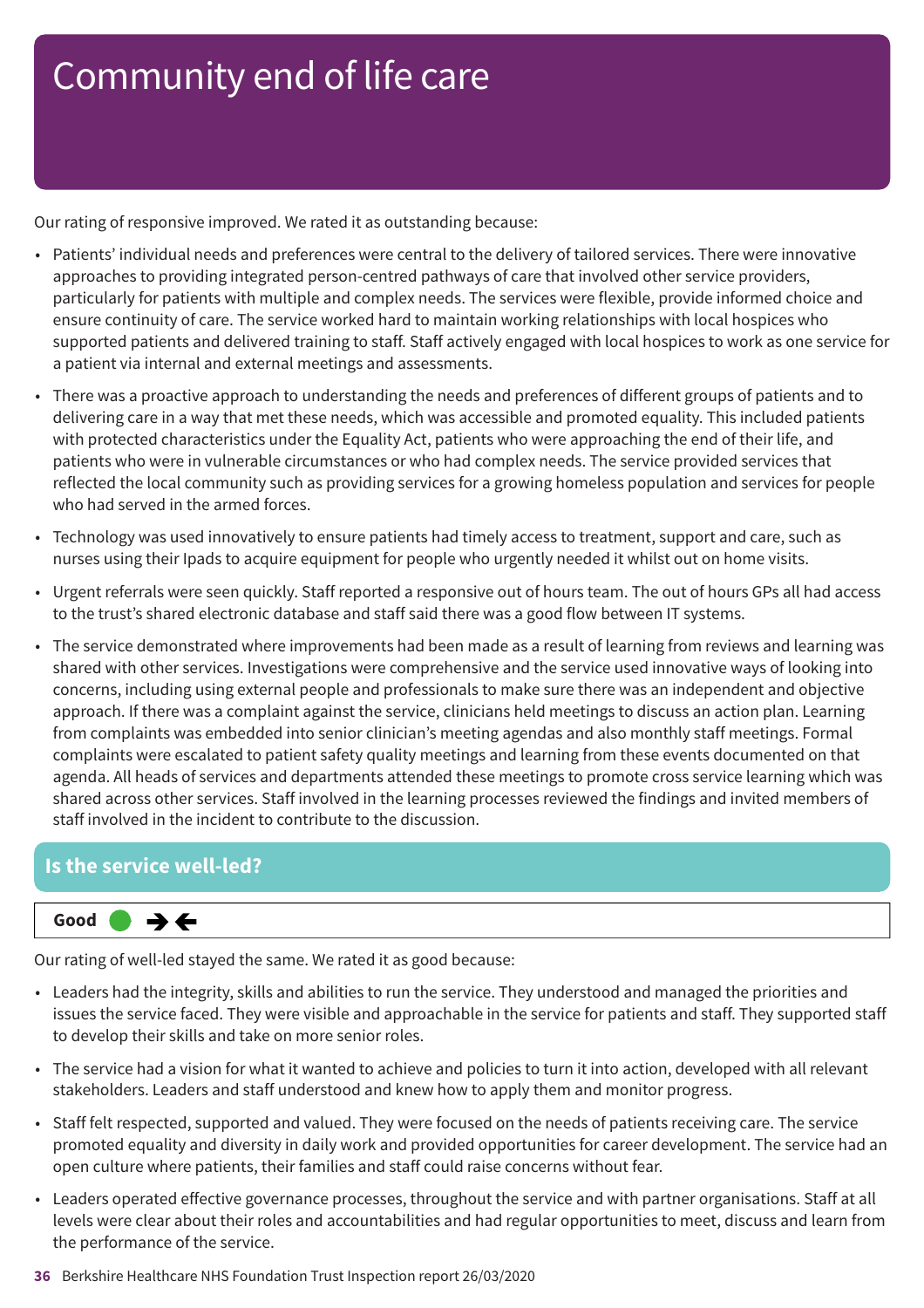# Community end of life care

Our rating of responsive improved. We rated it as outstanding because:

- Patients' individual needs and preferences were central to the delivery of tailored services. There were innovative approaches to providing integrated person-centred pathways of care that involved other service providers, particularly for patients with multiple and complex needs. The services were flexible, provide informed choice and ensure continuity of care. The service worked hard to maintain working relationships with local hospices who supported patients and delivered training to staff. Staff actively engaged with local hospices to work as one service for a patient via internal and external meetings and assessments.
- There was a proactive approach to understanding the needs and preferences of different groups of patients and to delivering care in a way that met these needs, which was accessible and promoted equality. This included patients with protected characteristics under the Equality Act, patients who were approaching the end of their life, and patients who were in vulnerable circumstances or who had complex needs. The service provided services that reflected the local community such as providing services for a growing homeless population and services for people who had served in the armed forces.
- Technology was used innovatively to ensure patients had timely access to treatment, support and care, such as nurses using their Ipads to acquire equipment for people who urgently needed it whilst out on home visits.
- Urgent referrals were seen quickly. Staff reported a responsive out of hours team. The out of hours GPs all had access to the trust's shared electronic database and staff said there was a good flow between IT systems.
- The service demonstrated where improvements had been made as a result of learning from reviews and learning was shared with other services. Investigations were comprehensive and the service used innovative ways of looking into concerns, including using external people and professionals to make sure there was an independent and objective approach. If there was a complaint against the service, clinicians held meetings to discuss an action plan. Learning from complaints was embedded into senior clinician's meeting agendas and also monthly staff meetings. Formal complaints were escalated to patient safety quality meetings and learning from these events documented on that agenda. All heads of services and departments attended these meetings to promote cross service learning which was shared across other services. Staff involved in the learning processes reviewed the findings and invited members of staff involved in the incident to contribute to the discussion.

## Is the service well-led?

**Good** ● →←

Our rating of well-led stayed the same. We rated it as good because:

- Leaders had the integrity, skills and abilities to run the service. They understood and managed the priorities and issues the service faced. They were visible and approachable in the service for patients and staff. They supported staff to develop their skills and take on more senior roles.
- The service had a vision for what it wanted to achieve and policies to turn it into action, developed with all relevant stakeholders. Leaders and staff understood and knew how to apply them and monitor progress.
- Staff felt respected, supported and valued. They were focused on the needs of patients receiving care. The service promoted equality and diversity in daily work and provided opportunities for career development. The service had an open culture where patients, their families and staff could raise concerns without fear.
- Leaders operated effective governance processes, throughout the service and with partner organisations. Staff at all levels were clear about their roles and accountabilities and had regular opportunities to meet, discuss and learn from the performance of the service.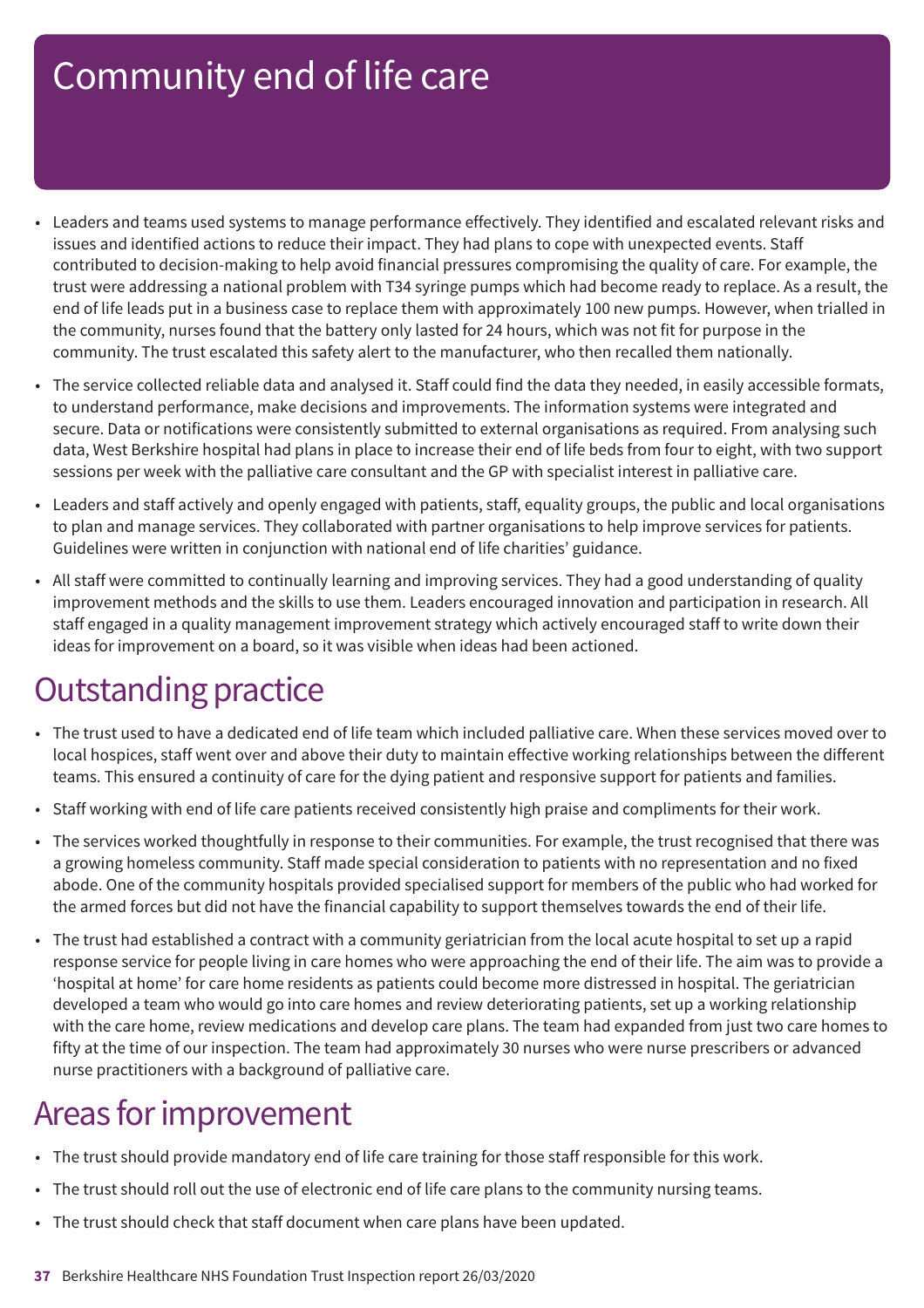# Community end of life care

- Leaders and teams used systems to manage performance effectively. They identified and escalated relevant risks and issues and identified actions to reduce their impact. They had plans to cope with unexpected events. Staff contributed to decision-making to help avoid financial pressures compromising the quality of care. For example, the trust were addressing a national problem with T34 syringe pumps which had become ready to replace. As a result, the end of life leads put in a business case to replace them with approximately 100 new pumps. However, when trialled in the community, nurses found that the battery only lasted for 24 hours, which was not fit for purpose in the community. The trust escalated this safety alert to the manufacturer, who then recalled them nationally.
- The service collected reliable data and analysed it. Staff could find the data they needed, in easily accessible formats, to understand performance, make decisions and improvements. The information systems were integrated and secure. Data or notifications were consistently submitted to external organisations as required. From analysing such data, West Berkshire hospital had plans in place to increase their end of life beds from four to eight, with two support sessions per week with the palliative care consultant and the GP with specialist interest in palliative care.
- Leaders and staff actively and openly engaged with patients, staff, equality groups, the public and local organisations to plan and manage services. They collaborated with partner organisations to help improve services for patients. Guidelines were written in conjunction with national end of life charities' guidance.
- All staff were committed to continually learning and improving services. They had a good understanding of quality improvement methods and the skills to use them. Leaders encouraged innovation and participation in research. All staff engaged in a quality management improvement strategy which actively encouraged staff to write down their ideas for improvement on a board, so it was visible when ideas had been actioned.

## Outstanding practice

- The trust used to have a dedicated end of life team which included palliative care. When these services moved over to local hospices, staff went over and above their duty to maintain effective working relationships between the different teams. This ensured a continuity of care for the dying patient and responsive support for patients and families.
- Staff working with end of life care patients received consistently high praise and compliments for their work.
- The services worked thoughtfully in response to their communities. For example, the trust recognised that there was a growing homeless community. Staff made special consideration to patients with no representation and no fixed abode. One of the community hospitals provided specialised support for members of the public who had worked for the armed forces but did not have the financial capability to support themselves towards the end of their life.
- The trust had established a contract with a community geriatrician from the local acute hospital to set up a rapid response service for people living in care homes who were approaching the end of their life. The aim was to provide a 'hospital at home' for care home residents as patients could become more distressed in hospital. The geriatrician developed a team who would go into care homes and review deteriorating patients, set up a working relationship with the care home, review medications and develop care plans. The team had expanded from just two care homes to fifty at the time of our inspection. The team had approximately 30 nurses who were nurse prescribers or advanced nurse practitioners with a background of palliative care.

## Areas for improvement

- The trust should provide mandatory end of life care training for those staff responsible for this work.
- The trust should roll out the use of electronic end of life care plans to the community nursing teams.
- The trust should check that staff document when care plans have been updated.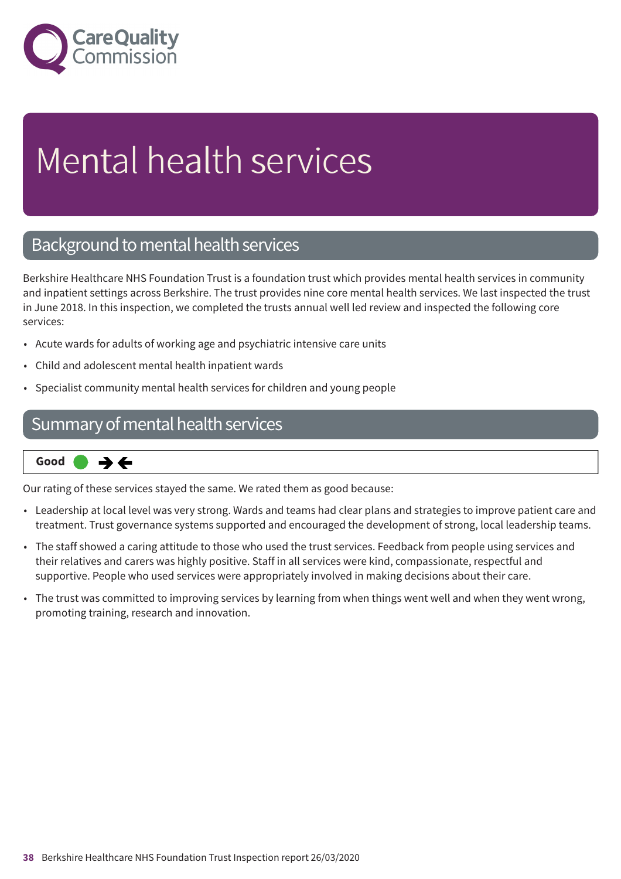# Mental health services

## Background to mental health services

Berkshire Healthcare NHS Foundation Trust is a foundation trust which provides mental health services in community and inpatient settings across Berkshire. The trust provides nine core mental health services. We last inspected the trust in June 2018. In this inspection, we completed the trusts annual well led review and inspected the following core services:

- Acute wards for adults of working age and psychiatric intensive care units
- Child and adolescent mental health inpatient wards
- Specialist community mental health services for children and young people

## Summary of mental health services

**Good**

Our rating of these services stayed the same. We rated them as good because:

- Leadership at local level was very strong. Wards and teams had clear plans and strategies to improve patient care and treatment. Trust governance systems supported and encouraged the development of strong, local leadership teams.
- The staff showed a caring attitude to those who used the trust services. Feedback from people using services and their relatives and carers was highly positive. Staff in all services were kind, compassionate, respectful and supportive. People who used services were appropriately involved in making decisions about their care.
- The trust was committed to improving services by learning from when things went well and when they went wrong, promoting training, research and innovation.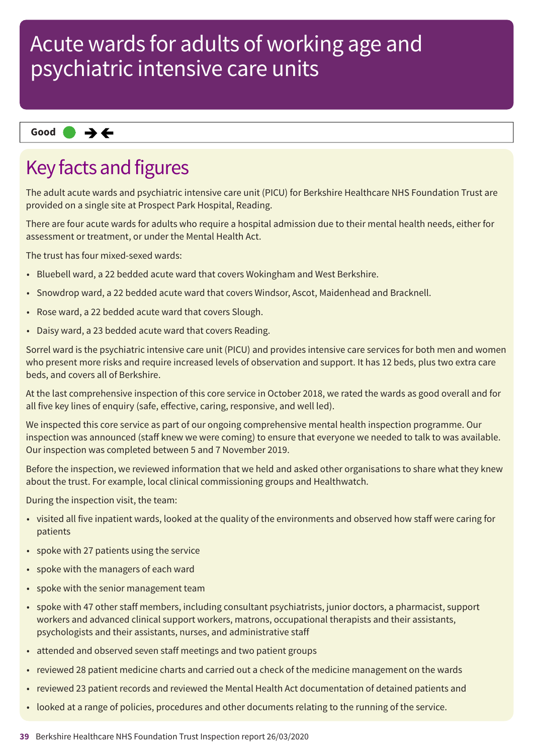# Acute wards for adults of working age and psychiatric intensive care units

**Good** ● ➔➔

## Key facts and figures

The adult acute wards and psychiatric intensive care unit (PICU) for Berkshire Healthcare NHS Foundation Trust are provided on a single site at Prospect Park Hospital, Reading.

There are four acute wards for adults who require a hospital admission due to their mental health needs, either for assessment or treatment, or under the Mental Health Act.

The trust has four mixed-sexed wards:

- Bluebell ward, a 22 bedded acute ward that covers Wokingham and West Berkshire.
- Snowdrop ward, a 22 bedded acute ward that covers Windsor, Ascot, Maidenhead and Bracknell.
- Rose ward, a 22 bedded acute ward that covers Slough.
- Daisy ward, a 23 bedded acute ward that covers Reading.

Sorrel ward is the psychiatric intensive care unit (PICU) and provides intensive care services for both men and women who present more risks and require increased levels of observation and support. It has 12 beds, plus two extra care beds, and covers all of Berkshire.

At the last comprehensive inspection of this core service in October 2018, we rated the wards as good overall and for all five key lines of enquiry (safe, effective, caring, responsive, and well led).

We inspected this core service as part of our ongoing comprehensive mental health inspection programme. Our inspection was announced (staff knew we were coming) to ensure that everyone we needed to talk to was available. Our inspection was completed between 5 and 7 November 2019.

Before the inspection, we reviewed information that we held and asked other organisations to share what they knew about the trust. For example, local clinical commissioning groups and Healthwatch.

During the inspection visit, the team:

- visited all five inpatient wards, looked at the quality of the environments and observed how staff were caring for patients
- spoke with 27 patients using the service
- spoke with the managers of each ward
- spoke with the senior management team
- spoke with 47 other staff members, including consultant psychiatrists, junior doctors, a pharmacist, support workers and advanced clinical support workers, matrons, occupational therapists and their assistants, psychologists and their assistants, nurses, and administrative staff
- attended and observed seven staff meetings and two patient groups
- reviewed 28 patient medicine charts and carried out a check of the medicine management on the wards
- reviewed 23 patient records and reviewed the Mental Health Act documentation of detained patients and
- looked at a range of policies, procedures and other documents relating to the running of the service.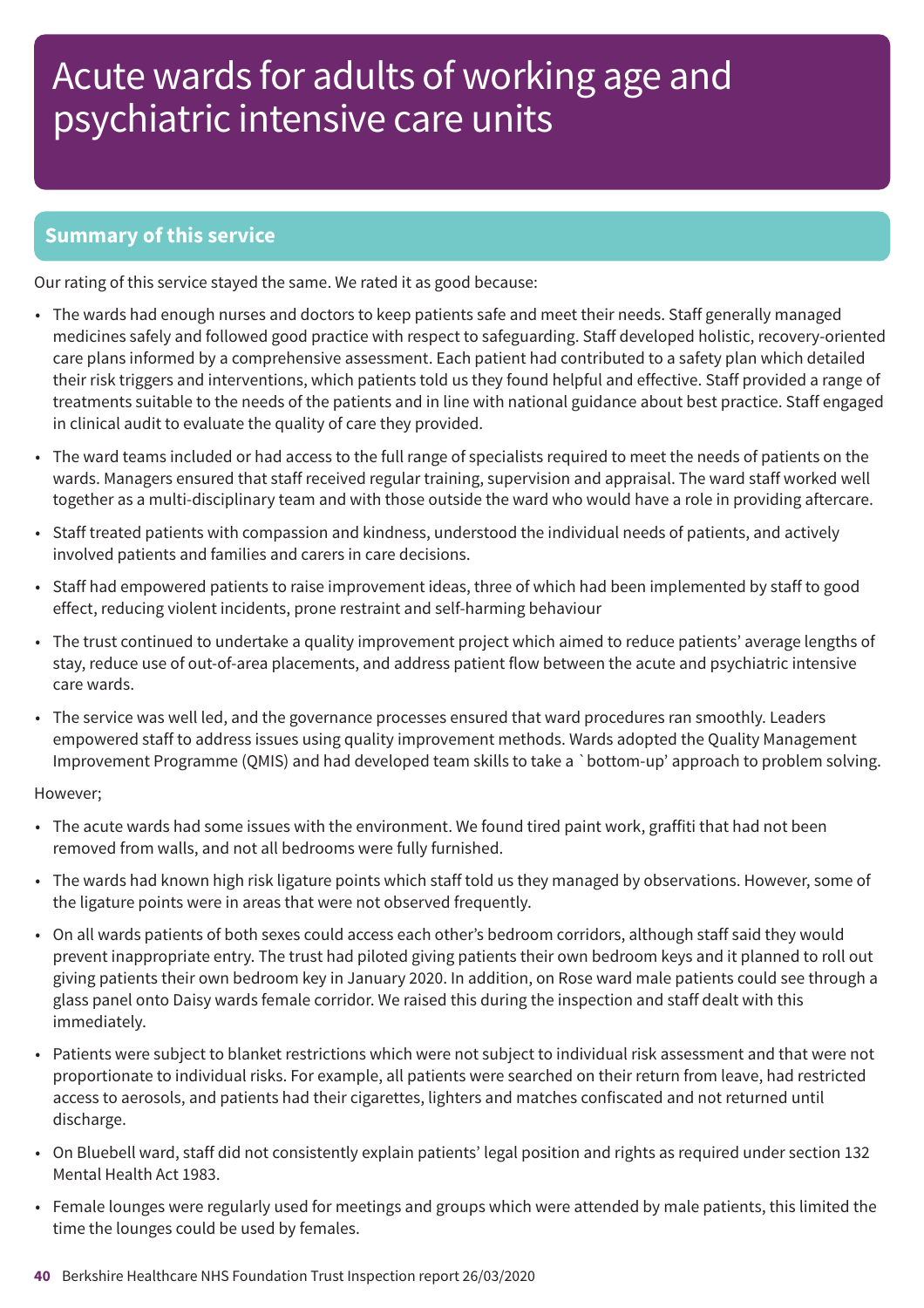# Acute wards for adults of working age and psychiatric intensive care units

## Summary of this service

Our rating of this service stayed the same. We rated it as good because:

- The wards had enough nurses and doctors to keep patients safe and meet their needs. Staff generally managed medicines safely and followed good practice with respect to safeguarding. Staff developed holistic, recovery-oriented care plans informed by a comprehensive assessment. Each patient had contributed to a safety plan which detailed their risk triggers and interventions, which patients told us they found helpful and effective. Staff provided a range of treatments suitable to the needs of the patients and in line with national guidance about best practice. Staff engaged in clinical audit to evaluate the quality of care they provided.
- The ward teams included or had access to the full range of specialists required to meet the needs of patients on the wards. Managers ensured that staff received regular training, supervision and appraisal. The ward staff worked well together as a multi-disciplinary team and with those outside the ward who would have a role in providing aftercare.
- Staff treated patients with compassion and kindness, understood the individual needs of patients, and actively involved patients and families and carers in care decisions.
- Staff had empowered patients to raise improvement ideas, three of which had been implemented by staff to good effect, reducing violent incidents, prone restraint and self-harming behaviour
- The trust continued to undertake a quality improvement project which aimed to reduce patients' average lengths of stay, reduce use of out-of-area placements, and address patient flow between the acute and psychiatric intensive care wards.
- The service was well led, and the governance processes ensured that ward procedures ran smoothly. Leaders empowered staff to address issues using quality improvement methods. Wards adopted the Quality Management Improvement Programme (QMIS) and had developed team skills to take a `bottom-up' approach to problem solving.

However;

- The acute wards had some issues with the environment. We found tired paint work, graffiti that had not been removed from walls, and not all bedrooms were fully furnished.
- The wards had known high risk ligature points which staff told us they managed by observations. However, some of the ligature points were in areas that were not observed frequently.
- On all wards patients of both sexes could access each other's bedroom corridors, although staff said they would prevent inappropriate entry. The trust had piloted giving patients their own bedroom keys and it planned to roll out giving patients their own bedroom key in January 2020. In addition, on Rose ward male patients could see through a glass panel onto Daisy wards female corridor. We raised this during the inspection and staff dealt with this immediately.
- Patients were subject to blanket restrictions which were not subject to individual risk assessment and that were not proportionate to individual risks. For example, all patients were searched on their return from leave, had restricted access to aerosols, and patients had their cigarettes, lighters and matches confiscated and not returned until discharge.
- On Bluebell ward, staff did not consistently explain patients' legal position and rights as required under section 132 Mental Health Act 1983.
- Female lounges were regularly used for meetings and groups which were attended by male patients, this limited the time the lounges could be used by females.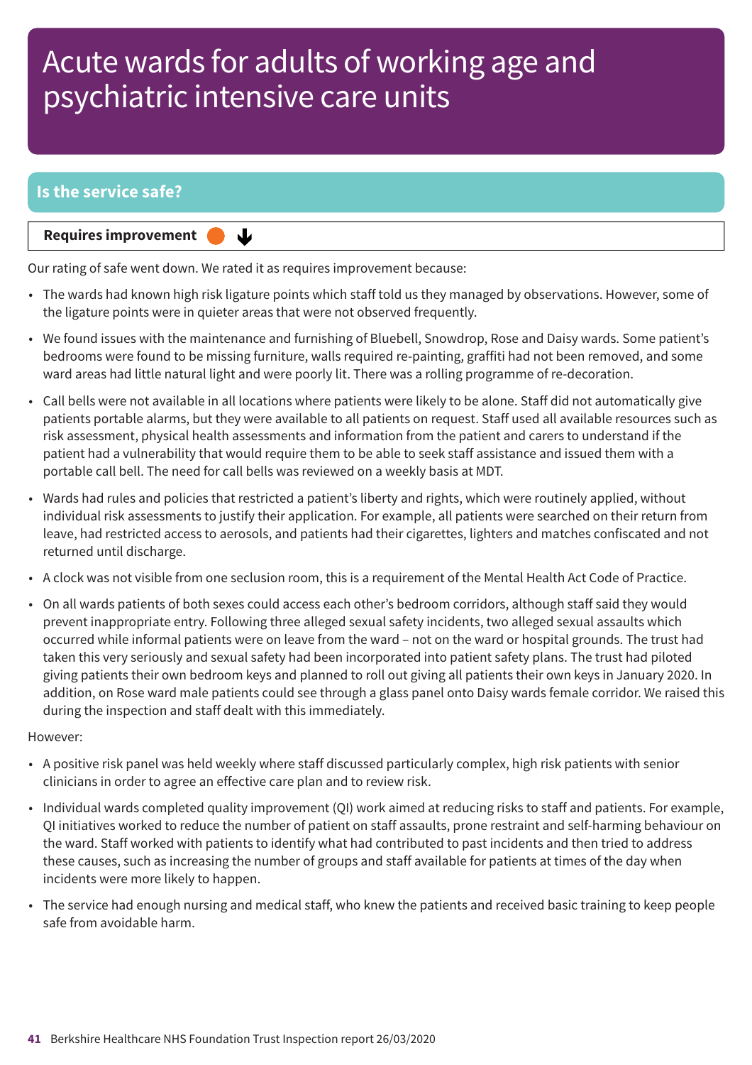# Acute wards for adults of working age and psychiatric intensive care units

## Is the service safe?

**Requires improvement** ⬇

Our rating of safe went down. We rated it as requires improvement because:

- The wards had known high risk ligature points which staff told us they managed by observations. However, some of the ligature points were in quieter areas that were not observed frequently.
- We found issues with the maintenance and furnishing of Bluebell, Snowdrop, Rose and Daisy wards. Some patient's bedrooms were found to be missing furniture, walls required re-painting, graffiti had not been removed, and some ward areas had little natural light and were poorly lit. There was a rolling programme of re-decoration.
- Call bells were not available in all locations where patients were likely to be alone. Staff did not automatically give patients portable alarms, but they were available to all patients on request. Staff used all available resources such as risk assessment, physical health assessments and information from the patient and carers to understand if the patient had a vulnerability that would require them to be able to seek staff assistance and issued them with a portable call bell. The need for call bells was reviewed on a weekly basis at MDT.
- Wards had rules and policies that restricted a patient's liberty and rights, which were routinely applied, without individual risk assessments to justify their application. For example, all patients were searched on their return from leave, had restricted access to aerosols, and patients had their cigarettes, lighters and matches confiscated and not returned until discharge.
- A clock was not visible from one seclusion room, this is a requirement of the Mental Health Act Code of Practice.
- On all wards patients of both sexes could access each other's bedroom corridors, although staff said they would prevent inappropriate entry. Following three alleged sexual safety incidents, two alleged sexual assaults which occurred while informal patients were on leave from the ward – not on the ward or hospital grounds. The trust had taken this very seriously and sexual safety had been incorporated into patient safety plans. The trust had piloted giving patients their own bedroom keys and planned to roll out giving all patients their own keys in January 2020. In addition, on Rose ward male patients could see through a glass panel onto Daisy wards female corridor. We raised this during the inspection and staff dealt with this immediately.

However:

- A positive risk panel was held weekly where staff discussed particularly complex, high risk patients with senior clinicians in order to agree an effective care plan and to review risk.
- Individual wards completed quality improvement (QI) work aimed at reducing risks to staff and patients. For example, QI initiatives worked to reduce the number of patient on staff assaults, prone restraint and self-harming behaviour on the ward. Staff worked with patients to identify what had contributed to past incidents and then tried to address these causes, such as increasing the number of groups and staff available for patients at times of the day when incidents were more likely to happen.
- The service had enough nursing and medical staff, who knew the patients and received basic training to keep people safe from avoidable harm.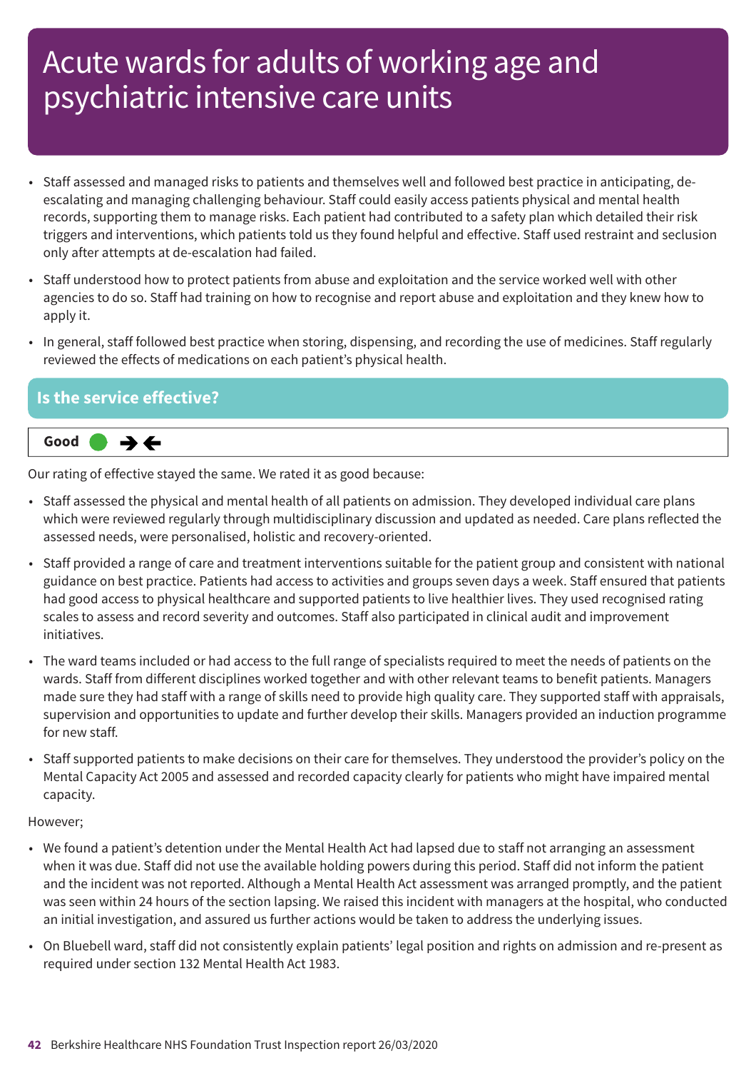# Acute wards for adults of working age and psychiatric intensive care units

- Staff assessed and managed risks to patients and themselves well and followed best practice in anticipating, de-escalating and managing challenging behaviour. Staff could easily access patients physical and mental health records, supporting them to manage risks. Each patient had contributed to a safety plan which detailed their risk triggers and interventions, which patients told us they found helpful and effective. Staff used restraint and seclusion only after attempts at de-escalation had failed.
- Staff understood how to protect patients from abuse and exploitation and the service worked well with other agencies to do so. Staff had training on how to recognise and report abuse and exploitation and they knew how to apply it.
- In general, staff followed best practice when storing, dispensing, and recording the use of medicines. Staff regularly reviewed the effects of medications on each patient's physical health.

## Is the service effective?

**Good** ● →←

Our rating of effective stayed the same. We rated it as good because:

- Staff assessed the physical and mental health of all patients on admission. They developed individual care plans which were reviewed regularly through multidisciplinary discussion and updated as needed. Care plans reflected the assessed needs, were personalised, holistic and recovery-oriented.
- Staff provided a range of care and treatment interventions suitable for the patient group and consistent with national guidance on best practice. Patients had access to activities and groups seven days a week. Staff ensured that patients had good access to physical healthcare and supported patients to live healthier lives. They used recognised rating scales to assess and record severity and outcomes. Staff also participated in clinical audit and improvement initiatives.
- The ward teams included or had access to the full range of specialists required to meet the needs of patients on the wards. Staff from different disciplines worked together and with other relevant teams to benefit patients. Managers made sure they had staff with a range of skills need to provide high quality care. They supported staff with appraisals, supervision and opportunities to update and further develop their skills. Managers provided an induction programme for new staff.
- Staff supported patients to make decisions on their care for themselves. They understood the provider's policy on the Mental Capacity Act 2005 and assessed and recorded capacity clearly for patients who might have impaired mental capacity.

However;

- We found a patient's detention under the Mental Health Act had lapsed due to staff not arranging an assessment when it was due. Staff did not use the available holding powers during this period. Staff did not inform the patient and the incident was not reported. Although a Mental Health Act assessment was arranged promptly, and the patient was seen within 24 hours of the section lapsing. We raised this incident with managers at the hospital, who conducted an initial investigation, and assured us further actions would be taken to address the underlying issues.
- On Bluebell ward, staff did not consistently explain patients' legal position and rights on admission and re-present as required under section 132 Mental Health Act 1983.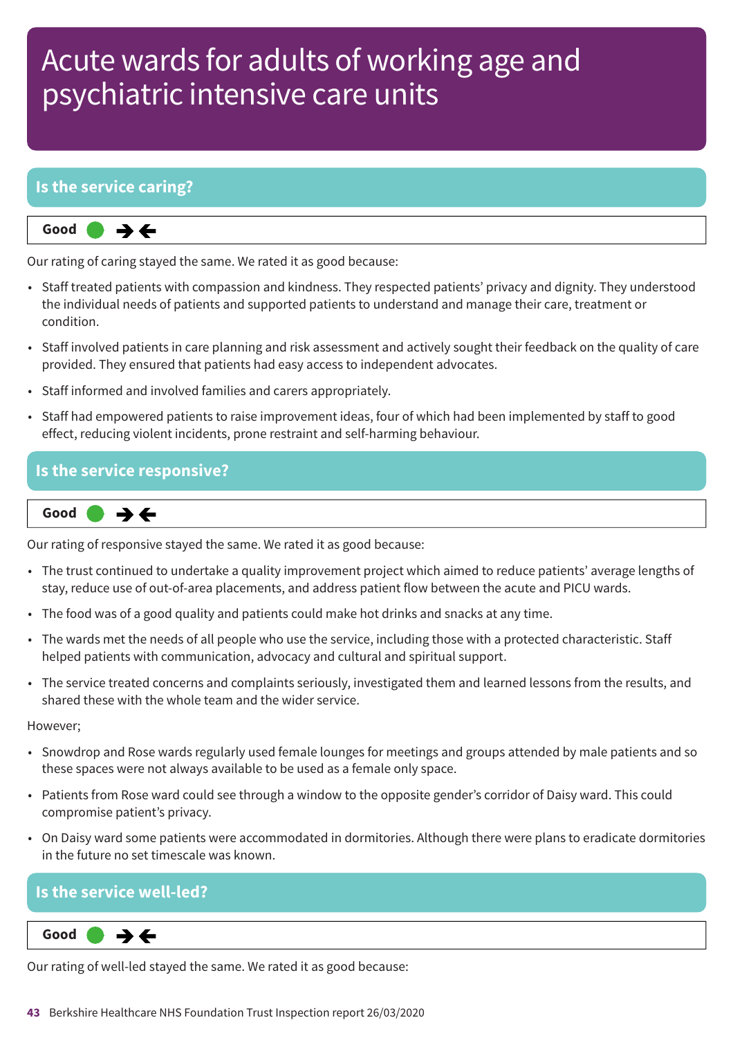# Acute wards for adults of working age and psychiatric intensive care units

## Is the service caring?

**Good** ➔←

Our rating of caring stayed the same. We rated it as good because:

- Staff treated patients with compassion and kindness. They respected patients' privacy and dignity. They understood the individual needs of patients and supported patients to understand and manage their care, treatment or condition.
- Staff involved patients in care planning and risk assessment and actively sought their feedback on the quality of care provided. They ensured that patients had easy access to independent advocates.
- Staff informed and involved families and carers appropriately.
- Staff had empowered patients to raise improvement ideas, four of which had been implemented by staff to good effect, reducing violent incidents, prone restraint and self-harming behaviour.

## Is the service responsive?

**Good** ➔←

Our rating of responsive stayed the same. We rated it as good because:

- The trust continued to undertake a quality improvement project which aimed to reduce patients' average lengths of stay, reduce use of out-of-area placements, and address patient flow between the acute and PICU wards.
- The food was of a good quality and patients could make hot drinks and snacks at any time.
- The wards met the needs of all people who use the service, including those with a protected characteristic. Staff helped patients with communication, advocacy and cultural and spiritual support.
- The service treated concerns and complaints seriously, investigated them and learned lessons from the results, and shared these with the whole team and the wider service.

However;

- Snowdrop and Rose wards regularly used female lounges for meetings and groups attended by male patients and so these spaces were not always available to be used as a female only space.
- Patients from Rose ward could see through a window to the opposite gender's corridor of Daisy ward. This could compromise patient's privacy.
- On Daisy ward some patients were accommodated in dormitories. Although there were plans to eradicate dormitories in the future no set timescale was known.

## Is the service well-led?

**Good** ➔←

Our rating of well-led stayed the same. We rated it as good because: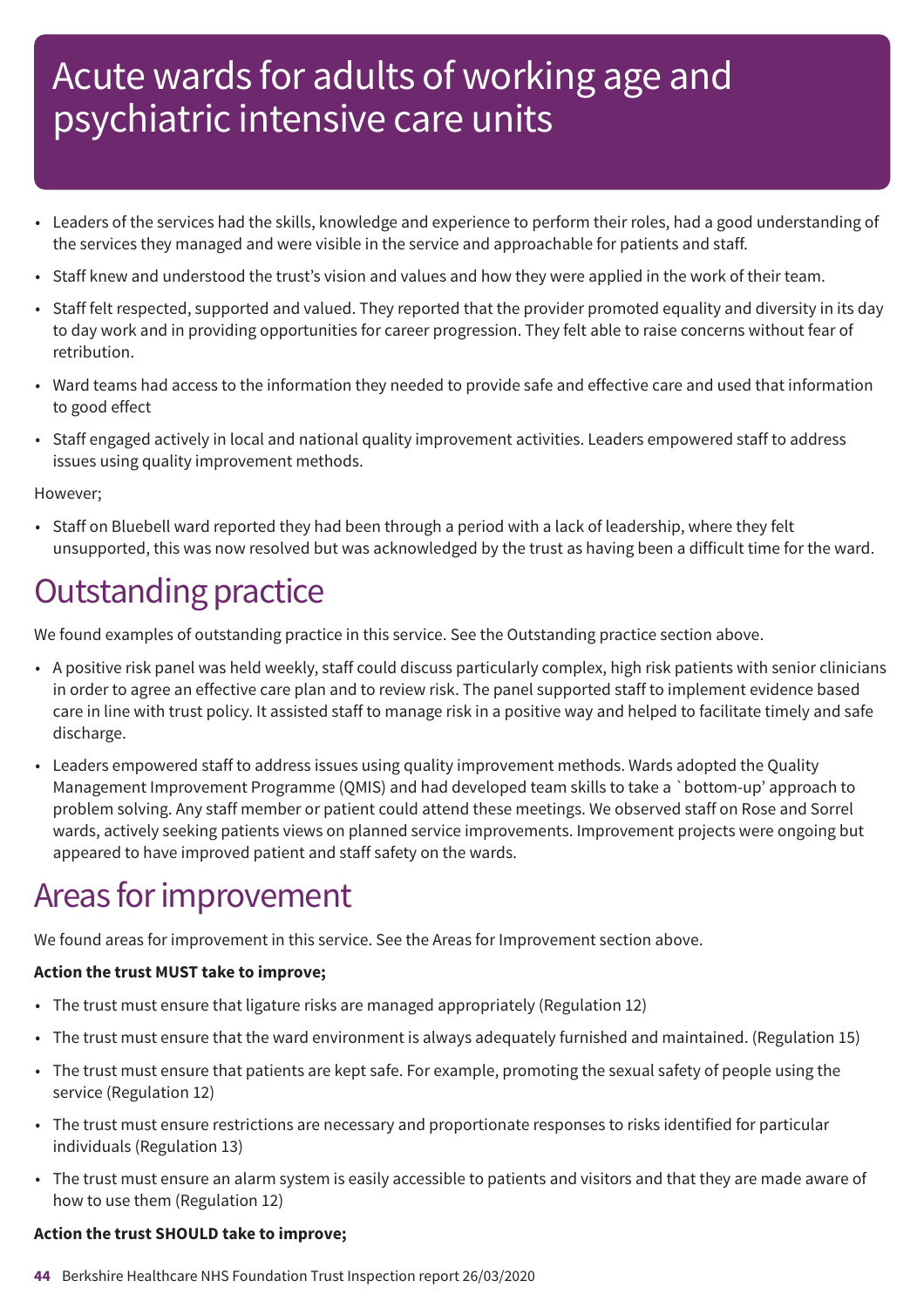# Acute wards for adults of working age and psychiatric intensive care units

- Leaders of the services had the skills, knowledge and experience to perform their roles, had a good understanding of the services they managed and were visible in the service and approachable for patients and staff.
- Staff knew and understood the trust's vision and values and how they were applied in the work of their team.
- Staff felt respected, supported and valued. They reported that the provider promoted equality and diversity in its day to day work and in providing opportunities for career progression. They felt able to raise concerns without fear of retribution.
- Ward teams had access to the information they needed to provide safe and effective care and used that information to good effect
- Staff engaged actively in local and national quality improvement activities. Leaders empowered staff to address issues using quality improvement methods.

However;

- Staff on Bluebell ward reported they had been through a period with a lack of leadership, where they felt unsupported, this was now resolved but was acknowledged by the trust as having been a difficult time for the ward.

## Outstanding practice

We found examples of outstanding practice in this service. See the Outstanding practice section above.

- A positive risk panel was held weekly, staff could discuss particularly complex, high risk patients with senior clinicians in order to agree an effective care plan and to review risk. The panel supported staff to implement evidence based care in line with trust policy. It assisted staff to manage risk in a positive way and helped to facilitate timely and safe discharge.
- Leaders empowered staff to address issues using quality improvement methods. Wards adopted the Quality Management Improvement Programme (QMIS) and had developed team skills to take a `bottom-up' approach to problem solving. Any staff member or patient could attend these meetings. We observed staff on Rose and Sorrel wards, actively seeking patients views on planned service improvements. Improvement projects were ongoing but appeared to have improved patient and staff safety on the wards.

## Areas for improvement

We found areas for improvement in this service. See the Areas for Improvement section above.

**Action the trust MUST take to improve;**

- The trust must ensure that ligature risks are managed appropriately (Regulation 12)
- The trust must ensure that the ward environment is always adequately furnished and maintained. (Regulation 15)
- The trust must ensure that patients are kept safe. For example, promoting the sexual safety of people using the service (Regulation 12)
- The trust must ensure restrictions are necessary and proportionate responses to risks identified for particular individuals (Regulation 13)
- The trust must ensure an alarm system is easily accessible to patients and visitors and that they are made aware of how to use them (Regulation 12)

**Action the trust SHOULD take to improve;**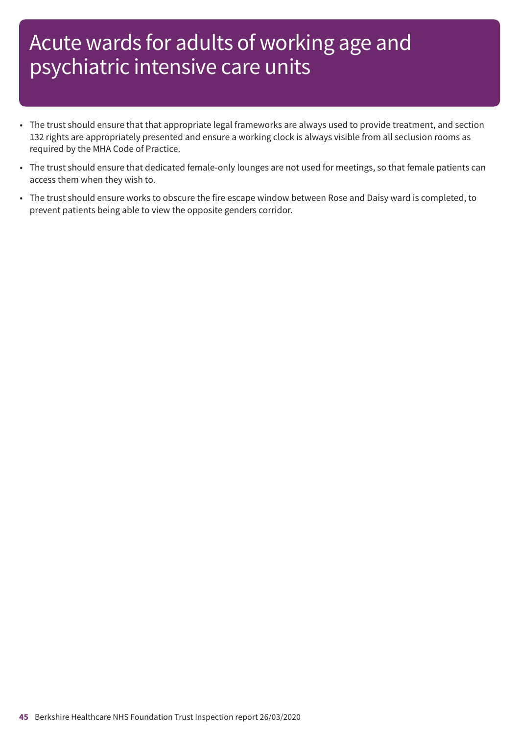# Acute wards for adults of working age and psychiatric intensive care units

- The trust should ensure that that appropriate legal frameworks are always used to provide treatment, and section 132 rights are appropriately presented and ensure a working clock is always visible from all seclusion rooms as required by the MHA Code of Practice.
- The trust should ensure that dedicated female-only lounges are not used for meetings, so that female patients can access them when they wish to.
- The trust should ensure works to obscure the fire escape window between Rose and Daisy ward is completed, to prevent patients being able to view the opposite genders corridor.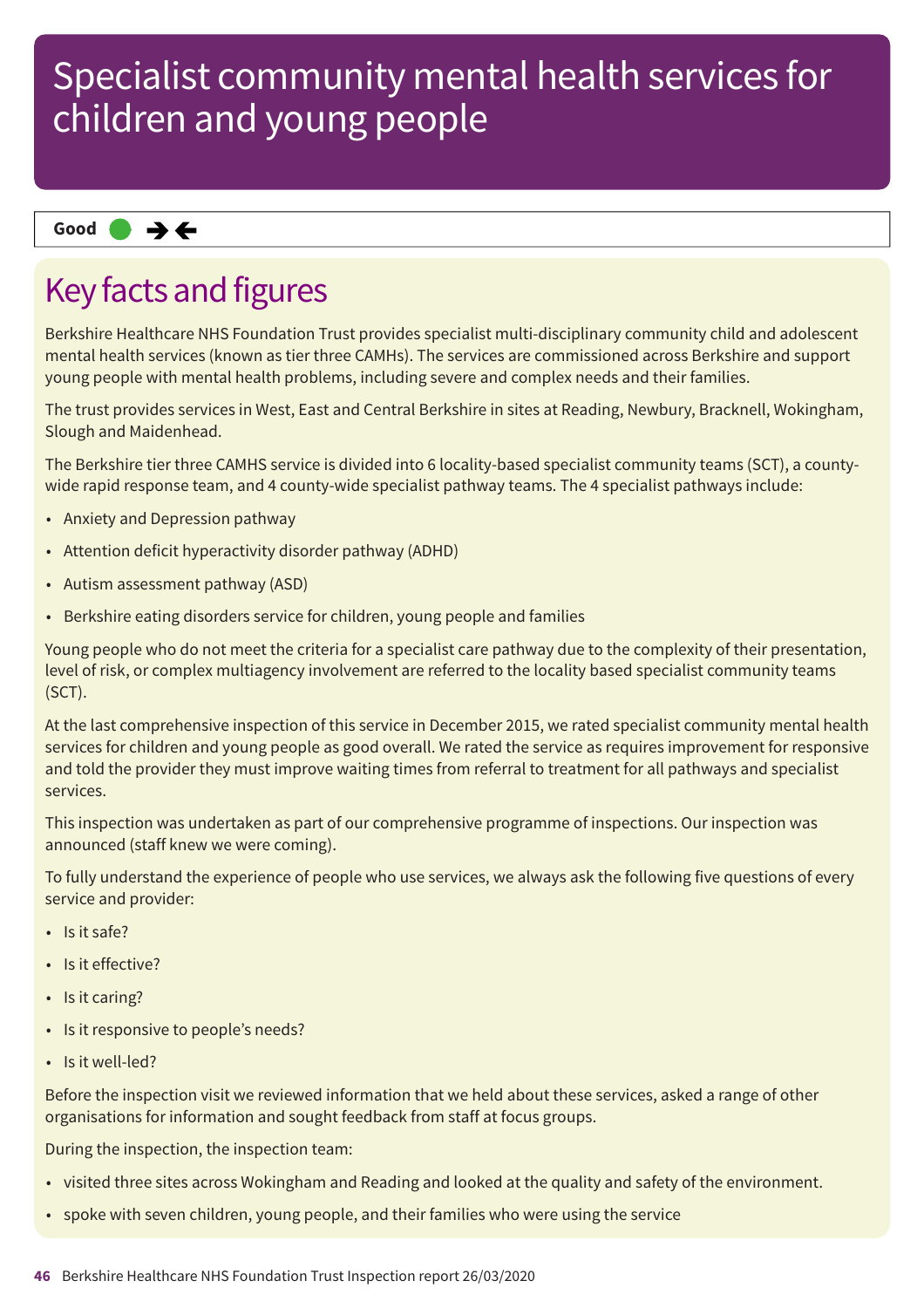# Specialist community mental health services for children and young people

**Good** ● → ←

## Key facts and figures

Berkshire Healthcare NHS Foundation Trust provides specialist multi-disciplinary community child and adolescent mental health services (known as tier three CAMHs). The services are commissioned across Berkshire and support young people with mental health problems, including severe and complex needs and their families.

The trust provides services in West, East and Central Berkshire in sites at Reading, Newbury, Bracknell, Wokingham, Slough and Maidenhead.

The Berkshire tier three CAMHS service is divided into 6 locality-based specialist community teams (SCT), a county-wide rapid response team, and 4 county-wide specialist pathway teams. The 4 specialist pathways include:

- Anxiety and Depression pathway
- Attention deficit hyperactivity disorder pathway (ADHD)
- Autism assessment pathway (ASD)
- Berkshire eating disorders service for children, young people and families

Young people who do not meet the criteria for a specialist care pathway due to the complexity of their presentation, level of risk, or complex multiagency involvement are referred to the locality based specialist community teams (SCT).

At the last comprehensive inspection of this service in December 2015, we rated specialist community mental health services for children and young people as good overall. We rated the service as requires improvement for responsive and told the provider they must improve waiting times from referral to treatment for all pathways and specialist services.

This inspection was undertaken as part of our comprehensive programme of inspections. Our inspection was announced (staff knew we were coming).

To fully understand the experience of people who use services, we always ask the following five questions of every service and provider:

- Is it safe?
- Is it effective?
- Is it caring?
- Is it responsive to people's needs?
- Is it well-led?

Before the inspection visit we reviewed information that we held about these services, asked a range of other organisations for information and sought feedback from staff at focus groups.

During the inspection, the inspection team:

- visited three sites across Wokingham and Reading and looked at the quality and safety of the environment.
- spoke with seven children, young people, and their families who were using the service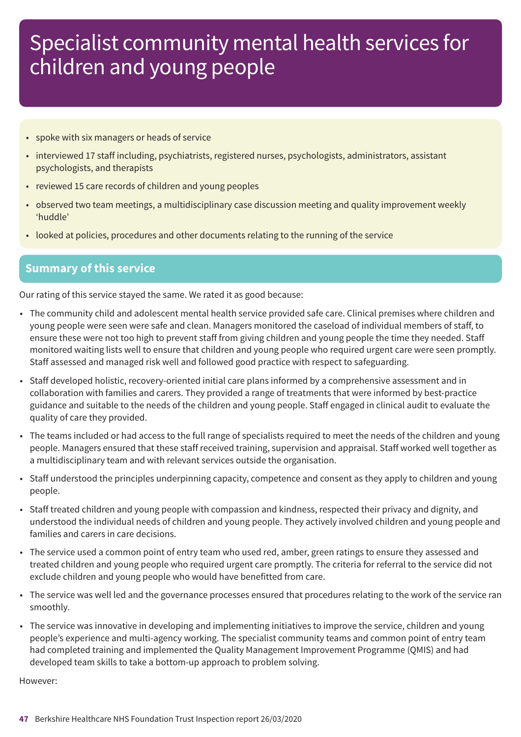# Specialist community mental health services for children and young people

- spoke with six managers or heads of service
- interviewed 17 staff including, psychiatrists, registered nurses, psychologists, administrators, assistant psychologists, and therapists
- reviewed 15 care records of children and young peoples
- observed two team meetings, a multidisciplinary case discussion meeting and quality improvement weekly 'huddle'
- looked at policies, procedures and other documents relating to the running of the service

## Summary of this service

Our rating of this service stayed the same. We rated it as good because:

- The community child and adolescent mental health service provided safe care. Clinical premises where children and young people were seen were safe and clean. Managers monitored the caseload of individual members of staff, to ensure these were not too high to prevent staff from giving children and young people the time they needed. Staff monitored waiting lists well to ensure that children and young people who required urgent care were seen promptly. Staff assessed and managed risk well and followed good practice with respect to safeguarding.
- Staff developed holistic, recovery-oriented initial care plans informed by a comprehensive assessment and in collaboration with families and carers. They provided a range of treatments that were informed by best-practice guidance and suitable to the needs of the children and young people. Staff engaged in clinical audit to evaluate the quality of care they provided.
- The teams included or had access to the full range of specialists required to meet the needs of the children and young people. Managers ensured that these staff received training, supervision and appraisal. Staff worked well together as a multidisciplinary team and with relevant services outside the organisation.
- Staff understood the principles underpinning capacity, competence and consent as they apply to children and young people.
- Staff treated children and young people with compassion and kindness, respected their privacy and dignity, and understood the individual needs of children and young people. They actively involved children and young people and families and carers in care decisions.
- The service used a common point of entry team who used red, amber, green ratings to ensure they assessed and treated children and young people who required urgent care promptly. The criteria for referral to the service did not exclude children and young people who would have benefitted from care.
- The service was well led and the governance processes ensured that procedures relating to the work of the service ran smoothly.
- The service was innovative in developing and implementing initiatives to improve the service, children and young people's experience and multi-agency working. The specialist community teams and common point of entry team had completed training and implemented the Quality Management Improvement Programme (QMIS) and had developed team skills to take a bottom-up approach to problem solving.

However: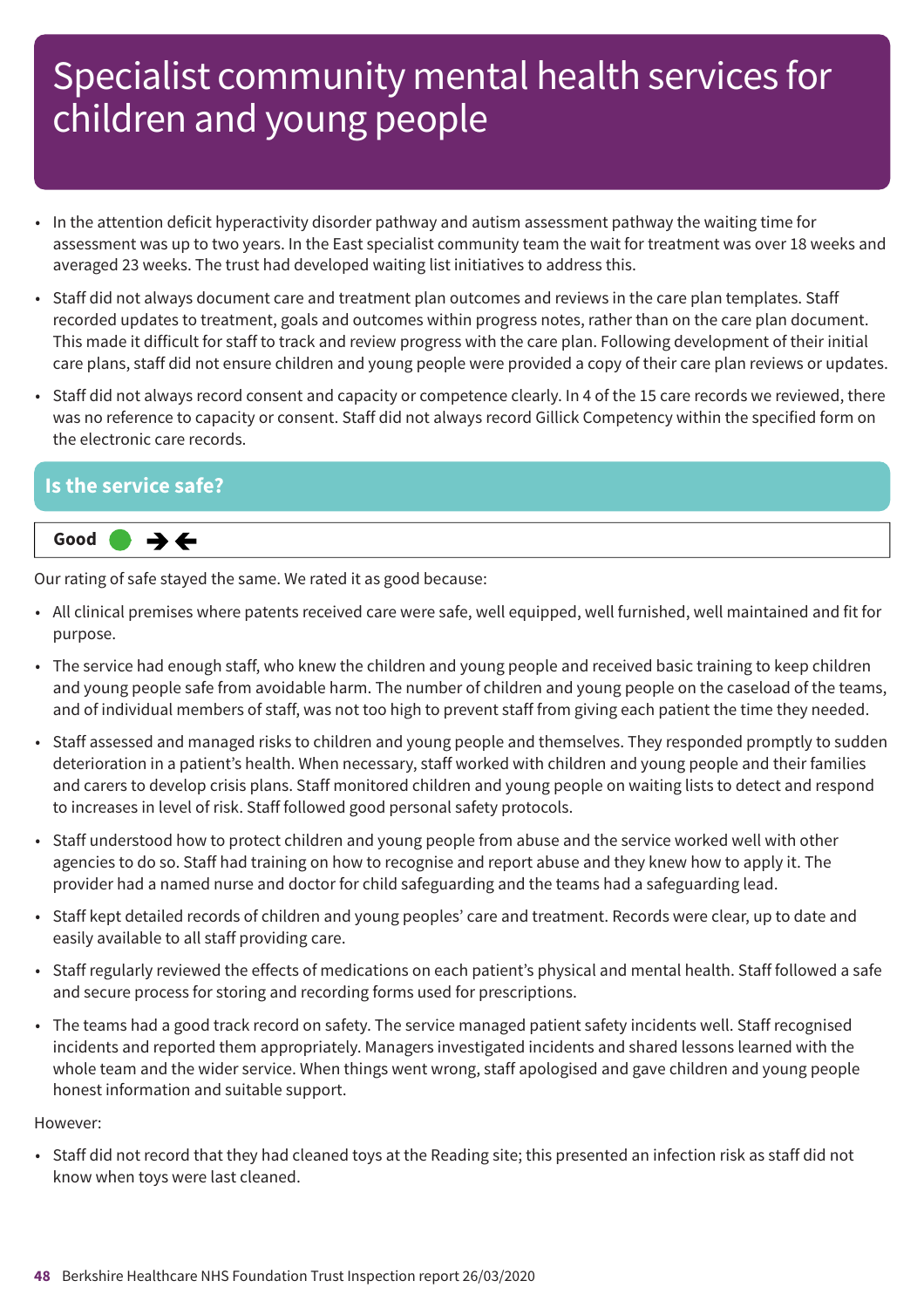# Specialist community mental health services for children and young people

- In the attention deficit hyperactivity disorder pathway and autism assessment pathway the waiting time for assessment was up to two years. In the East specialist community team the wait for treatment was over 18 weeks and averaged 23 weeks. The trust had developed waiting list initiatives to address this.
- Staff did not always document care and treatment plan outcomes and reviews in the care plan templates. Staff recorded updates to treatment, goals and outcomes within progress notes, rather than on the care plan document. This made it difficult for staff to track and review progress with the care plan. Following development of their initial care plans, staff did not ensure children and young people were provided a copy of their care plan reviews or updates.
- Staff did not always record consent and capacity or competence clearly. In 4 of the 15 care records we reviewed, there was no reference to capacity or consent. Staff did not always record Gillick Competency within the specified form on the electronic care records.

## Is the service safe?

**Good** ● →←

Our rating of safe stayed the same. We rated it as good because:

- All clinical premises where patents received care were safe, well equipped, well furnished, well maintained and fit for purpose.
- The service had enough staff, who knew the children and young people and received basic training to keep children and young people safe from avoidable harm. The number of children and young people on the caseload of the teams, and of individual members of staff, was not too high to prevent staff from giving each patient the time they needed.
- Staff assessed and managed risks to children and young people and themselves. They responded promptly to sudden deterioration in a patient's health. When necessary, staff worked with children and young people and their families and carers to develop crisis plans. Staff monitored children and young people on waiting lists to detect and respond to increases in level of risk. Staff followed good personal safety protocols.
- Staff understood how to protect children and young people from abuse and the service worked well with other agencies to do so. Staff had training on how to recognise and report abuse and they knew how to apply it. The provider had a named nurse and doctor for child safeguarding and the teams had a safeguarding lead.
- Staff kept detailed records of children and young peoples' care and treatment. Records were clear, up to date and easily available to all staff providing care.
- Staff regularly reviewed the effects of medications on each patient's physical and mental health. Staff followed a safe and secure process for storing and recording forms used for prescriptions.
- The teams had a good track record on safety. The service managed patient safety incidents well. Staff recognised incidents and reported them appropriately. Managers investigated incidents and shared lessons learned with the whole team and the wider service. When things went wrong, staff apologised and gave children and young people honest information and suitable support.

However:

- Staff did not record that they had cleaned toys at the Reading site; this presented an infection risk as staff did not know when toys were last cleaned.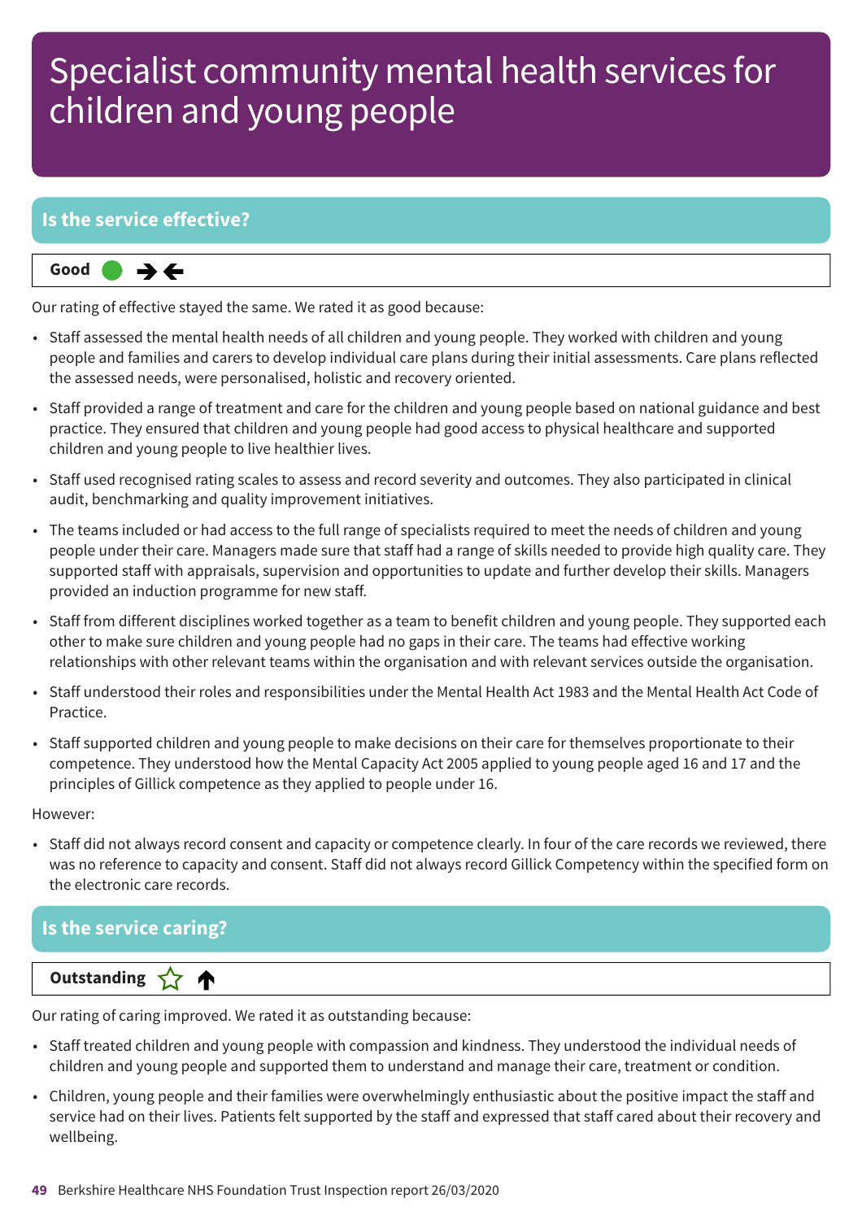# Specialist community mental health services for children and young people

## Is the service effective?

**Good** ➔🡐

Our rating of effective stayed the same. We rated it as good because:

- Staff assessed the mental health needs of all children and young people. They worked with children and young people and families and carers to develop individual care plans during their initial assessments. Care plans reflected the assessed needs, were personalised, holistic and recovery oriented.
- Staff provided a range of treatment and care for the children and young people based on national guidance and best practice. They ensured that children and young people had good access to physical healthcare and supported children and young people to live healthier lives.
- Staff used recognised rating scales to assess and record severity and outcomes. They also participated in clinical audit, benchmarking and quality improvement initiatives.
- The teams included or had access to the full range of specialists required to meet the needs of children and young people under their care. Managers made sure that staff had a range of skills needed to provide high quality care. They supported staff with appraisals, supervision and opportunities to update and further develop their skills. Managers provided an induction programme for new staff.
- Staff from different disciplines worked together as a team to benefit children and young people. They supported each other to make sure children and young people had no gaps in their care. The teams had effective working relationships with other relevant teams within the organisation and with relevant services outside the organisation.
- Staff understood their roles and responsibilities under the Mental Health Act 1983 and the Mental Health Act Code of Practice.
- Staff supported children and young people to make decisions on their care for themselves proportionate to their competence. They understood how the Mental Capacity Act 2005 applied to young people aged 16 and 17 and the principles of Gillick competence as they applied to people under 16.

However:

- Staff did not always record consent and capacity or competence clearly. In four of the care records we reviewed, there was no reference to capacity and consent. Staff did not always record Gillick Competency within the specified form on the electronic care records.

## Is the service caring?

**Outstanding** ☆ 🡑

Our rating of caring improved. We rated it as outstanding because:

- Staff treated children and young people with compassion and kindness. They understood the individual needs of children and young people and supported them to understand and manage their care, treatment or condition.
- Children, young people and their families were overwhelmingly enthusiastic about the positive impact the staff and service had on their lives. Patients felt supported by the staff and expressed that staff cared about their recovery and wellbeing.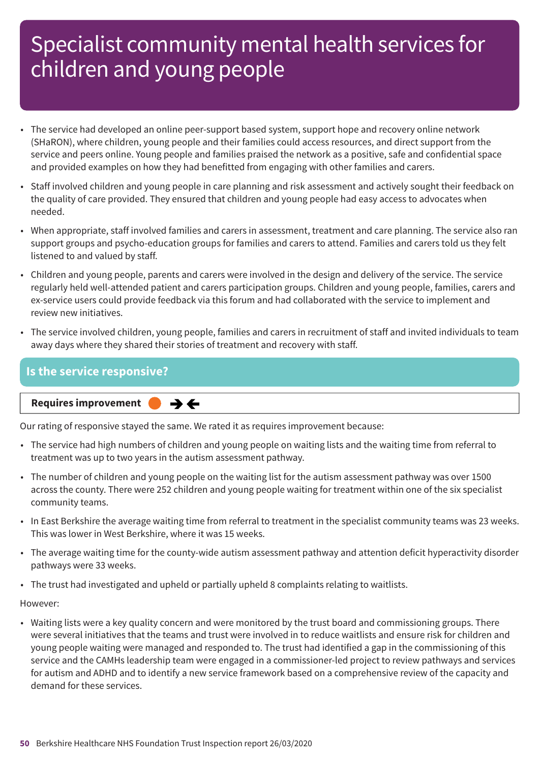# Specialist community mental health services for children and young people

- The service had developed an online peer-support based system, support hope and recovery online network (SHaRON), where children, young people and their families could access resources, and direct support from the service and peers online. Young people and families praised the network as a positive, safe and confidential space and provided examples on how they had benefitted from engaging with other families and carers.
- Staff involved children and young people in care planning and risk assessment and actively sought their feedback on the quality of care provided. They ensured that children and young people had easy access to advocates when needed.
- When appropriate, staff involved families and carers in assessment, treatment and care planning. The service also ran support groups and psycho-education groups for families and carers to attend. Families and carers told us they felt listened to and valued by staff.
- Children and young people, parents and carers were involved in the design and delivery of the service. The service regularly held well-attended patient and carers participation groups. Children and young people, families, carers and ex-service users could provide feedback via this forum and had collaborated with the service to implement and review new initiatives.
- The service involved children, young people, families and carers in recruitment of staff and invited individuals to team away days where they shared their stories of treatment and recovery with staff.

## Is the service responsive?

**Requires improvement** ➔🡐

Our rating of responsive stayed the same. We rated it as requires improvement because:

- The service had high numbers of children and young people on waiting lists and the waiting time from referral to treatment was up to two years in the autism assessment pathway.
- The number of children and young people on the waiting list for the autism assessment pathway was over 1500 across the county. There were 252 children and young people waiting for treatment within one of the six specialist community teams.
- In East Berkshire the average waiting time from referral to treatment in the specialist community teams was 23 weeks. This was lower in West Berkshire, where it was 15 weeks.
- The average waiting time for the county-wide autism assessment pathway and attention deficit hyperactivity disorder pathways were 33 weeks.
- The trust had investigated and upheld or partially upheld 8 complaints relating to waitlists.

However:

- Waiting lists were a key quality concern and were monitored by the trust board and commissioning groups. There were several initiatives that the teams and trust were involved in to reduce waitlists and ensure risk for children and young people waiting were managed and responded to. The trust had identified a gap in the commissioning of this service and the CAMHs leadership team were engaged in a commissioner-led project to review pathways and services for autism and ADHD and to identify a new service framework based on a comprehensive review of the capacity and demand for these services.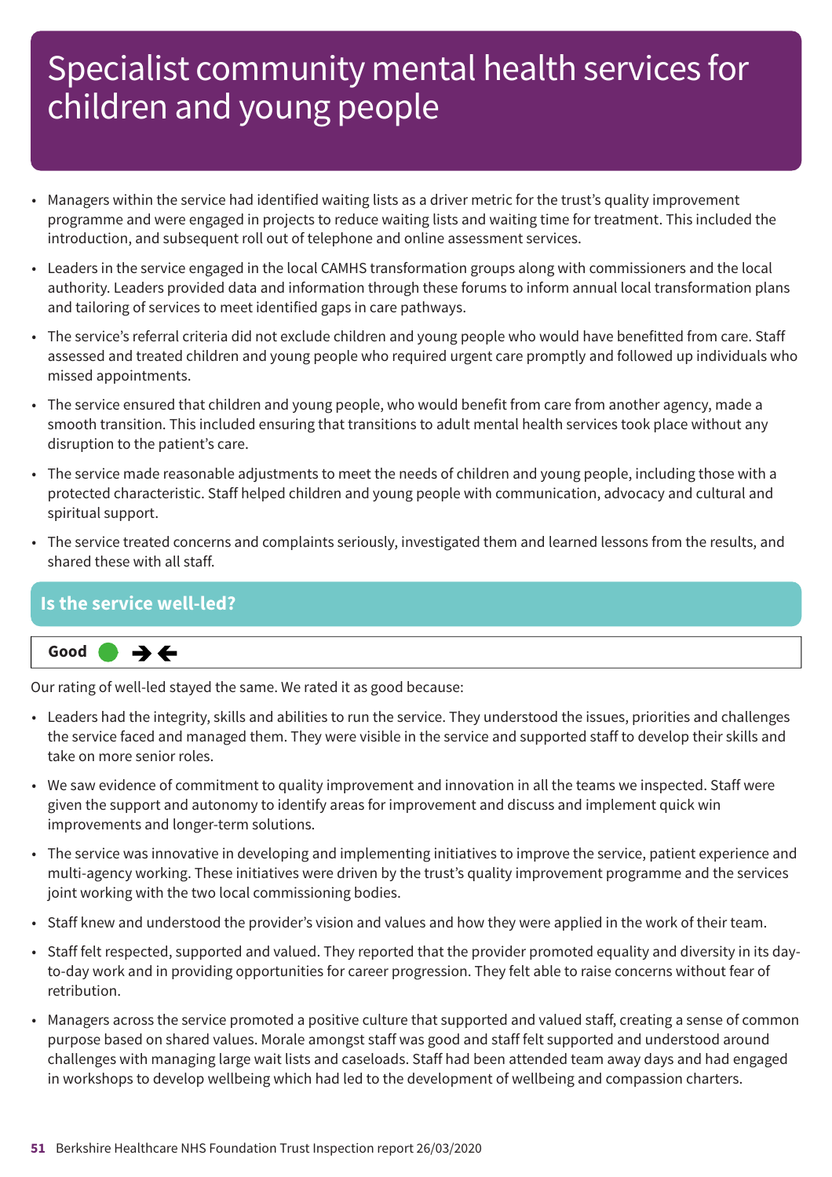# Specialist community mental health services for children and young people

- Managers within the service had identified waiting lists as a driver metric for the trust's quality improvement programme and were engaged in projects to reduce waiting lists and waiting time for treatment. This included the introduction, and subsequent roll out of telephone and online assessment services.
- Leaders in the service engaged in the local CAMHS transformation groups along with commissioners and the local authority. Leaders provided data and information through these forums to inform annual local transformation plans and tailoring of services to meet identified gaps in care pathways.
- The service's referral criteria did not exclude children and young people who would have benefitted from care. Staff assessed and treated children and young people who required urgent care promptly and followed up individuals who missed appointments.
- The service ensured that children and young people, who would benefit from care from another agency, made a smooth transition. This included ensuring that transitions to adult mental health services took place without any disruption to the patient's care.
- The service made reasonable adjustments to meet the needs of children and young people, including those with a protected characteristic. Staff helped children and young people with communication, advocacy and cultural and spiritual support.
- The service treated concerns and complaints seriously, investigated them and learned lessons from the results, and shared these with all staff.

## Is the service well-led?

**Good**

Our rating of well-led stayed the same. We rated it as good because:

- Leaders had the integrity, skills and abilities to run the service. They understood the issues, priorities and challenges the service faced and managed them. They were visible in the service and supported staff to develop their skills and take on more senior roles.
- We saw evidence of commitment to quality improvement and innovation in all the teams we inspected. Staff were given the support and autonomy to identify areas for improvement and discuss and implement quick win improvements and longer-term solutions.
- The service was innovative in developing and implementing initiatives to improve the service, patient experience and multi-agency working. These initiatives were driven by the trust's quality improvement programme and the services joint working with the two local commissioning bodies.
- Staff knew and understood the provider's vision and values and how they were applied in the work of their team.
- Staff felt respected, supported and valued. They reported that the provider promoted equality and diversity in its day-to-day work and in providing opportunities for career progression. They felt able to raise concerns without fear of retribution.
- Managers across the service promoted a positive culture that supported and valued staff, creating a sense of common purpose based on shared values. Morale amongst staff was good and staff felt supported and understood around challenges with managing large wait lists and caseloads. Staff had been attended team away days and had engaged in workshops to develop wellbeing which had led to the development of wellbeing and compassion charters.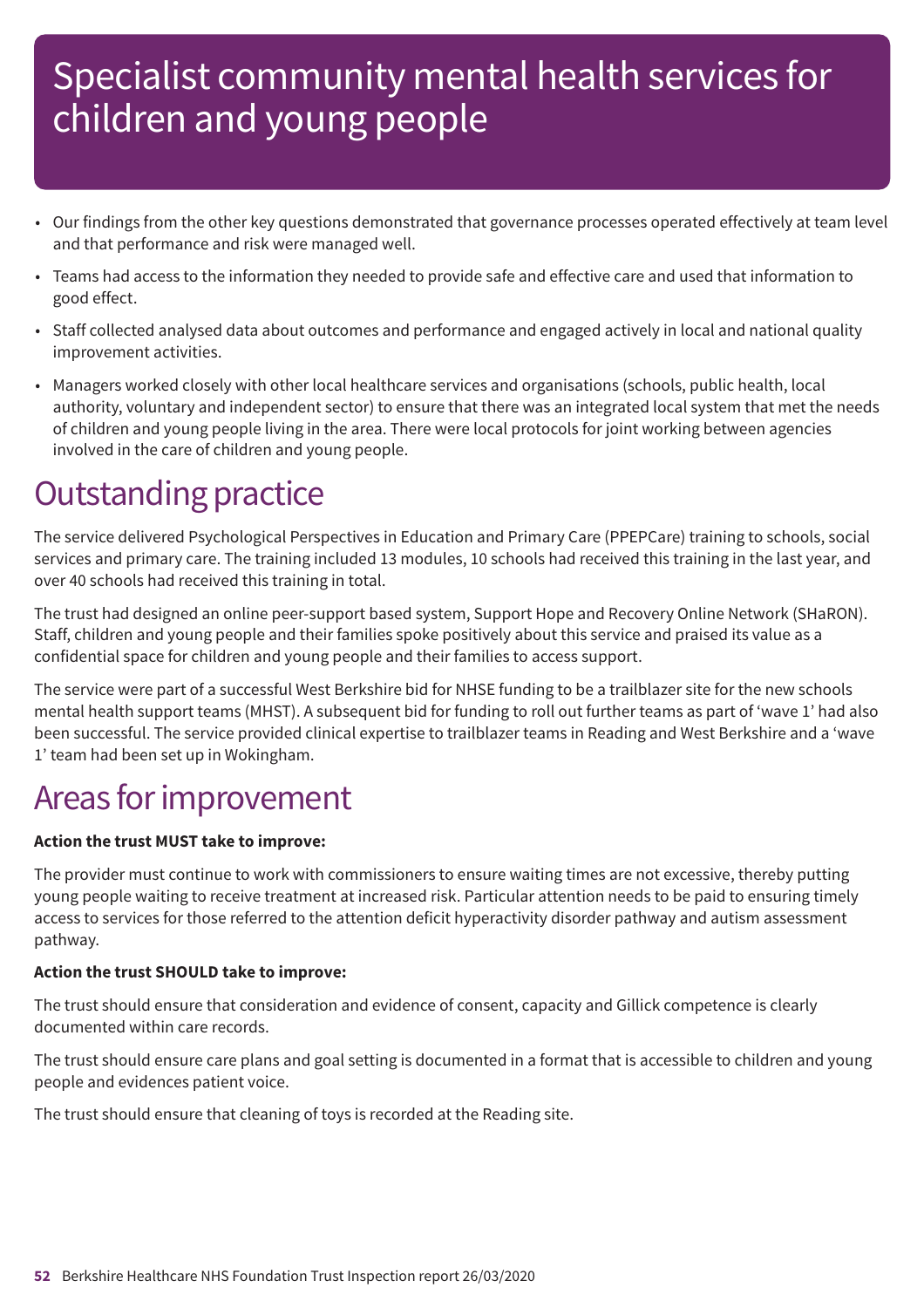# Specialist community mental health services for children and young people

- Our findings from the other key questions demonstrated that governance processes operated effectively at team level and that performance and risk were managed well.
- Teams had access to the information they needed to provide safe and effective care and used that information to good effect.
- Staff collected analysed data about outcomes and performance and engaged actively in local and national quality improvement activities.
- Managers worked closely with other local healthcare services and organisations (schools, public health, local authority, voluntary and independent sector) to ensure that there was an integrated local system that met the needs of children and young people living in the area. There were local protocols for joint working between agencies involved in the care of children and young people.

## Outstanding practice

The service delivered Psychological Perspectives in Education and Primary Care (PPEPCare) training to schools, social services and primary care. The training included 13 modules, 10 schools had received this training in the last year, and over 40 schools had received this training in total.

The trust had designed an online peer-support based system, Support Hope and Recovery Online Network (SHaRON). Staff, children and young people and their families spoke positively about this service and praised its value as a confidential space for children and young people and their families to access support.

The service were part of a successful West Berkshire bid for NHSE funding to be a trailblazer site for the new schools mental health support teams (MHST). A subsequent bid for funding to roll out further teams as part of 'wave 1' had also been successful. The service provided clinical expertise to trailblazer teams in Reading and West Berkshire and a 'wave 1' team had been set up in Wokingham.

## Areas for improvement

**Action the trust MUST take to improve:**

The provider must continue to work with commissioners to ensure waiting times are not excessive, thereby putting young people waiting to receive treatment at increased risk. Particular attention needs to be paid to ensuring timely access to services for those referred to the attention deficit hyperactivity disorder pathway and autism assessment pathway.

**Action the trust SHOULD take to improve:**

The trust should ensure that consideration and evidence of consent, capacity and Gillick competence is clearly documented within care records.

The trust should ensure care plans and goal setting is documented in a format that is accessible to children and young people and evidences patient voice.

The trust should ensure that cleaning of toys is recorded at the Reading site.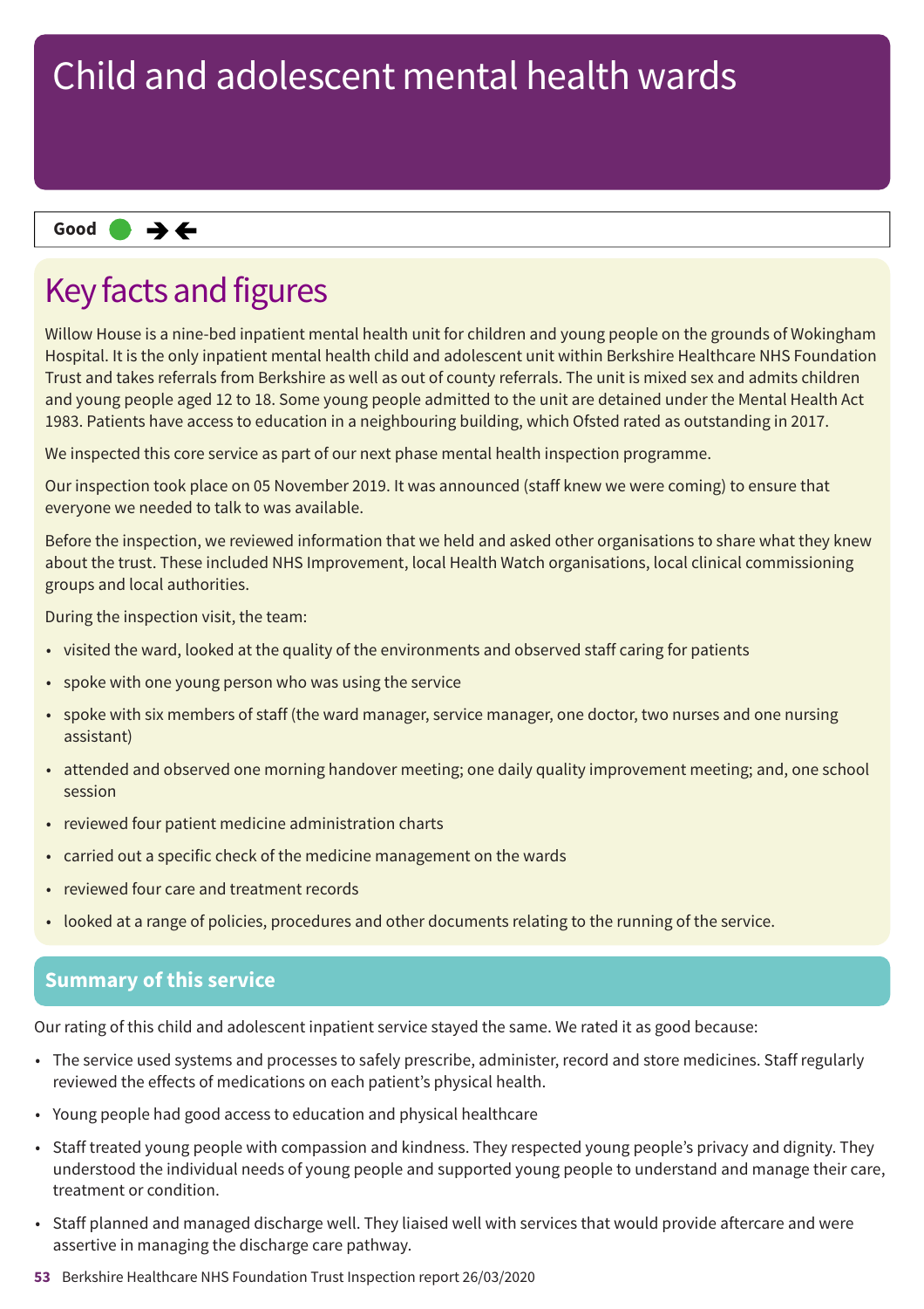# Child and adolescent mental health wards

**Good** ● →←

## Key facts and figures

Willow House is a nine-bed inpatient mental health unit for children and young people on the grounds of Wokingham Hospital. It is the only inpatient mental health child and adolescent unit within Berkshire Healthcare NHS Foundation Trust and takes referrals from Berkshire as well as out of county referrals. The unit is mixed sex and admits children and young people aged 12 to 18. Some young people admitted to the unit are detained under the Mental Health Act 1983. Patients have access to education in a neighbouring building, which Ofsted rated as outstanding in 2017.

We inspected this core service as part of our next phase mental health inspection programme.

Our inspection took place on 05 November 2019. It was announced (staff knew we were coming) to ensure that everyone we needed to talk to was available.

Before the inspection, we reviewed information that we held and asked other organisations to share what they knew about the trust. These included NHS Improvement, local Health Watch organisations, local clinical commissioning groups and local authorities.

During the inspection visit, the team:

- visited the ward, looked at the quality of the environments and observed staff caring for patients
- spoke with one young person who was using the service
- spoke with six members of staff (the ward manager, service manager, one doctor, two nurses and one nursing assistant)
- attended and observed one morning handover meeting; one daily quality improvement meeting; and, one school session
- reviewed four patient medicine administration charts
- carried out a specific check of the medicine management on the wards
- reviewed four care and treatment records
- looked at a range of policies, procedures and other documents relating to the running of the service.

## Summary of this service

Our rating of this child and adolescent inpatient service stayed the same. We rated it as good because:

- The service used systems and processes to safely prescribe, administer, record and store medicines. Staff regularly reviewed the effects of medications on each patient's physical health.
- Young people had good access to education and physical healthcare
- Staff treated young people with compassion and kindness. They respected young people's privacy and dignity. They understood the individual needs of young people and supported young people to understand and manage their care, treatment or condition.
- Staff planned and managed discharge well. They liaised well with services that would provide aftercare and were assertive in managing the discharge care pathway.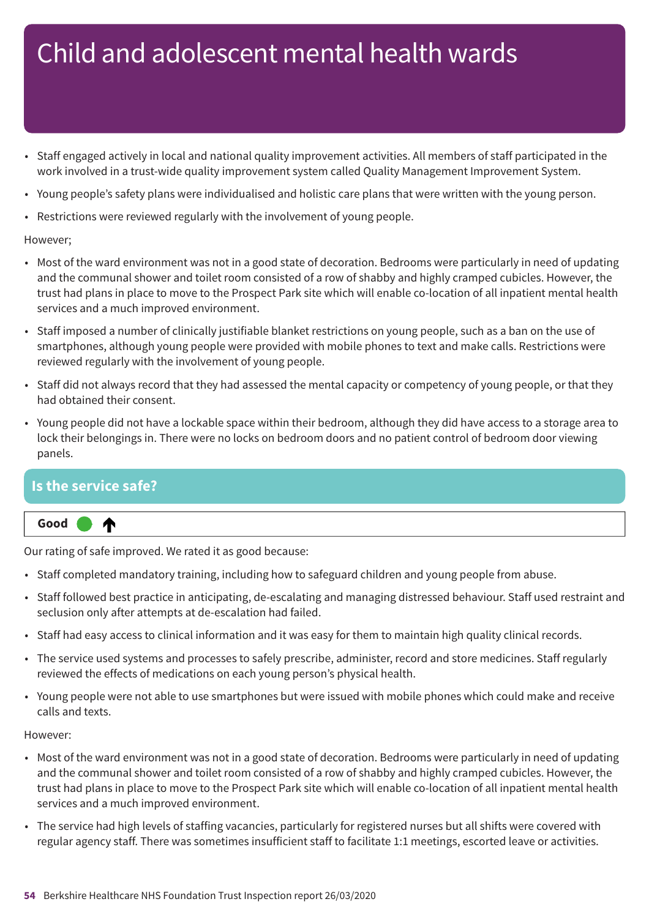# Child and adolescent mental health wards

- Staff engaged actively in local and national quality improvement activities. All members of staff participated in the work involved in a trust-wide quality improvement system called Quality Management Improvement System.
- Young people's safety plans were individualised and holistic care plans that were written with the young person.
- Restrictions were reviewed regularly with the involvement of young people.

However;

- Most of the ward environment was not in a good state of decoration. Bedrooms were particularly in need of updating and the communal shower and toilet room consisted of a row of shabby and highly cramped cubicles. However, the trust had plans in place to move to the Prospect Park site which will enable co-location of all inpatient mental health services and a much improved environment.
- Staff imposed a number of clinically justifiable blanket restrictions on young people, such as a ban on the use of smartphones, although young people were provided with mobile phones to text and make calls. Restrictions were reviewed regularly with the involvement of young people.
- Staff did not always record that they had assessed the mental capacity or competency of young people, or that they had obtained their consent.
- Young people did not have a lockable space within their bedroom, although they did have access to a storage area to lock their belongings in. There were no locks on bedroom doors and no patient control of bedroom door viewing panels.

## Is the service safe?

**Good** ↑

Our rating of safe improved. We rated it as good because:

- Staff completed mandatory training, including how to safeguard children and young people from abuse.
- Staff followed best practice in anticipating, de-escalating and managing distressed behaviour. Staff used restraint and seclusion only after attempts at de-escalation had failed.
- Staff had easy access to clinical information and it was easy for them to maintain high quality clinical records.
- The service used systems and processes to safely prescribe, administer, record and store medicines. Staff regularly reviewed the effects of medications on each young person's physical health.
- Young people were not able to use smartphones but were issued with mobile phones which could make and receive calls and texts.

However:

- Most of the ward environment was not in a good state of decoration. Bedrooms were particularly in need of updating and the communal shower and toilet room consisted of a row of shabby and highly cramped cubicles. However, the trust had plans in place to move to the Prospect Park site which will enable co-location of all inpatient mental health services and a much improved environment.
- The service had high levels of staffing vacancies, particularly for registered nurses but all shifts were covered with regular agency staff. There was sometimes insufficient staff to facilitate 1:1 meetings, escorted leave or activities.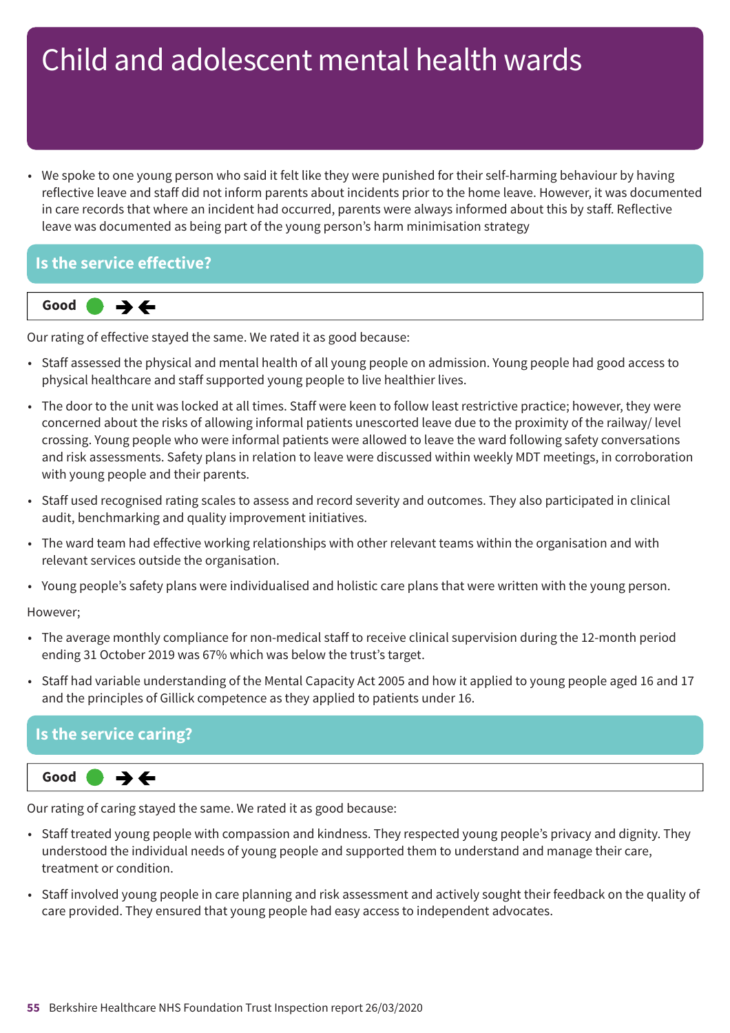# Child and adolescent mental health wards

- We spoke to one young person who said it felt like they were punished for their self-harming behaviour by having reflective leave and staff did not inform parents about incidents prior to the home leave. However, it was documented in care records that where an incident had occurred, parents were always informed about this by staff. Reflective leave was documented as being part of the young person's harm minimisation strategy

## Is the service effective?

**Good** ➔➔

Our rating of effective stayed the same. We rated it as good because:

- Staff assessed the physical and mental health of all young people on admission. Young people had good access to physical healthcare and staff supported young people to live healthier lives.
- The door to the unit was locked at all times. Staff were keen to follow least restrictive practice; however, they were concerned about the risks of allowing informal patients unescorted leave due to the proximity of the railway/ level crossing. Young people who were informal patients were allowed to leave the ward following safety conversations and risk assessments. Safety plans in relation to leave were discussed within weekly MDT meetings, in corroboration with young people and their parents.
- Staff used recognised rating scales to assess and record severity and outcomes. They also participated in clinical audit, benchmarking and quality improvement initiatives.
- The ward team had effective working relationships with other relevant teams within the organisation and with relevant services outside the organisation.
- Young people's safety plans were individualised and holistic care plans that were written with the young person.

However;

- The average monthly compliance for non-medical staff to receive clinical supervision during the 12-month period ending 31 October 2019 was 67% which was below the trust's target.
- Staff had variable understanding of the Mental Capacity Act 2005 and how it applied to young people aged 16 and 17 and the principles of Gillick competence as they applied to patients under 16.

## Is the service caring?

**Good** ➔➔

Our rating of caring stayed the same. We rated it as good because:

- Staff treated young people with compassion and kindness. They respected young people's privacy and dignity. They understood the individual needs of young people and supported them to understand and manage their care, treatment or condition.
- Staff involved young people in care planning and risk assessment and actively sought their feedback on the quality of care provided. They ensured that young people had easy access to independent advocates.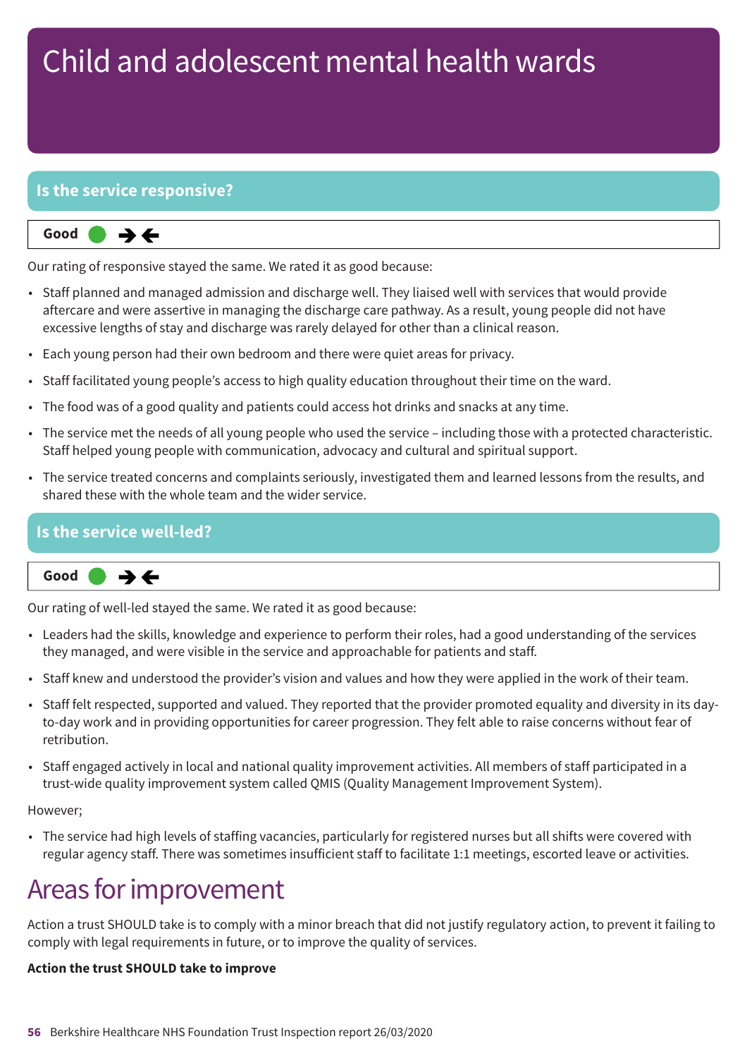# Child and adolescent mental health wards

## Is the service responsive?

**Good** ● ➔➔

Our rating of responsive stayed the same. We rated it as good because:

- Staff planned and managed admission and discharge well. They liaised well with services that would provide aftercare and were assertive in managing the discharge care pathway. As a result, young people did not have excessive lengths of stay and discharge was rarely delayed for other than a clinical reason.
- Each young person had their own bedroom and there were quiet areas for privacy.
- Staff facilitated young people's access to high quality education throughout their time on the ward.
- The food was of a good quality and patients could access hot drinks and snacks at any time.
- The service met the needs of all young people who used the service – including those with a protected characteristic. Staff helped young people with communication, advocacy and cultural and spiritual support.
- The service treated concerns and complaints seriously, investigated them and learned lessons from the results, and shared these with the whole team and the wider service.

## Is the service well-led?

**Good** ● ➔➔

Our rating of well-led stayed the same. We rated it as good because:

- Leaders had the skills, knowledge and experience to perform their roles, had a good understanding of the services they managed, and were visible in the service and approachable for patients and staff.
- Staff knew and understood the provider's vision and values and how they were applied in the work of their team.
- Staff felt respected, supported and valued. They reported that the provider promoted equality and diversity in its day-to-day work and in providing opportunities for career progression. They felt able to raise concerns without fear of retribution.
- Staff engaged actively in local and national quality improvement activities. All members of staff participated in a trust-wide quality improvement system called QMIS (Quality Management Improvement System).

However;

- The service had high levels of staffing vacancies, particularly for registered nurses but all shifts were covered with regular agency staff. There was sometimes insufficient staff to facilitate 1:1 meetings, escorted leave or activities.

# Areas for improvement

Action a trust SHOULD take is to comply with a minor breach that did not justify regulatory action, to prevent it failing to comply with legal requirements in future, or to improve the quality of services.

**Action the trust SHOULD take to improve**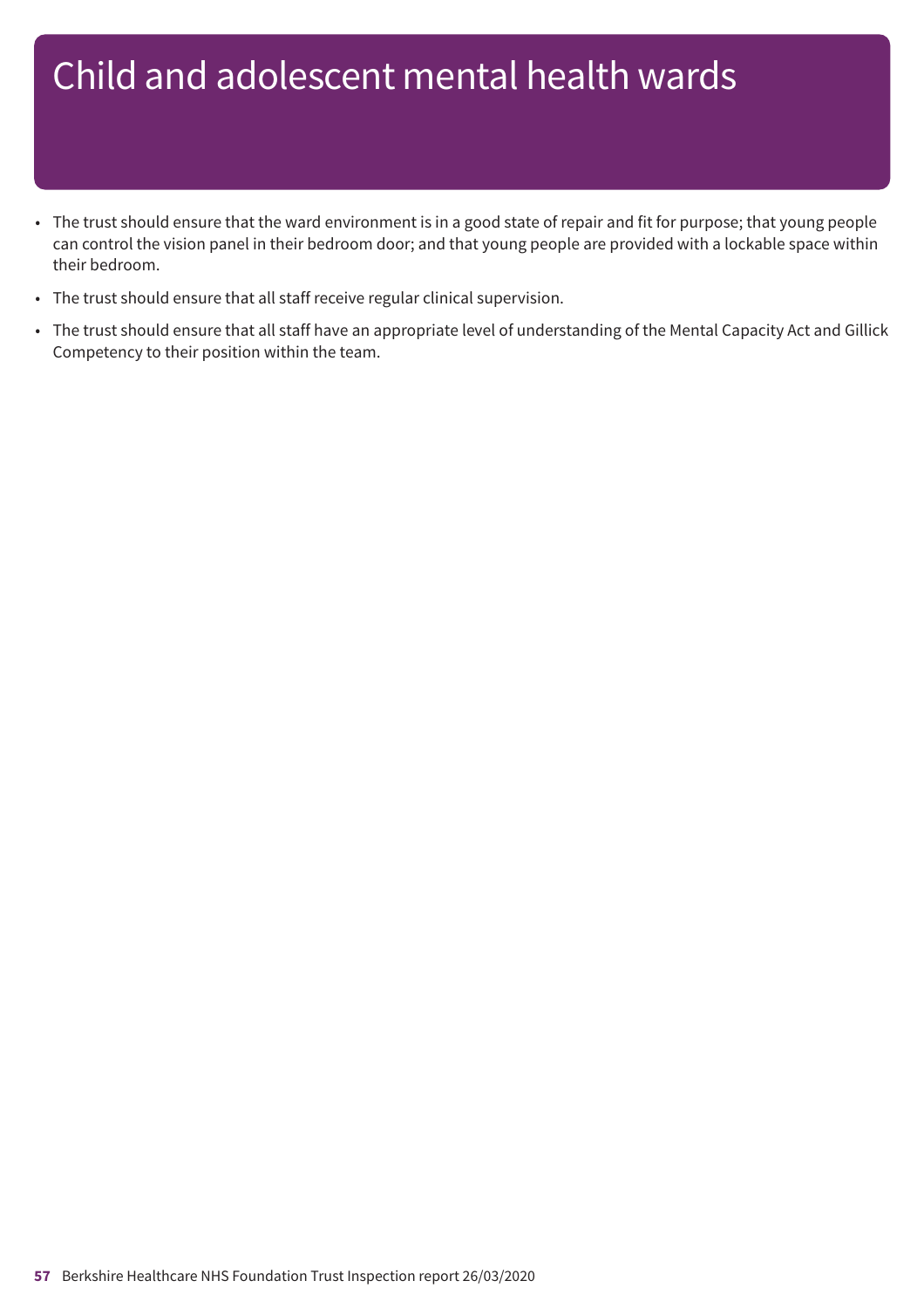# Child and adolescent mental health wards

- The trust should ensure that the ward environment is in a good state of repair and fit for purpose; that young people can control the vision panel in their bedroom door; and that young people are provided with a lockable space within their bedroom.
- The trust should ensure that all staff receive regular clinical supervision.
- The trust should ensure that all staff have an appropriate level of understanding of the Mental Capacity Act and Gillick Competency to their position within the team.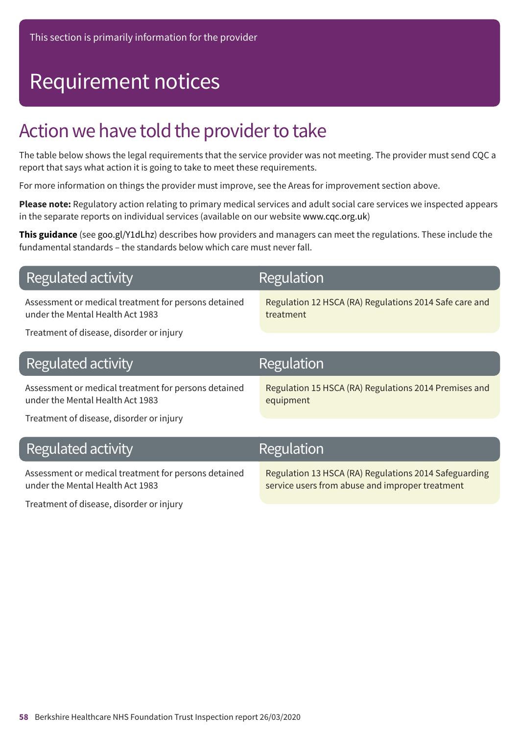This section is primarily information for the provider

# Requirement notices

## Action we have told the provider to take

The table below shows the legal requirements that the service provider was not meeting. The provider must send CQC a report that says what action it is going to take to meet these requirements.

For more information on things the provider must improve, see the Areas for improvement section above.

**Please note:** Regulatory action relating to primary medical services and adult social care services we inspected appears in the separate reports on individual services (available on our website www.cqc.org.uk)

**This guidance** (see goo.gl/Y1dLhz) describes how providers and managers can meet the regulations. These include the fundamental standards – the standards below which care must never fall.

| Regulated activity | Regulation |
| --- | --- |
| Assessment or medical treatment for persons detained under the Mental Health Act 1983<br><br>Treatment of disease, disorder or injury | Regulation 12 HSCA (RA) Regulations 2014 Safe care and treatment |

| Regulated activity | Regulation |
| --- | --- |
| Assessment or medical treatment for persons detained under the Mental Health Act 1983<br><br>Treatment of disease, disorder or injury | Regulation 15 HSCA (RA) Regulations 2014 Premises and equipment |

| Regulated activity | Regulation |
| --- | --- |
| Assessment or medical treatment for persons detained under the Mental Health Act 1983<br><br>Treatment of disease, disorder or injury | Regulation 13 HSCA (RA) Regulations 2014 Safeguarding service users from abuse and improper treatment |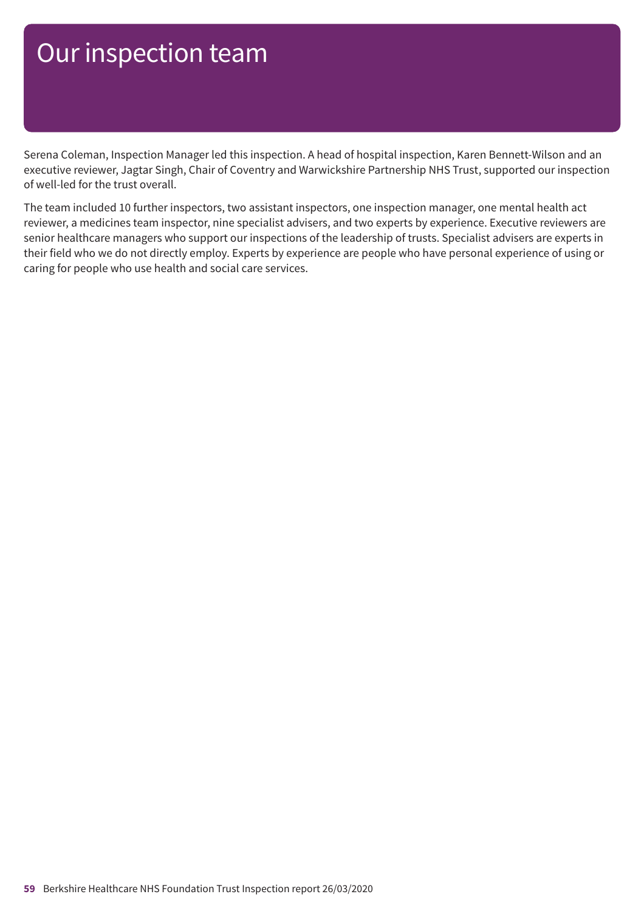# Our inspection team

Serena Coleman, Inspection Manager led this inspection. A head of hospital inspection, Karen Bennett-Wilson and an executive reviewer, Jagtar Singh, Chair of Coventry and Warwickshire Partnership NHS Trust, supported our inspection of well-led for the trust overall.

The team included 10 further inspectors, two assistant inspectors, one inspection manager, one mental health act reviewer, a medicines team inspector, nine specialist advisers, and two experts by experience. Executive reviewers are senior healthcare managers who support our inspections of the leadership of trusts. Specialist advisers are experts in their field who we do not directly employ. Experts by experience are people who have personal experience of using or caring for people who use health and social care services.